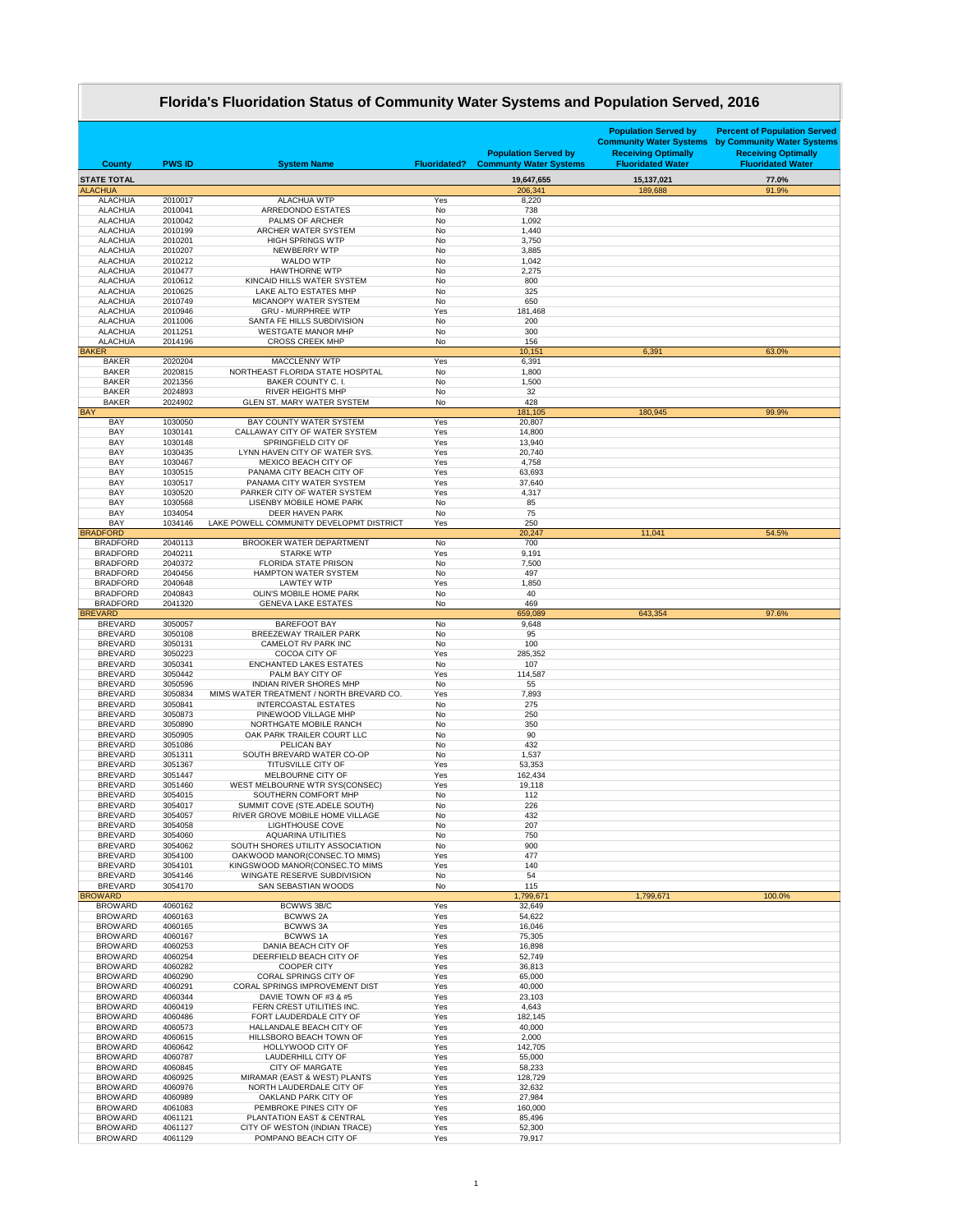# Florida's Fluoridation Status of Community Water Systems and Population Served, 2016

| County | PWS ID | System Name | Fluoridated? | Population Served by Communty Water Systems | Population Served by Community Water Systems Receiving Optimally Fluoridated Water | Percent of Population Served by Community Water Systems Receiving Optimally Fluoridated Water |
|---|---|---|---|---|---|---|
| STATE TOTAL | | | | 19,647,655 | 15,137,021 | 77.0% |
| ALACHUA | | | | 206,341 | 189,688 | 91.9% |
| ALACHUA | 2010017 | ALACHUA WTP | Yes | 8,220 | | |
| ALACHUA | 2010041 | ARREDONDO ESTATES | No | 738 | | |
| ALACHUA | 2010042 | PALMS OF ARCHER | No | 1,092 | | |
| ALACHUA | 2010199 | ARCHER WATER SYSTEM | No | 1,440 | | |
| ALACHUA | 2010201 | HIGH SPRINGS WTP | No | 3,750 | | |
| ALACHUA | 2010207 | NEWBERRY WTP | No | 3,885 | | |
| ALACHUA | 2010212 | WALDO WTP | No | 1,042 | | |
| ALACHUA | 2010477 | HAWTHORNE WTP | No | 2,275 | | |
| ALACHUA | 2010612 | KINCAID HILLS WATER SYSTEM | No | 800 | | |
| ALACHUA | 2010625 | LAKE ALTO ESTATES MHP | No | 325 | | |
| ALACHUA | 2010749 | MICANOPY WATER SYSTEM | No | 650 | | |
| ALACHUA | 2010946 | GRU - MURPHREE WTP | Yes | 181,468 | | |
| ALACHUA | 2011006 | SANTA FE HILLS SUBDIVISION | No | 200 | | |
| ALACHUA | 2011251 | WESTGATE MANOR MHP | No | 300 | | |
| ALACHUA | 2014196 | CROSS CREEK MHP | No | 156 | | |
| BAKER | | | | 10,151 | 6,391 | 63.0% |
| BAKER | 2020204 | MACCLENNY WTP | Yes | 6,391 | | |
| BAKER | 2020815 | NORTHEAST FLORIDA STATE HOSPITAL | No | 1,800 | | |
| BAKER | 2021356 | BAKER COUNTY C. I. | No | 1,500 | | |
| BAKER | 2024893 | RIVER HEIGHTS MHP | No | 32 | | |
| BAKER | 2024902 | GLEN ST. MARY WATER SYSTEM | No | 428 | | |
| BAY | | | | 181,105 | 180,945 | 99.9% |
| BAY | 1030050 | BAY COUNTY WATER SYSTEM | Yes | 20,807 | | |
| BAY | 1030141 | CALLAWAY CITY OF WATER SYSTEM | Yes | 14,800 | | |
| BAY | 1030148 | SPRINGFIELD CITY OF | Yes | 13,940 | | |
| BAY | 1030435 | LYNN HAVEN CITY OF WATER SYS. | Yes | 20,740 | | |
| BAY | 1030467 | MEXICO BEACH CITY OF | Yes | 4,758 | | |
| BAY | 1030515 | PANAMA CITY BEACH CITY OF | Yes | 63,693 | | |
| BAY | 1030517 | PANAMA CITY WATER SYSTEM | Yes | 37,640 | | |
| BAY | 1030520 | PARKER CITY OF WATER SYSTEM | Yes | 4,317 | | |
| BAY | 1030568 | LISENBY MOBILE HOME PARK | No | 85 | | |
| BAY | 1034054 | DEER HAVEN PARK | No | 75 | | |
| BAY | 1034146 | LAKE POWELL COMMUNITY DEVELOPMT DISTRICT | Yes | 250 | | |
| BRADFORD | | | | 20,247 | 11,041 | 54.5% |
| BRADFORD | 2040113 | BROOKER WATER DEPARTMENT | No | 700 | | |
| BRADFORD | 2040211 | STARKE WTP | Yes | 9,191 | | |
| BRADFORD | 2040372 | FLORIDA STATE PRISON | No | 7,500 | | |
| BRADFORD | 2040456 | HAMPTON WATER SYSTEM | No | 497 | | |
| BRADFORD | 2040648 | LAWTEY WTP | Yes | 1,850 | | |
| BRADFORD | 2040843 | OLIN'S MOBILE HOME PARK | No | 40 | | |
| BRADFORD | 2041320 | GENEVA LAKE ESTATES | No | 469 | | |
| BREVARD | | | | 659,089 | 643,354 | 97.6% |
| BREVARD | 3050057 | BAREFOOT BAY | No | 9,648 | | |
| BREVARD | 3050108 | BREEZEWAY TRAILER PARK | No | 95 | | |
| BREVARD | 3050131 | CAMELOT RV PARK INC | No | 100 | | |
| BREVARD | 3050223 | COCOA CITY OF | Yes | 285,352 | | |
| BREVARD | 3050341 | ENCHANTED LAKES ESTATES | No | 107 | | |
| BREVARD | 3050442 | PALM BAY CITY OF | Yes | 114,587 | | |
| BREVARD | 3050596 | INDIAN RIVER SHORES MHP | No | 55 | | |
| BREVARD | 3050834 | MIMS WATER TREATMENT / NORTH BREVARD CO. | Yes | 7,893 | | |
| BREVARD | 3050841 | INTERCOASTAL ESTATES | No | 275 | | |
| BREVARD | 3050873 | PINEWOOD VILLAGE MHP | No | 250 | | |
| BREVARD | 3050890 | NORTHGATE MOBILE RANCH | No | 350 | | |
| BREVARD | 3050905 | OAK PARK TRAILER COURT LLC | No | 90 | | |
| BREVARD | 3051086 | PELICAN BAY | No | 432 | | |
| BREVARD | 3051311 | SOUTH BREVARD WATER CO-OP | No | 1,537 | | |
| BREVARD | 3051367 | TITUSVILLE CITY OF | Yes | 53,353 | | |
| BREVARD | 3051447 | MELBOURNE CITY OF | Yes | 162,434 | | |
| BREVARD | 3051460 | WEST MELBOURNE WTR SYS(CONSEC) | Yes | 19,118 | | |
| BREVARD | 3054015 | SOUTHERN COMFORT MHP | No | 112 | | |
| BREVARD | 3054017 | SUMMIT COVE (STE.ADELE SOUTH) | No | 226 | | |
| BREVARD | 3054057 | RIVER GROVE MOBILE HOME VILLAGE | No | 432 | | |
| BREVARD | 3054058 | LIGHTHOUSE COVE | No | 207 | | |
| BREVARD | 3054060 | AQUARINA UTILITIES | No | 750 | | |
| BREVARD | 3054062 | SOUTH SHORES UTILITY ASSOCIATION | No | 900 | | |
| BREVARD | 3054100 | OAKWOOD MANOR(CONSEC.TO MIMS) | Yes | 477 | | |
| BREVARD | 3054101 | KINGSWOOD MANOR(CONSEC.TO MIMS | Yes | 140 | | |
| BREVARD | 3054146 | WINGATE RESERVE SUBDIVISION | No | 54 | | |
| BREVARD | 3054170 | SAN SEBASTIAN WOODS | No | 115 | | |
| BROWARD | | | | 1,799,671 | 1,799,671 | 100.0% |
| BROWARD | 4060162 | BCWWS 3B/C | Yes | 32,649 | | |
| BROWARD | 4060163 | BCWWS 2A | Yes | 54,622 | | |
| BROWARD | 4060165 | BCWWS 3A | Yes | 16,046 | | |
| BROWARD | 4060167 | BCWWS 1A | Yes | 75,305 | | |
| BROWARD | 4060253 | DANIA BEACH CITY OF | Yes | 16,898 | | |
| BROWARD | 4060254 | DEERFIELD BEACH CITY OF | Yes | 52,749 | | |
| BROWARD | 4060282 | COOPER CITY | Yes | 36,813 | | |
| BROWARD | 4060290 | CORAL SPRINGS CITY OF | Yes | 65,000 | | |
| BROWARD | 4060291 | CORAL SPRINGS IMPROVEMENT DIST | Yes | 40,000 | | |
| BROWARD | 4060344 | DAVIE TOWN OF #3 & #5 | Yes | 23,103 | | |
| BROWARD | 4060419 | FERN CREST UTILITIES INC. | Yes | 4,643 | | |
| BROWARD | 4060486 | FORT LAUDERDALE CITY OF | Yes | 182,145 | | |
| BROWARD | 4060573 | HALLANDALE BEACH CITY OF | Yes | 40,000 | | |
| BROWARD | 4060615 | HILLSBORO BEACH TOWN OF | Yes | 2,000 | | |
| BROWARD | 4060642 | HOLLYWOOD CITY OF | Yes | 142,705 | | |
| BROWARD | 4060787 | LAUDERHILL CITY OF | Yes | 55,000 | | |
| BROWARD | 4060845 | CITY OF MARGATE | Yes | 58,233 | | |
| BROWARD | 4060925 | MIRAMAR (EAST & WEST) PLANTS | Yes | 128,729 | | |
| BROWARD | 4060976 | NORTH LAUDERDALE CITY OF | Yes | 32,632 | | |
| BROWARD | 4060989 | OAKLAND PARK CITY OF | Yes | 27,984 | | |
| BROWARD | 4061083 | PEMBROKE PINES CITY OF | Yes | 160,000 | | |
| BROWARD | 4061121 | PLANTATION EAST & CENTRAL | Yes | 85,496 | | |
| BROWARD | 4061127 | CITY OF WESTON (INDIAN TRACE) | Yes | 52,300 | | |
| BROWARD | 4061129 | POMPANO BEACH CITY OF | Yes | 79,917 | | |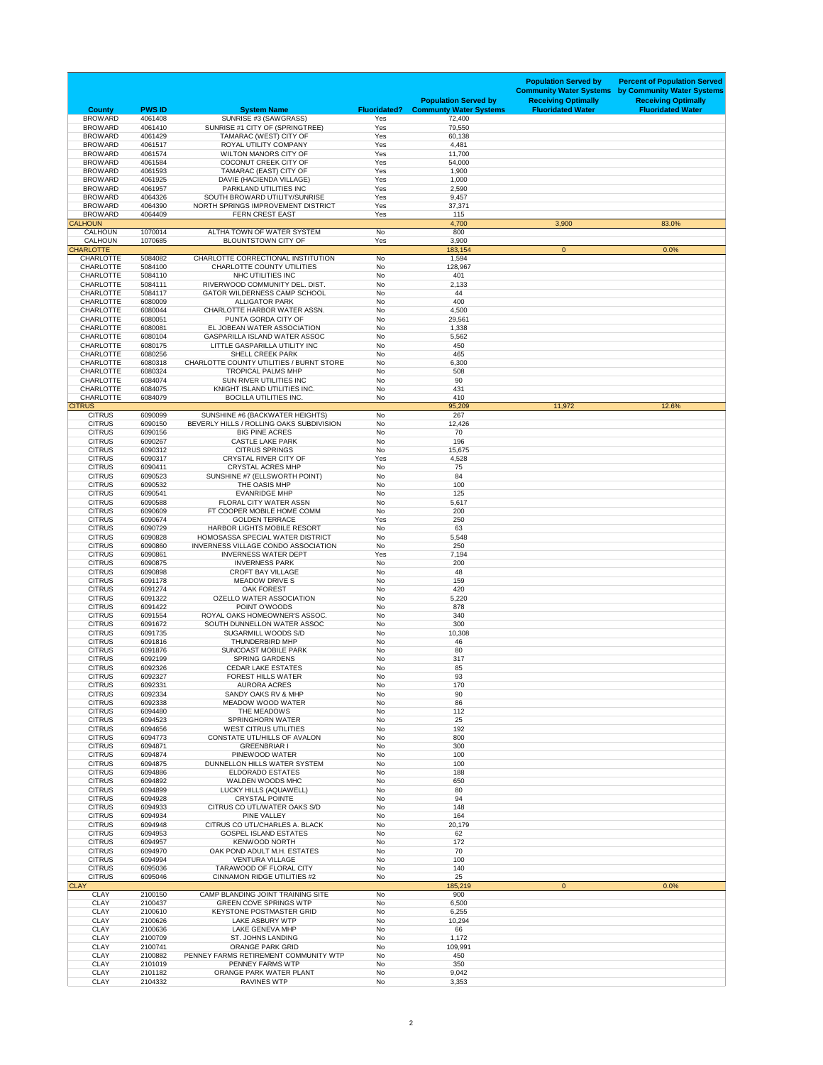| County | PWS ID | System Name | Fluoridated? | Population Served by Communty Water Systems | Population Served by Community Water Systems Receiving Optimally Fluoridated Water | Percent of Population Served by Community Water Systems Receiving Optimally Fluoridated Water |
|---|---|---|---|---|---|---|
| BROWARD | 4061408 | SUNRISE #3 (SAWGRASS) | Yes | 72,400 | | |
| BROWARD | 4061410 | SUNRISE #1 CITY OF (SPRINGTREE) | Yes | 79,550 | | |
| BROWARD | 4061429 | TAMARAC (WEST) CITY OF | Yes | 60,138 | | |
| BROWARD | 4061517 | ROYAL UTILITY COMPANY | Yes | 4,481 | | |
| BROWARD | 4061574 | WILTON MANORS CITY OF | Yes | 11,700 | | |
| BROWARD | 4061584 | COCONUT CREEK CITY OF | Yes | 54,000 | | |
| BROWARD | 4061593 | TAMARAC (EAST) CITY OF | Yes | 1,900 | | |
| BROWARD | 4061925 | DAVIE (HACIENDA VILLAGE) | Yes | 1,000 | | |
| BROWARD | 4061957 | PARKLAND UTILITIES INC | Yes | 2,590 | | |
| BROWARD | 4064326 | SOUTH BROWARD UTILITY/SUNRISE | Yes | 9,457 | | |
| BROWARD | 4064390 | NORTH SPRINGS IMPROVEMENT DISTRICT | Yes | 37,371 | | |
| BROWARD | 4064409 | FERN CREST EAST | Yes | 115 | | |
| CALHOUN | | | | 4,700 | 3,900 | 83.0% |
| CALHOUN | 1070014 | ALTHA TOWN OF WATER SYSTEM | No | 800 | | |
| CALHOUN | 1070685 | BLOUNTSTOWN CITY OF | Yes | 3,900 | | |
| CHARLOTTE | | | | 183,154 | 0 | 0.0% |
| CHARLOTTE | 5084082 | CHARLOTTE CORRECTIONAL INSTITUTION | No | 1,594 | | |
| CHARLOTTE | 5084100 | CHARLOTTE COUNTY UTILITIES | No | 128,967 | | |
| CHARLOTTE | 5084110 | NHC UTILITIES INC | No | 401 | | |
| CHARLOTTE | 5084111 | RIVERWOOD COMMUNITY DEL. DIST. | No | 2,133 | | |
| CHARLOTTE | 5084117 | GATOR WILDERNESS CAMP SCHOOL | No | 44 | | |
| CHARLOTTE | 6080009 | ALLIGATOR PARK | No | 400 | | |
| CHARLOTTE | 6080044 | CHARLOTTE HARBOR WATER ASSN. | No | 4,500 | | |
| CHARLOTTE | 6080051 | PUNTA GORDA CITY OF | No | 29,561 | | |
| CHARLOTTE | 6080081 | EL JOBEAN WATER ASSOCIATION | No | 1,338 | | |
| CHARLOTTE | 6080104 | GASPARILLA ISLAND WATER ASSOC | No | 5,562 | | |
| CHARLOTTE | 6080175 | LITTLE GASPARILLA UTILITY INC | No | 450 | | |
| CHARLOTTE | 6080256 | SHELL CREEK PARK | No | 465 | | |
| CHARLOTTE | 6080318 | CHARLOTTE COUNTY UTILITIES / BURNT STORE | No | 6,300 | | |
| CHARLOTTE | 6080324 | TROPICAL PALMS MHP | No | 508 | | |
| CHARLOTTE | 6084074 | SUN RIVER UTILITIES INC | No | 90 | | |
| CHARLOTTE | 6084075 | KNIGHT ISLAND UTILITIES INC. | No | 431 | | |
| CHARLOTTE | 6084079 | BOCILLA UTILITIES INC. | No | 410 | | |
| CITRUS | | | | 95,209 | 11,972 | 12.6% |
| CITRUS | 6090099 | SUNSHINE #6 (BACKWATER HEIGHTS) | No | 267 | | |
| CITRUS | 6090150 | BEVERLY HILLS / ROLLING OAKS SUBDIVISION | No | 12,426 | | |
| CITRUS | 6090156 | BIG PINE ACRES | No | 70 | | |
| CITRUS | 6090267 | CASTLE LAKE PARK | No | 196 | | |
| CITRUS | 6090312 | CITRUS SPRINGS | No | 15,675 | | |
| CITRUS | 6090317 | CRYSTAL RIVER CITY OF | Yes | 4,528 | | |
| CITRUS | 6090411 | CRYSTAL ACRES MHP | No | 75 | | |
| CITRUS | 6090523 | SUNSHINE #7 (ELLSWORTH POINT) | No | 84 | | |
| CITRUS | 6090532 | THE OASIS MHP | No | 100 | | |
| CITRUS | 6090541 | EVANRIDGE MHP | No | 125 | | |
| CITRUS | 6090588 | FLORAL CITY WATER ASSN | No | 5,617 | | |
| CITRUS | 6090609 | FT COOPER MOBILE HOME COMM | No | 200 | | |
| CITRUS | 6090674 | GOLDEN TERRACE | Yes | 250 | | |
| CITRUS | 6090729 | HARBOR LIGHTS MOBILE RESORT | No | 63 | | |
| CITRUS | 6090828 | HOMOSASSA SPECIAL WATER DISTRICT | No | 5,548 | | |
| CITRUS | 6090860 | INVERNESS VILLAGE CONDO ASSOCIATION | No | 250 | | |
| CITRUS | 6090861 | INVERNESS WATER DEPT | Yes | 7,194 | | |
| CITRUS | 6090875 | INVERNESS PARK | No | 200 | | |
| CITRUS | 6090898 | CROFT BAY VILLAGE | No | 48 | | |
| CITRUS | 6091178 | MEADOW DRIVE S | No | 159 | | |
| CITRUS | 6091274 | OAK FOREST | No | 420 | | |
| CITRUS | 6091322 | OZELLO WATER ASSOCIATION | No | 5,220 | | |
| CITRUS | 6091422 | POINT O'WOODS | No | 878 | | |
| CITRUS | 6091554 | ROYAL OAKS HOMEOWNER'S ASSOC. | No | 340 | | |
| CITRUS | 6091672 | SOUTH DUNNELLON WATER ASSOC | No | 300 | | |
| CITRUS | 6091735 | SUGARMILL WOODS S/D | No | 10,308 | | |
| CITRUS | 6091816 | THUNDERBIRD MHP | No | 46 | | |
| CITRUS | 6091876 | SUNCOAST MOBILE PARK | No | 80 | | |
| CITRUS | 6092199 | SPRING GARDENS | No | 317 | | |
| CITRUS | 6092326 | CEDAR LAKE ESTATES | No | 85 | | |
| CITRUS | 6092327 | FOREST HILLS WATER | No | 93 | | |
| CITRUS | 6092331 | AURORA ACRES | No | 170 | | |
| CITRUS | 6092334 | SANDY OAKS RV & MHP | No | 90 | | |
| CITRUS | 6092338 | MEADOW WOOD WATER | No | 86 | | |
| CITRUS | 6094480 | THE MEADOWS | No | 112 | | |
| CITRUS | 6094523 | SPRINGHORN WATER | No | 25 | | |
| CITRUS | 6094656 | WEST CITRUS UTILITIES | No | 192 | | |
| CITRUS | 6094773 | CONSTATE UTL/HILLS OF AVALON | No | 800 | | |
| CITRUS | 6094871 | GREENBRIAR I | No | 300 | | |
| CITRUS | 6094874 | PINEWOOD WATER | No | 100 | | |
| CITRUS | 6094875 | DUNNELLON HILLS WATER SYSTEM | No | 100 | | |
| CITRUS | 6094886 | ELDORADO ESTATES | No | 188 | | |
| CITRUS | 6094892 | WALDEN WOODS MHC | No | 650 | | |
| CITRUS | 6094899 | LUCKY HILLS (AQUAWELL) | No | 80 | | |
| CITRUS | 6094928 | CRYSTAL POINTE | No | 94 | | |
| CITRUS | 6094933 | CITRUS CO UTL/WATER OAKS S/D | No | 148 | | |
| CITRUS | 6094934 | PINE VALLEY | No | 164 | | |
| CITRUS | 6094948 | CITRUS CO UTL/CHARLES A. BLACK | No | 20,179 | | |
| CITRUS | 6094953 | GOSPEL ISLAND ESTATES | No | 62 | | |
| CITRUS | 6094957 | KENWOOD NORTH | No | 172 | | |
| CITRUS | 6094970 | OAK POND ADULT M.H. ESTATES | No | 70 | | |
| CITRUS | 6094994 | VENTURA VILLAGE | No | 100 | | |
| CITRUS | 6095036 | TARAWOOD OF FLORAL CITY | No | 140 | | |
| CITRUS | 6095046 | CINNAMON RIDGE UTILITIES #2 | No | 25 | | |
| CLAY | | | | 185,219 | 0 | 0.0% |
| CLAY | 2100150 | CAMP BLANDING JOINT TRAINING SITE | No | 900 | | |
| CLAY | 2100437 | GREEN COVE SPRINGS WTP | No | 6,500 | | |
| CLAY | 2100610 | KEYSTONE POSTMASTER GRID | No | 6,255 | | |
| CLAY | 2100626 | LAKE ASBURY WTP | No | 10,294 | | |
| CLAY | 2100636 | LAKE GENEVA MHP | No | 66 | | |
| CLAY | 2100709 | ST. JOHNS LANDING | No | 1,172 | | |
| CLAY | 2100741 | ORANGE PARK GRID | No | 109,991 | | |
| CLAY | 2100882 | PENNEY FARMS RETIREMENT COMMUNITY WTP | No | 450 | | |
| CLAY | 2101019 | PENNEY FARMS WTP | No | 350 | | |
| CLAY | 2101182 | ORANGE PARK WATER PLANT | No | 9,042 | | |
| CLAY | 2104332 | RAVINES WTP | No | 3,353 | | |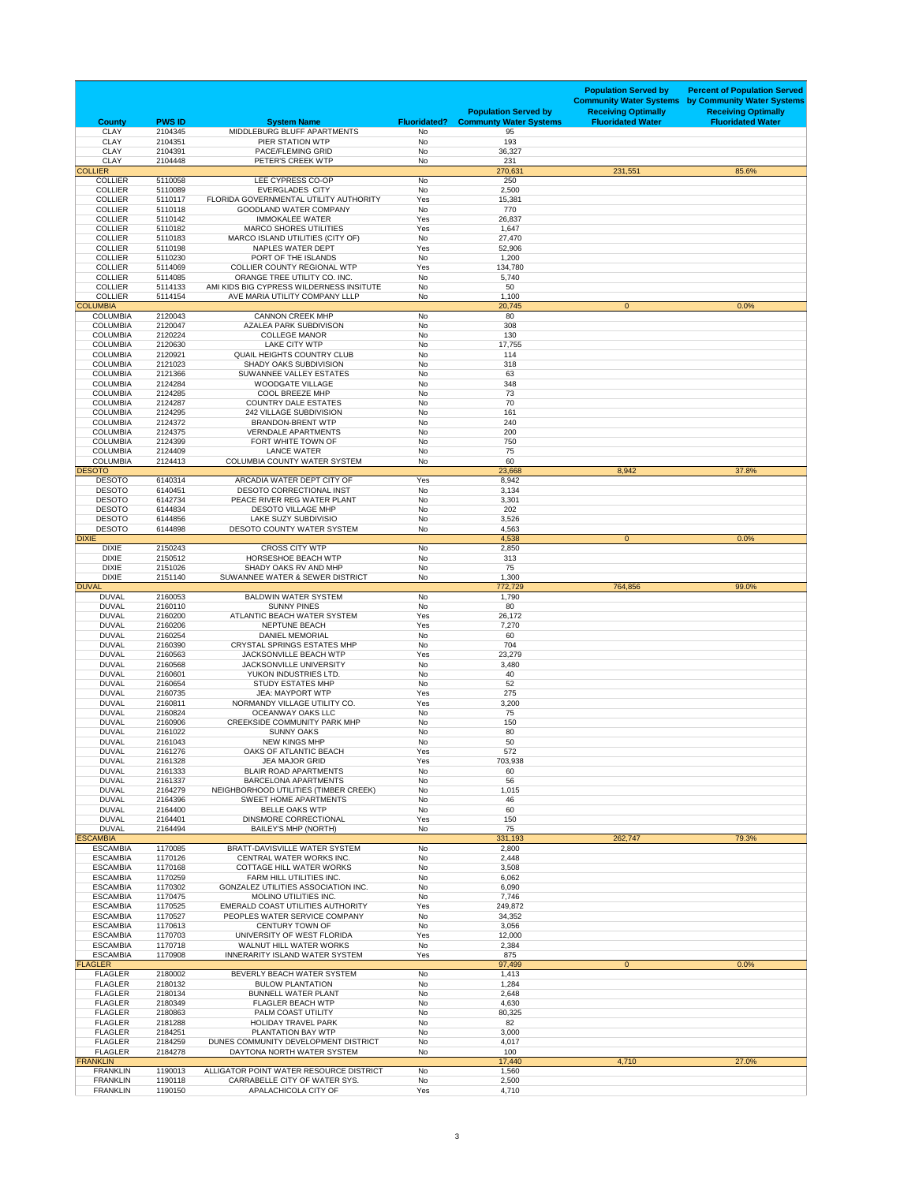| County | PWS ID | System Name | Fluoridated? | Population Served by Communty Water Systems | Population Served by Community Water Systems Receiving Optimally Fluoridated Water | Percent of Population Served by Community Water Systems Receiving Optimally Fluoridated Water |
|---|---|---|---|---|---|---|
| CLAY | 2104345 | MIDDLEBURG BLUFF APARTMENTS | No | 95 | | |
| CLAY | 2104351 | PIER STATION WTP | No | 193 | | |
| CLAY | 2104391 | PACE/FLEMING GRID | No | 36,327 | | |
| CLAY | 2104448 | PETER'S CREEK WTP | No | 231 | | |
| COLLIER | | | | 270,631 | 231,551 | 85.6% |
| COLLIER | 5110058 | LEE CYPRESS CO-OP | No | 250 | | |
| COLLIER | 5110089 | EVERGLADES CITY | No | 2,500 | | |
| COLLIER | 5110117 | FLORIDA GOVERNMENTAL UTILITY AUTHORITY | Yes | 15,381 | | |
| COLLIER | 5110118 | GOODLAND WATER COMPANY | No | 770 | | |
| COLLIER | 5110142 | IMMOKALEE WATER | Yes | 26,837 | | |
| COLLIER | 5110182 | MARCO SHORES UTILITIES | Yes | 1,647 | | |
| COLLIER | 5110183 | MARCO ISLAND UTILITIES (CITY OF) | No | 27,470 | | |
| COLLIER | 5110198 | NAPLES WATER DEPT | Yes | 52,906 | | |
| COLLIER | 5110230 | PORT OF THE ISLANDS | No | 1,200 | | |
| COLLIER | 5114069 | COLLIER COUNTY REGIONAL WTP | Yes | 134,780 | | |
| COLLIER | 5114085 | ORANGE TREE UTILITY CO. INC. | No | 5,740 | | |
| COLLIER | 5114133 | AMI KIDS BIG CYPRESS WILDERNESS INSITUTE | No | 50 | | |
| COLLIER | 5114154 | AVE MARIA UTILITY COMPANY LLLP | No | 1,100 | | |
| COLUMBIA | | | | 20,745 | 0 | 0.0% |
| COLUMBIA | 2120043 | CANNON CREEK MHP | No | 80 | | |
| COLUMBIA | 2120047 | AZALEA PARK SUBDIVISON | No | 308 | | |
| COLUMBIA | 2120224 | COLLEGE MANOR | No | 130 | | |
| COLUMBIA | 2120630 | LAKE CITY WTP | No | 17,755 | | |
| COLUMBIA | 2120921 | QUAIL HEIGHTS COUNTRY CLUB | No | 114 | | |
| COLUMBIA | 2121023 | SHADY OAKS SUBDIVISION | No | 318 | | |
| COLUMBIA | 2121366 | SUWANNEE VALLEY ESTATES | No | 63 | | |
| COLUMBIA | 2124284 | WOODGATE VILLAGE | No | 348 | | |
| COLUMBIA | 2124285 | COOL BREEZE MHP | No | 73 | | |
| COLUMBIA | 2124287 | COUNTRY DALE ESTATES | No | 70 | | |
| COLUMBIA | 2124295 | 242 VILLAGE SUBDIVISION | No | 161 | | |
| COLUMBIA | 2124372 | BRANDON-BRENT WTP | No | 240 | | |
| COLUMBIA | 2124375 | VERNDALE APARTMENTS | No | 200 | | |
| COLUMBIA | 2124399 | FORT WHITE TOWN OF | No | 750 | | |
| COLUMBIA | 2124409 | LANCE WATER | No | 75 | | |
| COLUMBIA | 2124413 | COLUMBIA COUNTY WATER SYSTEM | No | 60 | | |
| DESOTO | | | | 23,668 | 8,942 | 37.8% |
| DESOTO | 6140314 | ARCADIA WATER DEPT CITY OF | Yes | 8,942 | | |
| DESOTO | 6140451 | DESOTO CORRECTIONAL INST | No | 3,134 | | |
| DESOTO | 6142734 | PEACE RIVER REG WATER PLANT | No | 3,301 | | |
| DESOTO | 6144834 | DESOTO VILLAGE MHP | No | 202 | | |
| DESOTO | 6144856 | LAKE SUZY SUBDIVISIO | No | 3,526 | | |
| DESOTO | 6144898 | DESOTO COUNTY WATER SYSTEM | No | 4,563 | | |
| DIXIE | | | | 4,538 | 0 | 0.0% |
| DIXIE | 2150243 | CROSS CITY WTP | No | 2,850 | | |
| DIXIE | 2150512 | HORSESHOE BEACH WTP | No | 313 | | |
| DIXIE | 2151026 | SHADY OAKS RV AND MHP | No | 75 | | |
| DIXIE | 2151140 | SUWANNEE WATER & SEWER DISTRICT | No | 1,300 | | |
| DUVAL | | | | 772,729 | 764,856 | 99.0% |
| DUVAL | 2160053 | BALDWIN WATER SYSTEM | No | 1,790 | | |
| DUVAL | 2160110 | SUNNY PINES | No | 80 | | |
| DUVAL | 2160200 | ATLANTIC BEACH WATER SYSTEM | Yes | 26,172 | | |
| DUVAL | 2160206 | NEPTUNE BEACH | Yes | 7,270 | | |
| DUVAL | 2160254 | DANIEL MEMORIAL | No | 60 | | |
| DUVAL | 2160390 | CRYSTAL SPRINGS ESTATES MHP | No | 704 | | |
| DUVAL | 2160563 | JACKSONVILLE BEACH WTP | Yes | 23,279 | | |
| DUVAL | 2160568 | JACKSONVILLE UNIVERSITY | No | 3,480 | | |
| DUVAL | 2160601 | YUKON INDUSTRIES LTD. | No | 40 | | |
| DUVAL | 2160654 | STUDY ESTATES MHP | No | 52 | | |
| DUVAL | 2160735 | JEA: MAYPORT WTP | Yes | 275 | | |
| DUVAL | 2160811 | NORMANDY VILLAGE UTILITY CO. | Yes | 3,200 | | |
| DUVAL | 2160824 | OCEANWAY OAKS LLC | No | 75 | | |
| DUVAL | 2160906 | CREEKSIDE COMMUNITY PARK MHP | No | 150 | | |
| DUVAL | 2161022 | SUNNY OAKS | No | 80 | | |
| DUVAL | 2161043 | NEW KINGS MHP | No | 50 | | |
| DUVAL | 2161276 | OAKS OF ATLANTIC BEACH | Yes | 572 | | |
| DUVAL | 2161328 | JEA MAJOR GRID | Yes | 703,938 | | |
| DUVAL | 2161333 | BLAIR ROAD APARTMENTS | No | 60 | | |
| DUVAL | 2161337 | BARCELONA APARTMENTS | No | 56 | | |
| DUVAL | 2164279 | NEIGHBORHOOD UTILITIES (TIMBER CREEK) | No | 1,015 | | |
| DUVAL | 2164396 | SWEET HOME APARTMENTS | No | 46 | | |
| DUVAL | 2164400 | BELLE OAKS WTP | No | 60 | | |
| DUVAL | 2164401 | DINSMORE CORRECTIONAL | Yes | 150 | | |
| DUVAL | 2164494 | BAILEY'S MHP (NORTH) | No | 75 | | |
| ESCAMBIA | | | | 331,193 | 262,747 | 79.3% |
| ESCAMBIA | 1170085 | BRATT-DAVISVILLE WATER SYSTEM | No | 2,800 | | |
| ESCAMBIA | 1170126 | CENTRAL WATER WORKS INC. | No | 2,448 | | |
| ESCAMBIA | 1170168 | COTTAGE HILL WATER WORKS | No | 3,508 | | |
| ESCAMBIA | 1170259 | FARM HILL UTILITIES INC. | No | 6,062 | | |
| ESCAMBIA | 1170302 | GONZALEZ UTILITIES ASSOCIATION INC. | No | 6,090 | | |
| ESCAMBIA | 1170475 | MOLINO UTILITIES INC. | No | 7,746 | | |
| ESCAMBIA | 1170525 | EMERALD COAST UTILITIES AUTHORITY | Yes | 249,872 | | |
| ESCAMBIA | 1170527 | PEOPLES WATER SERVICE COMPANY | No | 34,352 | | |
| ESCAMBIA | 1170613 | CENTURY TOWN OF | No | 3,056 | | |
| ESCAMBIA | 1170703 | UNIVERSITY OF WEST FLORIDA | Yes | 12,000 | | |
| ESCAMBIA | 1170718 | WALNUT HILL WATER WORKS | No | 2,384 | | |
| ESCAMBIA | 1170908 | INNERARITY ISLAND WATER SYSTEM | Yes | 875 | | |
| FLAGLER | | | | 97,499 | 0 | 0.0% |
| FLAGLER | 2180002 | BEVERLY BEACH WATER SYSTEM | No | 1,413 | | |
| FLAGLER | 2180132 | BULOW PLANTATION | No | 1,284 | | |
| FLAGLER | 2180134 | BUNNELL WATER PLANT | No | 2,648 | | |
| FLAGLER | 2180349 | FLAGLER BEACH WTP | No | 4,630 | | |
| FLAGLER | 2180863 | PALM COAST UTILITY | No | 80,325 | | |
| FLAGLER | 2181288 | HOLIDAY TRAVEL PARK | No | 82 | | |
| FLAGLER | 2184251 | PLANTATION BAY WTP | No | 3,000 | | |
| FLAGLER | 2184259 | DUNES COMMUNITY DEVELOPMENT DISTRICT | No | 4,017 | | |
| FLAGLER | 2184278 | DAYTONA NORTH WATER SYSTEM | No | 100 | | |
| FRANKLIN | | | | 17,440 | 4,710 | 27.0% |
| FRANKLIN | 1190013 | ALLIGATOR POINT WATER RESOURCE DISTRICT | No | 1,560 | | |
| FRANKLIN | 1190118 | CARRABELLE CITY OF WATER SYS. | No | 2,500 | | |
| FRANKLIN | 1190150 | APALACHICOLA CITY OF | Yes | 4,710 | | |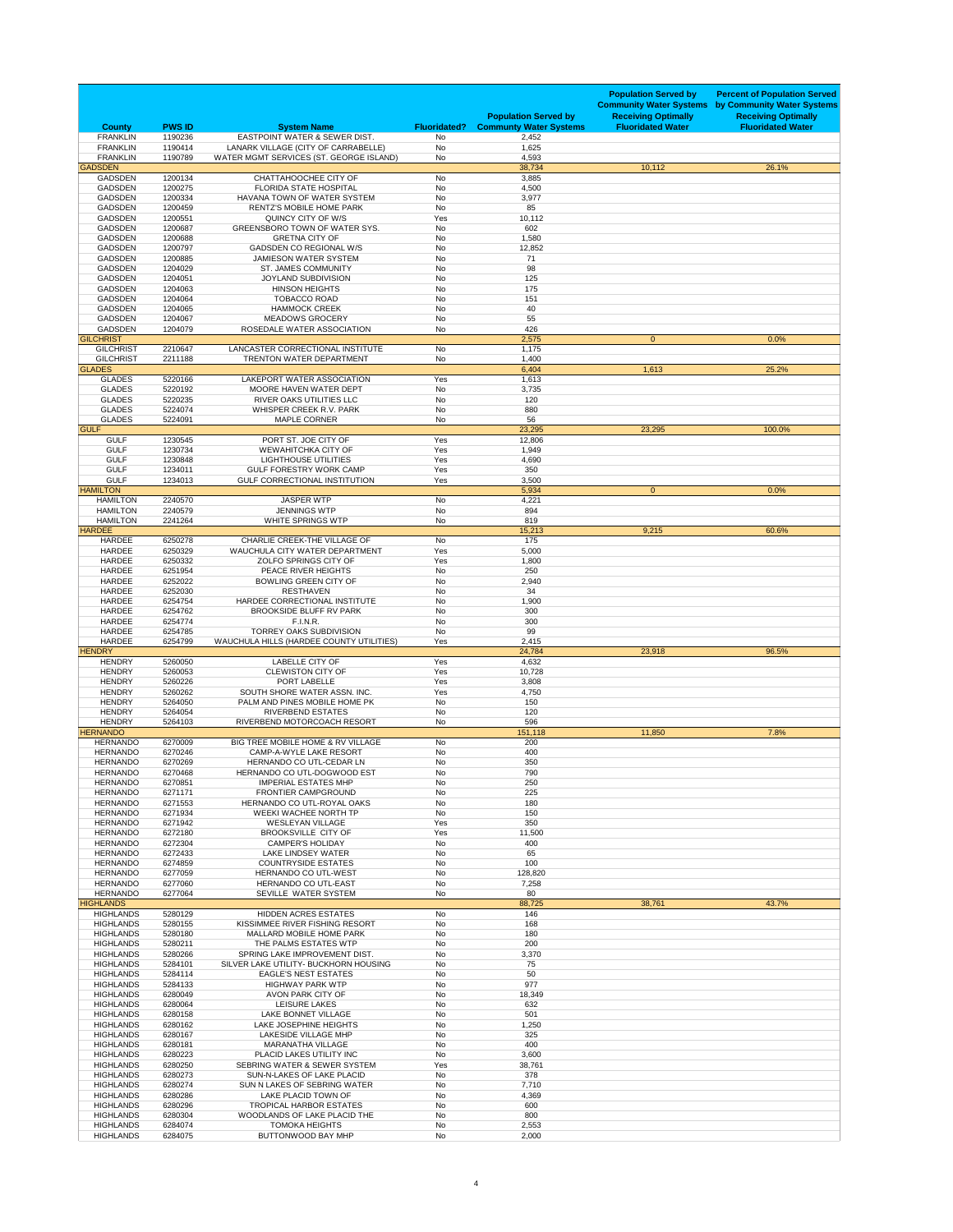| County | PWS ID | System Name | Fluoridated? | Population Served by Communty Water Systems | Population Served by Community Water Systems Receiving Optimally Fluoridated Water | Percent of Population Served by Community Water Systems Receiving Optimally Fluoridated Water |
|---|---|---|---|---|---|---|
| FRANKLIN | 1190236 | EASTPOINT WATER & SEWER DIST. | No | 2,452 | | |
| FRANKLIN | 1190414 | LANARK VILLAGE (CITY OF CARRABELLE) | No | 1,625 | | |
| FRANKLIN | 1190789 | WATER MGMT SERVICES (ST. GEORGE ISLAND) | No | 4,593 | | |
| GADSDEN | | | | 38,734 | 10,112 | 26.1% |
| GADSDEN | 1200134 | CHATTAHOOCHEE CITY OF | No | 3,885 | | |
| GADSDEN | 1200275 | FLORIDA STATE HOSPITAL | No | 4,500 | | |
| GADSDEN | 1200334 | HAVANA TOWN OF WATER SYSTEM | No | 3,977 | | |
| GADSDEN | 1200459 | RENTZ'S MOBILE HOME PARK | No | 85 | | |
| GADSDEN | 1200551 | QUINCY CITY OF W/S | Yes | 10,112 | | |
| GADSDEN | 1200687 | GREENSBORO TOWN OF WATER SYS. | No | 602 | | |
| GADSDEN | 1200688 | GRETNA CITY OF | No | 1,580 | | |
| GADSDEN | 1200797 | GADSDEN CO REGIONAL W/S | No | 12,852 | | |
| GADSDEN | 1200885 | JAMIESON WATER SYSTEM | No | 71 | | |
| GADSDEN | 1204029 | ST. JAMES COMMUNITY | No | 98 | | |
| GADSDEN | 1204051 | JOYLAND SUBDIVISION | No | 125 | | |
| GADSDEN | 1204063 | HINSON HEIGHTS | No | 175 | | |
| GADSDEN | 1204064 | TOBACCO ROAD | No | 151 | | |
| GADSDEN | 1204065 | HAMMOCK CREEK | No | 40 | | |
| GADSDEN | 1204067 | MEADOWS GROCERY | No | 55 | | |
| GADSDEN | 1204079 | ROSEDALE WATER ASSOCIATION | No | 426 | | |
| GILCHRIST | | | | 2,575 | 0 | 0.0% |
| GILCHRIST | 2210647 | LANCASTER CORRECTIONAL INSTITUTE | No | 1,175 | | |
| GILCHRIST | 2211188 | TRENTON WATER DEPARTMENT | No | 1,400 | | |
| GLADES | | | | 6,404 | 1,613 | 25.2% |
| GLADES | 5220166 | LAKEPORT WATER ASSOCIATION | Yes | 1,613 | | |
| GLADES | 5220192 | MOORE HAVEN WATER DEPT | No | 3,735 | | |
| GLADES | 5220235 | RIVER OAKS UTILITIES LLC | No | 120 | | |
| GLADES | 5224074 | WHISPER CREEK R.V. PARK | No | 880 | | |
| GLADES | 5224091 | MAPLE CORNER | No | 56 | | |
| GULF | | | | 23,295 | 23,295 | 100.0% |
| GULF | 1230545 | PORT ST. JOE CITY OF | Yes | 12,806 | | |
| GULF | 1230734 | WEWAHITCHKA CITY OF | Yes | 1,949 | | |
| GULF | 1230848 | LIGHTHOUSE UTILITIES | Yes | 4,690 | | |
| GULF | 1234011 | GULF FORESTRY WORK CAMP | Yes | 350 | | |
| GULF | 1234013 | GULF CORRECTIONAL INSTITUTION | Yes | 3,500 | | |
| HAMILTON | | | | 5,934 | 0 | 0.0% |
| HAMILTON | 2240570 | JASPER WTP | No | 4,221 | | |
| HAMILTON | 2240579 | JENNINGS WTP | No | 894 | | |
| HAMILTON | 2241264 | WHITE SPRINGS WTP | No | 819 | | |
| HARDEE | | | | 15,213 | 9,215 | 60.6% |
| HARDEE | 6250278 | CHARLIE CREEK-THE VILLAGE OF | No | 175 | | |
| HARDEE | 6250329 | WAUCHULA CITY WATER DEPARTMENT | Yes | 5,000 | | |
| HARDEE | 6250332 | ZOLFO SPRINGS CITY OF | Yes | 1,800 | | |
| HARDEE | 6251954 | PEACE RIVER HEIGHTS | No | 250 | | |
| HARDEE | 6252022 | BOWLING GREEN CITY OF | No | 2,940 | | |
| HARDEE | 6252030 | RESTHAVEN | No | 34 | | |
| HARDEE | 6254754 | HARDEE CORRECTIONAL INSTITUTE | No | 1,900 | | |
| HARDEE | 6254762 | BROOKSIDE BLUFF RV PARK | No | 300 | | |
| HARDEE | 6254774 | F.I.N.R. | No | 300 | | |
| HARDEE | 6254785 | TORREY OAKS SUBDIVISION | No | 99 | | |
| HARDEE | 6254799 | WAUCHULA HILLS (HARDEE COUNTY UTILITIES) | Yes | 2,415 | | |
| HENDRY | | | | 24,784 | 23,918 | 96.5% |
| HENDRY | 5260050 | LABELLE CITY OF | Yes | 4,632 | | |
| HENDRY | 5260053 | CLEWISTON CITY OF | Yes | 10,728 | | |
| HENDRY | 5260226 | PORT LABELLE | Yes | 3,808 | | |
| HENDRY | 5260262 | SOUTH SHORE WATER ASSN. INC. | Yes | 4,750 | | |
| HENDRY | 5264050 | PALM AND PINES MOBILE HOME PK | No | 150 | | |
| HENDRY | 5264054 | RIVERBEND ESTATES | No | 120 | | |
| HENDRY | 5264103 | RIVERBEND MOTORCOACH RESORT | No | 596 | | |
| HERNANDO | | | | 151,118 | 11,850 | 7.8% |
| HERNANDO | 6270009 | BIG TREE MOBILE HOME & RV VILLAGE | No | 200 | | |
| HERNANDO | 6270246 | CAMP-A-WYLE LAKE RESORT | No | 400 | | |
| HERNANDO | 6270269 | HERNANDO CO UTL-CEDAR LN | No | 350 | | |
| HERNANDO | 6270468 | HERNANDO CO UTL-DOGWOOD EST | No | 790 | | |
| HERNANDO | 6270851 | IMPERIAL ESTATES MHP | No | 250 | | |
| HERNANDO | 6271171 | FRONTIER CAMPGROUND | No | 225 | | |
| HERNANDO | 6271553 | HERNANDO CO UTL-ROYAL OAKS | No | 180 | | |
| HERNANDO | 6271934 | WEEKI WACHEE NORTH TP | No | 150 | | |
| HERNANDO | 6271942 | WESLEYAN VILLAGE | Yes | 350 | | |
| HERNANDO | 6272180 | BROOKSVILLE CITY OF | Yes | 11,500 | | |
| HERNANDO | 6272304 | CAMPER'S HOLIDAY | No | 400 | | |
| HERNANDO | 6272433 | LAKE LINDSEY WATER | No | 65 | | |
| HERNANDO | 6274859 | COUNTRYSIDE ESTATES | No | 100 | | |
| HERNANDO | 6277059 | HERNANDO CO UTL-WEST | No | 128,820 | | |
| HERNANDO | 6277060 | HERNANDO CO UTL-EAST | No | 7,258 | | |
| HERNANDO | 6277064 | SEVILLE WATER SYSTEM | No | 80 | | |
| HIGHLANDS | | | | 88,725 | 38,761 | 43.7% |
| HIGHLANDS | 5280129 | HIDDEN ACRES ESTATES | No | 146 | | |
| HIGHLANDS | 5280155 | KISSIMMEE RIVER FISHING RESORT | No | 168 | | |
| HIGHLANDS | 5280180 | MALLARD MOBILE HOME PARK | No | 180 | | |
| HIGHLANDS | 5280211 | THE PALMS ESTATES WTP | No | 200 | | |
| HIGHLANDS | 5280266 | SPRING LAKE IMPROVEMENT DIST. | No | 3,370 | | |
| HIGHLANDS | 5284101 | SILVER LAKE UTILITY- BUCKHORN HOUSING | No | 75 | | |
| HIGHLANDS | 5284114 | EAGLE'S NEST ESTATES | No | 50 | | |
| HIGHLANDS | 5284133 | HIGHWAY PARK WTP | No | 977 | | |
| HIGHLANDS | 6280049 | AVON PARK CITY OF | No | 18,349 | | |
| HIGHLANDS | 6280064 | LEISURE LAKES | No | 632 | | |
| HIGHLANDS | 6280158 | LAKE BONNET VILLAGE | No | 501 | | |
| HIGHLANDS | 6280162 | LAKE JOSEPHINE HEIGHTS | No | 1,250 | | |
| HIGHLANDS | 6280167 | LAKESIDE VILLAGE MHP | No | 325 | | |
| HIGHLANDS | 6280181 | MARANATHA VILLAGE | No | 400 | | |
| HIGHLANDS | 6280223 | PLACID LAKES UTILITY INC | No | 3,600 | | |
| HIGHLANDS | 6280250 | SEBRING WATER & SEWER SYSTEM | Yes | 38,761 | | |
| HIGHLANDS | 6280273 | SUN-N-LAKES OF LAKE PLACID | No | 378 | | |
| HIGHLANDS | 6280274 | SUN N LAKES OF SEBRING WATER | No | 7,710 | | |
| HIGHLANDS | 6280286 | LAKE PLACID TOWN OF | No | 4,369 | | |
| HIGHLANDS | 6280296 | TROPICAL HARBOR ESTATES | No | 600 | | |
| HIGHLANDS | 6280304 | WOODLANDS OF LAKE PLACID THE | No | 800 | | |
| HIGHLANDS | 6284074 | TOMOKA HEIGHTS | No | 2,553 | | |
| HIGHLANDS | 6284075 | BUTTONWOOD BAY MHP | No | 2,000 | | |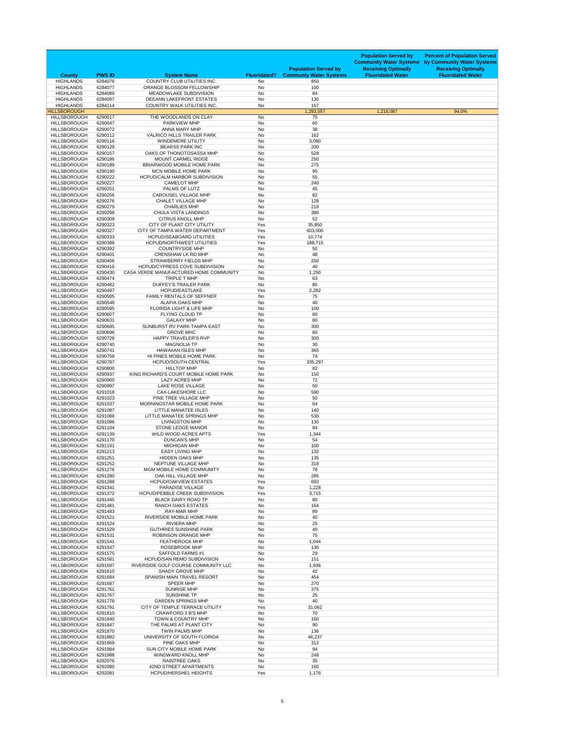| County | PWS ID | System Name | Fluoridated? | Population Served by Communty Water Systems | Population Served by Community Water Systems Receiving Optimally Fluoridated Water | Percent of Population Served by Community Water Systems Receiving Optimally Fluoridated Water |
|---|---|---|---|---|---|---|
| HIGHLANDS | 6284076 | COUNTRY CLUB UTILITIES INC. | No | 850 | | |
| HIGHLANDS | 6284077 | ORANGE BLOSSOM FELLOWSHIP | No | 100 | | |
| HIGHLANDS | 6284089 | MEADOWLAKE SUBDIVISION | No | 84 | | |
| HIGHLANDS | 6284097 | DEEANN LAKEFRONT ESTATES | No | 130 | | |
| HIGHLANDS | 6284114 | COUNTRY WALK UTILITIES INC. | No | 167 | | |
| HILLSBOROUGH | | | | 1,293,557 | 1,216,087 | 94.0% |
| HILLSBOROUGH | 6290017 | THE WOODLANDS ON CLAY | No | 75 | | |
| HILLSBOROUGH | 6290047 | PARKVIEW MHP | No | 60 | | |
| HILLSBOROUGH | 6290072 | ANNA MARY MHP | No | 38 | | |
| HILLSBOROUGH | 6290112 | VALRICO HILLS TRAILER PARK | No | 162 | | |
| HILLSBOROUGH | 6290116 | WINDEMERE UTILITY | No | 3,080 | | |
| HILLSBOROUGH | 6290129 | BEARSS PARK INC | No | 200 | | |
| HILLSBOROUGH | 6290157 | OAKS OF THONOTOSASSA MHP | No | 528 | | |
| HILLSBOROUGH | 6290186 | MOUNT CARMEL RIDGE | No | 250 | | |
| HILLSBOROUGH | 6290189 | BRIARWOOD MOBILE HOME PARK | No | 275 | | |
| HILLSBOROUGH | 6290190 | MCN MOBILE HOME PARK | No | 95 | | |
| HILLSBOROUGH | 6290222 | HCPUD/CALM HARBOR SUBDIVISION | No | 55 | | |
| HILLSBOROUGH | 6290227 | CAMELOT MHP | No | 240 | | |
| HILLSBOROUGH | 6290251 | PALMS OF LUTZ | No | 45 | | |
| HILLSBOROUGH | 6290256 | CAROUSEL VILLAGE MHP | No | 82 | | |
| HILLSBOROUGH | 6290276 | CHALET VILLAGE MHP | No | 128 | | |
| HILLSBOROUGH | 6290279 | CHARLIES MHP | No | 218 | | |
| HILLSBOROUGH | 6290298 | CHULA VISTA LANDINGS | No | 380 | | |
| HILLSBOROUGH | 6290309 | CITRUS KNOLL MHP | No | 52 | | |
| HILLSBOROUGH | 6290323 | CITY OF PLANT CITY UTILITY | Yes | 35,850 | | |
| HILLSBOROUGH | 6290327 | CITY OF TAMPA WATER DEPARTMENT | Yes | 603,000 | | |
| HILLSBOROUGH | 6290333 | HCPUD/SEABOARD UTILITIES | Yes | 10,774 | | |
| HILLSBOROUGH | 6290388 | HCPUD/NORTHWEST UTILITIES | Yes | 188,715 | | |
| HILLSBOROUGH | 6290392 | COUNTRYSIDE MHP | No | 50 | | |
| HILLSBOROUGH | 6290401 | CRENSHAW LK RD MHP | No | 48 | | |
| HILLSBOROUGH | 6290406 | STRAWBERRY FIELDS MHP | No | 250 | | |
| HILLSBOROUGH | 6290416 | HCPUD/CYPRESS COVE SUBDIVISION | No | 40 | | |
| HILLSBOROUGH | 6290430 | CASA VERDE MANUFACTURED HOME COMMUNITY | No | 1,250 | | |
| HILLSBOROUGH | 6290474 | TRIPLE T MHP | No | 63 | | |
| HILLSBOROUGH | 6290482 | DUFFEY'S TRAILER PARK | No | 85 | | |
| HILLSBOROUGH | 6290497 | HCPUD/EASTLAKE | Yes | 2,282 | | |
| HILLSBOROUGH | 6290505 | FAMILY RENTALS OF SEFFNER | No | 75 | | |
| HILLSBOROUGH | 6290548 | ALAFIA OAKS MHP | No | 40 | | |
| HILLSBOROUGH | 6290595 | FLORIDA LIGHT & LIFE MHP | No | 100 | | |
| HILLSBOROUGH | 6290607 | FLYING CLOUD TP | No | 60 | | |
| HILLSBOROUGH | 6290631 | GALAXY MHP | No | 80 | | |
| HILLSBOROUGH | 6290685 | SUNBURST RV PARK-TAMPA EAST | No | 300 | | |
| HILLSBOROUGH | 6290696 | GROVE MHC | No | 60 | | |
| HILLSBOROUGH | 6290728 | HAPPY TRAVELER'S RVP | No | 300 | | |
| HILLSBOROUGH | 6290740 | MAGNOLIA TP | No | 30 | | |
| HILLSBOROUGH | 6290741 | HAWAIIAN ISLES MHP | No | 365 | | |
| HILLSBOROUGH | 6290758 | HI PINES MOBILE HOME PARK | No | 74 | | |
| HILLSBOROUGH | 6290787 | HCPUD/SOUTH-CENTRAL | Yes | 335,297 | | |
| HILLSBOROUGH | 6290800 | HILLTOP MHP | No | 82 | | |
| HILLSBOROUGH | 6290937 | KING RICHARD'S COURT MOBILE HOME PARK | No | 150 | | |
| HILLSBOROUGH | 6290960 | LAZY ACRES MHP | No | 72 | | |
| HILLSBOROUGH | 6290997 | LAKE ROSE VILLAGE | No | 50 | | |
| HILLSBOROUGH | 6291018 | CAX-LAKESHORE LLC | No | 590 | | |
| HILLSBOROUGH | 6291023 | PINE TREE VILLAGE MHP | No | 50 | | |
| HILLSBOROUGH | 6291037 | MORNINGSTAR MOBILE HOME PARK | No | 64 | | |
| HILLSBOROUGH | 6291087 | LITTLE MANATEE ISLES | No | 140 | | |
| HILLSBOROUGH | 6291088 | LITTLE MANATEE SPRINGS MHP | No | 530 | | |
| HILLSBOROUGH | 6291096 | LIVINGSTON MHP | No | 130 | | |
| HILLSBOROUGH | 6291104 | STONE LEDGE MANOR | No | 84 | | |
| HILLSBOROUGH | 6291139 | WILD WOOD ACRES APTS | Yes | 1,344 | | |
| HILLSBOROUGH | 6291170 | DUNCAN'S MHP | No | 54 | | |
| HILLSBOROUGH | 6291191 | MICHIGAN MHP | No | 100 | | |
| HILLSBOROUGH | 6291213 | EASY LIVING MHP | No | 132 | | |
| HILLSBOROUGH | 6291251 | HIDDEN OAKS MHP | No | 135 | | |
| HILLSBOROUGH | 6291252 | NEPTUNE VILLAGE MHP | No | 318 | | |
| HILLSBOROUGH | 6291276 | MGM MOBILE HOME COMMUNITY | No | 78 | | |
| HILLSBOROUGH | 6291280 | OAK HILL VILLAGE MHP | No | 285 | | |
| HILLSBOROUGH | 6291288 | HCPUD/OAKVIEW ESTATES | Yes | 693 | | |
| HILLSBOROUGH | 6291341 | PARADISE VILLAGE | No | 1,228 | | |
| HILLSBOROUGH | 6291372 | HCPUD/PEBBLE CREEK SUBDIVISION | Yes | 3,715 | | |
| HILLSBOROUGH | 6291445 | BLACK DAIRY ROAD TP | No | 80 | | |
| HILLSBOROUGH | 6291481 | RANCH OAKS ESTATES | No | 164 | | |
| HILLSBOROUGH | 6291483 | RAY-MAR MHP | No | 89 | | |
| HILLSBOROUGH | 6291521 | RIVERSIDE MOBILE HOME PARK | No | 40 | | |
| HILLSBOROUGH | 6291524 | RIVIERA MHP | No | 25 | | |
| HILLSBOROUGH | 6291529 | GUTHRIES SUNSHINE PARK | No | 40 | | |
| HILLSBOROUGH | 6291531 | ROBINSON ORANGE MHP | No | 75 | | |
| HILLSBOROUGH | 6291541 | FEATHEROCK MHP | No | 1,044 | | |
| HILLSBOROUGH | 6291547 | ROSEBROOK MHP | No | 130 | | |
| HILLSBOROUGH | 6291575 | SAFFOLD FARMS #1 | No | 29 | | |
| HILLSBOROUGH | 6291581 | HCPUD/SAN REMO SUBDIVISION | No | 151 | | |
| HILLSBOROUGH | 6291597 | RIVERSIDE GOLF COURSE COMMUNITY LLC | No | 1,936 | | |
| HILLSBOROUGH | 6291610 | SHADY GROVE MHP | No | 42 | | |
| HILLSBOROUGH | 6291684 | SPANISH MAIN TRAVEL RESORT | No | 454 | | |
| HILLSBOROUGH | 6291687 | SPEER MHP | No | 270 | | |
| HILLSBOROUGH | 6291761 | SUNRISE MHP | No | 375 | | |
| HILLSBOROUGH | 6291767 | SUNSHINE TP | No | 25 | | |
| HILLSBOROUGH | 6291776 | GARDEN SPRINGS MHP | No | 40 | | |
| HILLSBOROUGH | 6291791 | CITY OF TEMPLE TERRACE UTILITY | Yes | 31,062 | | |
| HILLSBOROUGH | 6291810 | CRAWFORD 3 B'S MHP | No | 70 | | |
| HILLSBOROUGH | 6291840 | TOWN & COUNTRY MHP | No | 160 | | |
| HILLSBOROUGH | 6291847 | THE PALMS AT PLANT CITY | No | 90 | | |
| HILLSBOROUGH | 6291870 | TWIN PALMS MHP | No | 136 | | |
| HILLSBOROUGH | 6291882 | UNIVERSITY OF SOUTH FLORIDA | No | 46,237 | | |
| HILLSBOROUGH | 6291969 | PINE OAKS MHP | No | 312 | | |
| HILLSBOROUGH | 6291984 | SUN CITY MOBILE HOME PARK | No | 94 | | |
| HILLSBOROUGH | 6291988 | WINDWARD KNOLL MHP | No | 248 | | |
| HILLSBOROUGH | 6292076 | RAINTREE OAKS | No | 35 | | |
| HILLSBOROUGH | 6292080 | 42ND STREET APARTMENTS | No | 160 | | |
| HILLSBOROUGH | 6292081 | HCPUD/HERSHEL HEIGHTS | Yes | 1,176 | | |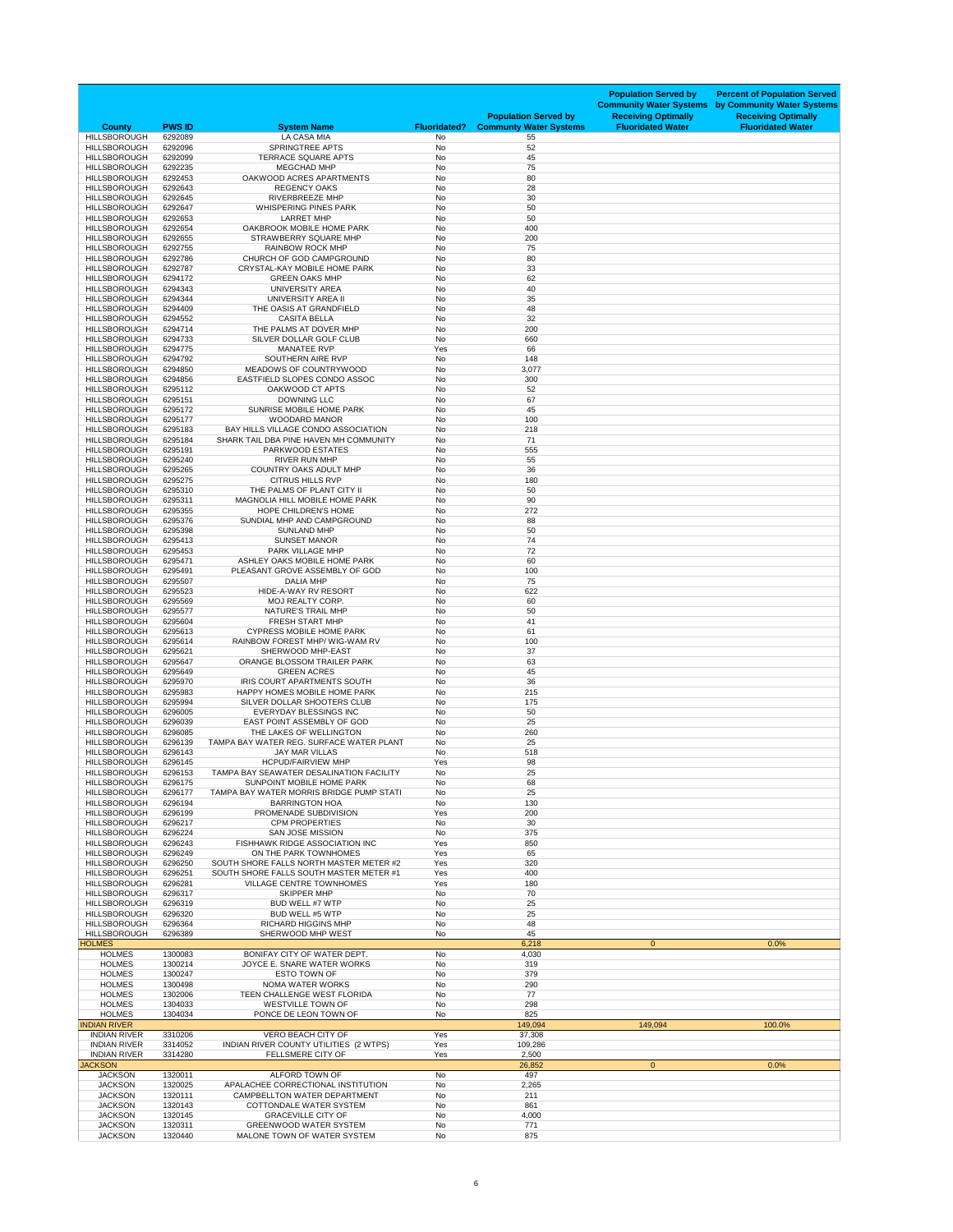| County | PWS ID | System Name | Fluoridated? | Population Served by Community Water Systems | Population Served by Community Water Systems Receiving Optimally Fluoridated Water | Percent of Population Served by Community Water Systems Receiving Optimally Fluoridated Water |
|---|---|---|---|---|---|---|
| HILLSBOROUGH | 6292089 | LA CASA MIA | No | 55 | | |
| HILLSBOROUGH | 6292096 | SPRINGTREE APTS | No | 52 | | |
| HILLSBOROUGH | 6292099 | TERRACE SQUARE APTS | No | 45 | | |
| HILLSBOROUGH | 6292235 | MEGCHAD MHP | No | 75 | | |
| HILLSBOROUGH | 6292453 | OAKWOOD ACRES APARTMENTS | No | 80 | | |
| HILLSBOROUGH | 6292643 | REGENCY OAKS | No | 28 | | |
| HILLSBOROUGH | 6292645 | RIVERBREEZE MHP | No | 30 | | |
| HILLSBOROUGH | 6292647 | WHISPERING PINES PARK | No | 50 | | |
| HILLSBOROUGH | 6292653 | LARRET MHP | No | 50 | | |
| HILLSBOROUGH | 6292654 | OAKBROOK MOBILE HOME PARK | No | 400 | | |
| HILLSBOROUGH | 6292655 | STRAWBERRY SQUARE MHP | No | 200 | | |
| HILLSBOROUGH | 6292755 | RAINBOW ROCK MHP | No | 75 | | |
| HILLSBOROUGH | 6292786 | CHURCH OF GOD CAMPGROUND | No | 80 | | |
| HILLSBOROUGH | 6292787 | CRYSTAL-KAY MOBILE HOME PARK | No | 33 | | |
| HILLSBOROUGH | 6294172 | GREEN OAKS MHP | No | 62 | | |
| HILLSBOROUGH | 6294343 | UNIVERSITY AREA | No | 40 | | |
| HILLSBOROUGH | 6294344 | UNIVERSITY AREA II | No | 35 | | |
| HILLSBOROUGH | 6294409 | THE OASIS AT GRANDFIELD | No | 48 | | |
| HILLSBOROUGH | 6294552 | CASITA BELLA | No | 32 | | |
| HILLSBOROUGH | 6294714 | THE PALMS AT DOVER MHP | No | 200 | | |
| HILLSBOROUGH | 6294733 | SILVER DOLLAR GOLF CLUB | No | 660 | | |
| HILLSBOROUGH | 6294775 | MANATEE RVP | Yes | 66 | | |
| HILLSBOROUGH | 6294792 | SOUTHERN AIRE RVP | No | 148 | | |
| HILLSBOROUGH | 6294850 | MEADOWS OF COUNTRYWOOD | No | 3,077 | | |
| HILLSBOROUGH | 6294856 | EASTFIELD SLOPES CONDO ASSOC | No | 300 | | |
| HILLSBOROUGH | 6295112 | OAKWOOD CT APTS | No | 52 | | |
| HILLSBOROUGH | 6295151 | DOWNING LLC | No | 67 | | |
| HILLSBOROUGH | 6295172 | SUNRISE MOBILE HOME PARK | No | 45 | | |
| HILLSBOROUGH | 6295177 | WOODARD MANOR | No | 100 | | |
| HILLSBOROUGH | 6295183 | BAY HILLS VILLAGE CONDO ASSOCIATION | No | 218 | | |
| HILLSBOROUGH | 6295184 | SHARK TAIL DBA PINE HAVEN MH COMMUNITY | No | 71 | | |
| HILLSBOROUGH | 6295191 | PARKWOOD ESTATES | No | 555 | | |
| HILLSBOROUGH | 6295240 | RIVER RUN MHP | No | 55 | | |
| HILLSBOROUGH | 6295265 | COUNTRY OAKS ADULT MHP | No | 36 | | |
| HILLSBOROUGH | 6295275 | CITRUS HILLS RVP | No | 180 | | |
| HILLSBOROUGH | 6295310 | THE PALMS OF PLANT CITY II | No | 50 | | |
| HILLSBOROUGH | 6295311 | MAGNOLIA HILL MOBILE HOME PARK | No | 90 | | |
| HILLSBOROUGH | 6295355 | HOPE CHILDREN'S HOME | No | 272 | | |
| HILLSBOROUGH | 6295376 | SUNDIAL MHP AND CAMPGROUND | No | 88 | | |
| HILLSBOROUGH | 6295398 | SUNLAND MHP | No | 50 | | |
| HILLSBOROUGH | 6295413 | SUNSET MANOR | No | 74 | | |
| HILLSBOROUGH | 6295453 | PARK VILLAGE MHP | No | 72 | | |
| HILLSBOROUGH | 6295471 | ASHLEY OAKS MOBILE HOME PARK | No | 60 | | |
| HILLSBOROUGH | 6295491 | PLEASANT GROVE ASSEMBLY OF GOD | No | 100 | | |
| HILLSBOROUGH | 6295507 | DALIA MHP | No | 75 | | |
| HILLSBOROUGH | 6295523 | HIDE-A-WAY RV RESORT | No | 622 | | |
| HILLSBOROUGH | 6295569 | MOJ REALTY CORP. | No | 60 | | |
| HILLSBOROUGH | 6295577 | NATURE'S TRAIL MHP | No | 50 | | |
| HILLSBOROUGH | 6295604 | FRESH START MHP | No | 41 | | |
| HILLSBOROUGH | 6295613 | CYPRESS MOBILE HOME PARK | No | 61 | | |
| HILLSBOROUGH | 6295614 | RAINBOW FOREST MHP/ WIG-WAM RV | No | 100 | | |
| HILLSBOROUGH | 6295621 | SHERWOOD MHP-EAST | No | 37 | | |
| HILLSBOROUGH | 6295647 | ORANGE BLOSSOM TRAILER PARK | No | 63 | | |
| HILLSBOROUGH | 6295649 | GREEN ACRES | No | 45 | | |
| HILLSBOROUGH | 6295970 | IRIS COURT APARTMENTS SOUTH | No | 36 | | |
| HILLSBOROUGH | 6295983 | HAPPY HOMES MOBILE HOME PARK | No | 215 | | |
| HILLSBOROUGH | 6295994 | SILVER DOLLAR SHOOTERS CLUB | No | 175 | | |
| HILLSBOROUGH | 6296005 | EVERYDAY BLESSINGS INC | No | 50 | | |
| HILLSBOROUGH | 6296039 | EAST POINT ASSEMBLY OF GOD | No | 25 | | |
| HILLSBOROUGH | 6296085 | THE LAKES OF WELLINGTON | No | 260 | | |
| HILLSBOROUGH | 6296139 | TAMPA BAY WATER REG. SURFACE WATER PLANT | No | 25 | | |
| HILLSBOROUGH | 6296143 | JAY MAR VILLAS | No | 518 | | |
| HILLSBOROUGH | 6296145 | HCPUD/FAIRVIEW MHP | Yes | 98 | | |
| HILLSBOROUGH | 6296153 | TAMPA BAY SEAWATER DESALINATION FACILITY | No | 25 | | |
| HILLSBOROUGH | 6296175 | SUNPOINT MOBILE HOME PARK | No | 68 | | |
| HILLSBOROUGH | 6296177 | TAMPA BAY WATER MORRIS BRIDGE PUMP STATI | No | 25 | | |
| HILLSBOROUGH | 6296194 | BARRINGTON HOA | No | 130 | | |
| HILLSBOROUGH | 6296199 | PROMENADE SUBDIVISION | Yes | 200 | | |
| HILLSBOROUGH | 6296217 | CPM PROPERTIES | No | 30 | | |
| HILLSBOROUGH | 6296224 | SAN JOSE MISSION | No | 375 | | |
| HILLSBOROUGH | 6296243 | FISHHAWK RIDGE ASSOCIATION INC | Yes | 850 | | |
| HILLSBOROUGH | 6296249 | ON THE PARK TOWNHOMES | Yes | 65 | | |
| HILLSBOROUGH | 6296250 | SOUTH SHORE FALLS NORTH MASTER METER #2 | Yes | 320 | | |
| HILLSBOROUGH | 6296251 | SOUTH SHORE FALLS SOUTH MASTER METER #1 | Yes | 400 | | |
| HILLSBOROUGH | 6296281 | VILLAGE CENTRE TOWNHOMES | Yes | 180 | | |
| HILLSBOROUGH | 6296317 | SKIPPER MHP | No | 70 | | |
| HILLSBOROUGH | 6296319 | BUD WELL #7 WTP | No | 25 | | |
| HILLSBOROUGH | 6296320 | BUD WELL #5 WTP | No | 25 | | |
| HILLSBOROUGH | 6296364 | RICHARD HIGGINS MHP | No | 48 | | |
| HILLSBOROUGH | 6296389 | SHERWOOD MHP WEST | No | 45 | | |
| HOLMES | | | | 6,218 | 0 | 0.0% |
| HOLMES | 1300083 | BONIFAY CITY OF WATER DEPT. | No | 4,030 | | |
| HOLMES | 1300214 | JOYCE E. SNARE WATER WORKS | No | 319 | | |
| HOLMES | 1300247 | ESTO TOWN OF | No | 379 | | |
| HOLMES | 1300498 | NOMA WATER WORKS | No | 290 | | |
| HOLMES | 1302006 | TEEN CHALLENGE WEST FLORIDA | No | 77 | | |
| HOLMES | 1304033 | WESTVILLE TOWN OF | No | 298 | | |
| HOLMES | 1304034 | PONCE DE LEON TOWN OF | No | 825 | | |
| INDIAN RIVER | | | | 149,094 | 149,094 | 100.0% |
| INDIAN RIVER | 3310206 | VERO BEACH CITY OF | Yes | 37,308 | | |
| INDIAN RIVER | 3314052 | INDIAN RIVER COUNTY UTILITIES (2 WTPS) | Yes | 109,286 | | |
| INDIAN RIVER | 3314280 | FELLSMERE CITY OF | Yes | 2,500 | | |
| JACKSON | | | | 26,852 | 0 | 0.0% |
| JACKSON | 1320011 | ALFORD TOWN OF | No | 497 | | |
| JACKSON | 1320025 | APALACHEE CORRECTIONAL INSTITUTION | No | 2,265 | | |
| JACKSON | 1320111 | CAMPBELLTON WATER DEPARTMENT | No | 211 | | |
| JACKSON | 1320143 | COTTONDALE WATER SYSTEM | No | 861 | | |
| JACKSON | 1320145 | GRACEVILLE CITY OF | No | 4,000 | | |
| JACKSON | 1320311 | GREENWOOD WATER SYSTEM | No | 771 | | |
| JACKSON | 1320440 | MALONE TOWN OF WATER SYSTEM | No | 875 | | |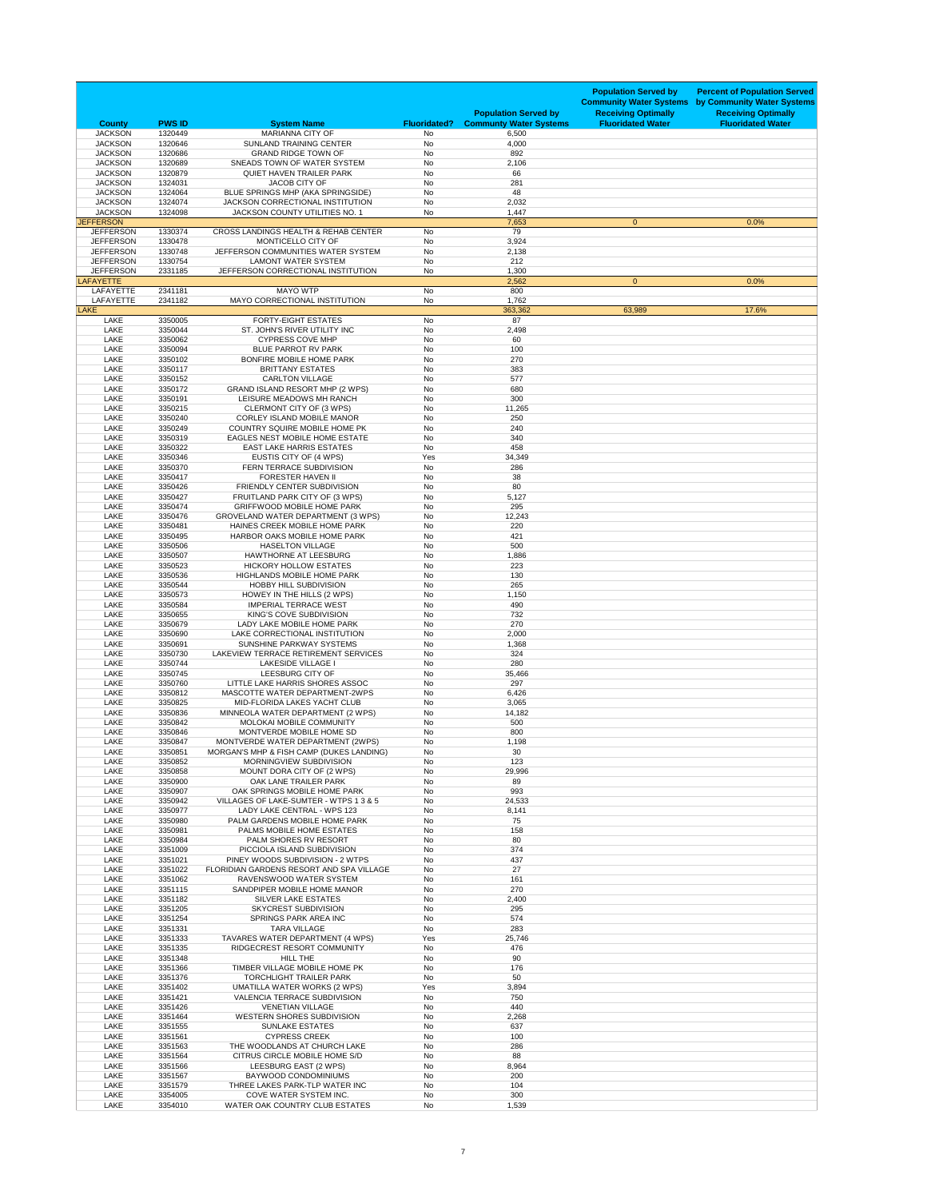| County | PWS ID | System Name | Fluoridated? | Population Served by Communty Water Systems | Population Served by Community Water Systems Receiving Optimally Fluoridated Water | Percent of Population Served by Community Water Systems Receiving Optimally Fluoridated Water |
|---|---|---|---|---|---|---|
| JACKSON | 1320449 | MARIANNA CITY OF | No | 6,500 | | |
| JACKSON | 1320646 | SUNLAND TRAINING CENTER | No | 4,000 | | |
| JACKSON | 1320686 | GRAND RIDGE TOWN OF | No | 892 | | |
| JACKSON | 1320689 | SNEADS TOWN OF WATER SYSTEM | No | 2,106 | | |
| JACKSON | 1320879 | QUIET HAVEN TRAILER PARK | No | 66 | | |
| JACKSON | 1324031 | JACOB CITY OF | No | 281 | | |
| JACKSON | 1324064 | BLUE SPRINGS MHP (AKA SPRINGSIDE) | No | 48 | | |
| JACKSON | 1324074 | JACKSON CORRECTIONAL INSTITUTION | No | 2,032 | | |
| JACKSON | 1324098 | JACKSON COUNTY UTILITIES NO. 1 | No | 1,447 | | |
| JEFFERSON | | | | 7,653 | 0 | 0.0% |
| JEFFERSON | 1330374 | CROSS LANDINGS HEALTH & REHAB CENTER | No | 79 | | |
| JEFFERSON | 1330478 | MONTICELLO CITY OF | No | 3,924 | | |
| JEFFERSON | 1330748 | JEFFERSON COMMUNITIES WATER SYSTEM | No | 2,138 | | |
| JEFFERSON | 1330754 | LAMONT WATER SYSTEM | No | 212 | | |
| JEFFERSON | 2331185 | JEFFERSON CORRECTIONAL INSTITUTION | No | 1,300 | | |
| LAFAYETTE | | | | 2,562 | 0 | 0.0% |
| LAFAYETTE | 2341181 | MAYO WTP | No | 800 | | |
| LAFAYETTE | 2341182 | MAYO CORRECTIONAL INSTITUTION | No | 1,762 | | |
| LAKE | | | | 363,362 | 63,989 | 17.6% |
| LAKE | 3350005 | FORTY-EIGHT ESTATES | No | 87 | | |
| LAKE | 3350044 | ST. JOHN'S RIVER UTILITY INC | No | 2,498 | | |
| LAKE | 3350062 | CYPRESS COVE MHP | No | 60 | | |
| LAKE | 3350094 | BLUE PARROT RV PARK | No | 100 | | |
| LAKE | 3350102 | BONFIRE MOBILE HOME PARK | No | 270 | | |
| LAKE | 3350117 | BRITTANY ESTATES | No | 383 | | |
| LAKE | 3350152 | CARLTON VILLAGE | No | 577 | | |
| LAKE | 3350172 | GRAND ISLAND RESORT MHP (2 WPS) | No | 680 | | |
| LAKE | 3350191 | LEISURE MEADOWS MH RANCH | No | 300 | | |
| LAKE | 3350215 | CLERMONT CITY OF (3 WPS) | No | 11,265 | | |
| LAKE | 3350240 | CORLEY ISLAND MOBILE MANOR | No | 250 | | |
| LAKE | 3350249 | COUNTRY SQUIRE MOBILE HOME PK | No | 240 | | |
| LAKE | 3350319 | EAGLES NEST MOBILE HOME ESTATE | No | 340 | | |
| LAKE | 3350322 | EAST LAKE HARRIS ESTATES | No | 458 | | |
| LAKE | 3350346 | EUSTIS CITY OF (4 WPS) | Yes | 34,349 | | |
| LAKE | 3350370 | FERN TERRACE SUBDIVISION | No | 286 | | |
| LAKE | 3350417 | FORESTER HAVEN II | No | 38 | | |
| LAKE | 3350426 | FRIENDLY CENTER SUBDIVISION | No | 80 | | |
| LAKE | 3350427 | FRUITLAND PARK CITY OF (3 WPS) | No | 5,127 | | |
| LAKE | 3350474 | GRIFFWOOD MOBILE HOME PARK | No | 295 | | |
| LAKE | 3350476 | GROVELAND WATER DEPARTMENT (3 WPS) | No | 12,243 | | |
| LAKE | 3350481 | HAINES CREEK MOBILE HOME PARK | No | 220 | | |
| LAKE | 3350495 | HARBOR OAKS MOBILE HOME PARK | No | 421 | | |
| LAKE | 3350506 | HASELTON VILLAGE | No | 500 | | |
| LAKE | 3350507 | HAWTHORNE AT LEESBURG | No | 1,886 | | |
| LAKE | 3350523 | HICKORY HOLLOW ESTATES | No | 223 | | |
| LAKE | 3350536 | HIGHLANDS MOBILE HOME PARK | No | 130 | | |
| LAKE | 3350544 | HOBBY HILL SUBDIVISION | No | 265 | | |
| LAKE | 3350573 | HOWEY IN THE HILLS (2 WPS) | No | 1,150 | | |
| LAKE | 3350584 | IMPERIAL TERRACE WEST | No | 490 | | |
| LAKE | 3350655 | KING'S COVE SUBDIVISION | No | 732 | | |
| LAKE | 3350679 | LADY LAKE MOBILE HOME PARK | No | 270 | | |
| LAKE | 3350690 | LAKE CORRECTIONAL INSTITUTION | No | 2,000 | | |
| LAKE | 3350691 | SUNSHINE PARKWAY SYSTEMS | No | 1,368 | | |
| LAKE | 3350730 | LAKEVIEW TERRACE RETIREMENT SERVICES | No | 324 | | |
| LAKE | 3350744 | LAKESIDE VILLAGE I | No | 280 | | |
| LAKE | 3350745 | LEESBURG CITY OF | No | 35,466 | | |
| LAKE | 3350760 | LITTLE LAKE HARRIS SHORES ASSOC | No | 297 | | |
| LAKE | 3350812 | MASCOTTE WATER DEPARTMENT-2WPS | No | 6,426 | | |
| LAKE | 3350825 | MID-FLORIDA LAKES YACHT CLUB | No | 3,065 | | |
| LAKE | 3350836 | MINNEOLA WATER DEPARTMENT (2 WPS) | No | 14,182 | | |
| LAKE | 3350842 | MOLOKAI MOBILE COMMUNITY | No | 500 | | |
| LAKE | 3350846 | MONTVERDE MOBILE HOME SD | No | 800 | | |
| LAKE | 3350847 | MONTVERDE WATER DEPARTMENT (2WPS) | No | 1,198 | | |
| LAKE | 3350851 | MORGAN'S MHP & FISH CAMP (DUKES LANDING) | No | 30 | | |
| LAKE | 3350852 | MORNINGVIEW SUBDIVISION | No | 123 | | |
| LAKE | 3350858 | MOUNT DORA CITY OF (2 WPS) | No | 29,996 | | |
| LAKE | 3350900 | OAK LANE TRAILER PARK | No | 89 | | |
| LAKE | 3350907 | OAK SPRINGS MOBILE HOME PARK | No | 993 | | |
| LAKE | 3350942 | VILLAGES OF LAKE-SUMTER - WTPS 1 3 & 5 | No | 24,533 | | |
| LAKE | 3350977 | LADY LAKE CENTRAL - WPS 123 | No | 8,141 | | |
| LAKE | 3350980 | PALM GARDENS MOBILE HOME PARK | No | 75 | | |
| LAKE | 3350981 | PALMS MOBILE HOME ESTATES | No | 158 | | |
| LAKE | 3350984 | PALM SHORES RV RESORT | No | 80 | | |
| LAKE | 3351009 | PICCIOLA ISLAND SUBDIVISION | No | 374 | | |
| LAKE | 3351021 | PINEY WOODS SUBDIVISION - 2 WTPS | No | 437 | | |
| LAKE | 3351022 | FLORIDIAN GARDENS RESORT AND SPA VILLAGE | No | 27 | | |
| LAKE | 3351062 | RAVENSWOOD WATER SYSTEM | No | 161 | | |
| LAKE | 3351115 | SANDPIPER MOBILE HOME MANOR | No | 270 | | |
| LAKE | 3351182 | SILVER LAKE ESTATES | No | 2,400 | | |
| LAKE | 3351205 | SKYCREST SUBDIVISION | No | 295 | | |
| LAKE | 3351254 | SPRINGS PARK AREA INC | No | 574 | | |
| LAKE | 3351331 | TARA VILLAGE | No | 283 | | |
| LAKE | 3351333 | TAVARES WATER DEPARTMENT (4 WPS) | Yes | 25,746 | | |
| LAKE | 3351335 | RIDGECREST RESORT COMMUNITY | No | 476 | | |
| LAKE | 3351348 | HILL THE | No | 90 | | |
| LAKE | 3351366 | TIMBER VILLAGE MOBILE HOME PK | No | 176 | | |
| LAKE | 3351376 | TORCHLIGHT TRAILER PARK | No | 50 | | |
| LAKE | 3351402 | UMATILLA WATER WORKS (2 WPS) | Yes | 3,894 | | |
| LAKE | 3351421 | VALENCIA TERRACE SUBDIVISION | No | 750 | | |
| LAKE | 3351426 | VENETIAN VILLAGE | No | 440 | | |
| LAKE | 3351464 | WESTERN SHORES SUBDIVISION | No | 2,268 | | |
| LAKE | 3351555 | SUNLAKE ESTATES | No | 637 | | |
| LAKE | 3351561 | CYPRESS CREEK | No | 100 | | |
| LAKE | 3351563 | THE WOODLANDS AT CHURCH LAKE | No | 286 | | |
| LAKE | 3351564 | CITRUS CIRCLE MOBILE HOME S/D | No | 88 | | |
| LAKE | 3351566 | LEESBURG EAST (2 WPS) | No | 8,964 | | |
| LAKE | 3351567 | BAYWOOD CONDOMINIUMS | No | 200 | | |
| LAKE | 3351579 | THREE LAKES PARK-TLP WATER INC | No | 104 | | |
| LAKE | 3354005 | COVE WATER SYSTEM INC. | No | 300 | | |
| LAKE | 3354010 | WATER OAK COUNTRY CLUB ESTATES | No | 1,539 | | |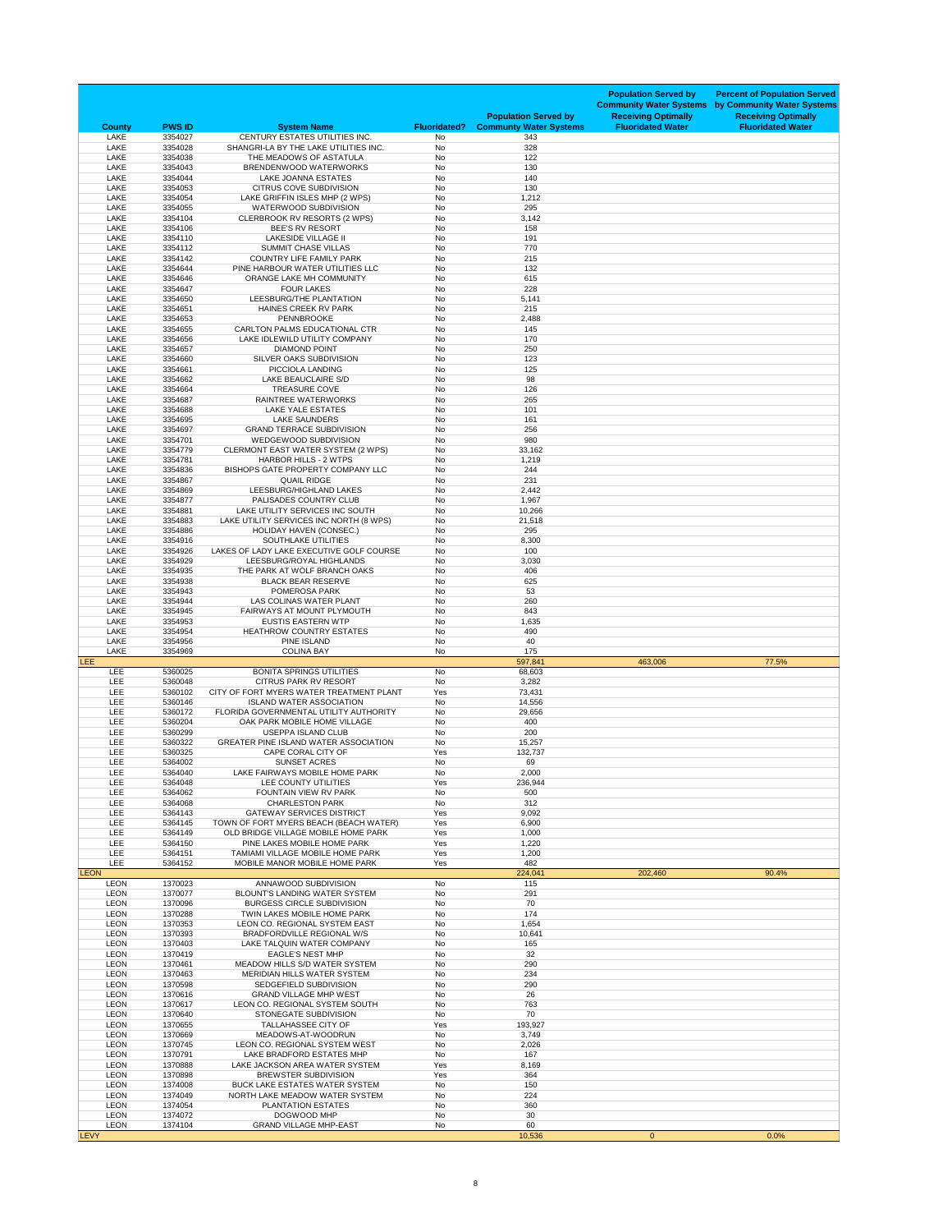| County | PWS ID | System Name | Fluoridated? | Population Served by Communty Water Systems | Population Served by Community Water Systems Receiving Optimally Fluoridated Water | Percent of Population Served by Community Water Systems Receiving Optimally Fluoridated Water |
|---|---|---|---|---|---|---|
| LAKE | 3354027 | CENTURY ESTATES UTILITIES INC. | No | 343 | | |
| LAKE | 3354028 | SHANGRI-LA BY THE LAKE UTILITIES INC. | No | 328 | | |
| LAKE | 3354038 | THE MEADOWS OF ASTATULA | No | 122 | | |
| LAKE | 3354043 | BRENDENWOOD WATERWORKS | No | 130 | | |
| LAKE | 3354044 | LAKE JOANNA ESTATES | No | 140 | | |
| LAKE | 3354053 | CITRUS COVE SUBDIVISION | No | 130 | | |
| LAKE | 3354054 | LAKE GRIFFIN ISLES MHP (2 WPS) | No | 1,212 | | |
| LAKE | 3354055 | WATERWOOD SUBDIVISION | No | 295 | | |
| LAKE | 3354104 | CLERBROOK RV RESORTS (2 WPS) | No | 3,142 | | |
| LAKE | 3354106 | BEE'S RV RESORT | No | 158 | | |
| LAKE | 3354110 | LAKESIDE VILLAGE II | No | 191 | | |
| LAKE | 3354112 | SUMMIT CHASE VILLAS | No | 770 | | |
| LAKE | 3354142 | COUNTRY LIFE FAMILY PARK | No | 215 | | |
| LAKE | 3354644 | PINE HARBOUR WATER UTILITIES LLC | No | 132 | | |
| LAKE | 3354646 | ORANGE LAKE MH COMMUNITY | No | 615 | | |
| LAKE | 3354647 | FOUR LAKES | No | 228 | | |
| LAKE | 3354650 | LEESBURG/THE PLANTATION | No | 5,141 | | |
| LAKE | 3354651 | HAINES CREEK RV PARK | No | 215 | | |
| LAKE | 3354653 | PENNBROOKE | No | 2,488 | | |
| LAKE | 3354655 | CARLTON PALMS EDUCATIONAL CTR | No | 145 | | |
| LAKE | 3354656 | LAKE IDLEWILD UTILITY COMPANY | No | 170 | | |
| LAKE | 3354657 | DIAMOND POINT | No | 250 | | |
| LAKE | 3354660 | SILVER OAKS SUBDIVISION | No | 123 | | |
| LAKE | 3354661 | PICCIOLA LANDING | No | 125 | | |
| LAKE | 3354662 | LAKE BEAUCLAIRE S/D | No | 98 | | |
| LAKE | 3354664 | TREASURE COVE | No | 126 | | |
| LAKE | 3354687 | RAINTREE WATERWORKS | No | 265 | | |
| LAKE | 3354688 | LAKE YALE ESTATES | No | 101 | | |
| LAKE | 3354695 | LAKE SAUNDERS | No | 161 | | |
| LAKE | 3354697 | GRAND TERRACE SUBDIVISION | No | 256 | | |
| LAKE | 3354701 | WEDGEWOOD SUBDIVISION | No | 980 | | |
| LAKE | 3354779 | CLERMONT EAST WATER SYSTEM (2 WPS) | No | 33,162 | | |
| LAKE | 3354781 | HARBOR HILLS - 2 WTPS | No | 1,219 | | |
| LAKE | 3354836 | BISHOPS GATE PROPERTY COMPANY LLC | No | 244 | | |
| LAKE | 3354867 | QUAIL RIDGE | No | 231 | | |
| LAKE | 3354869 | LEESBURG/HIGHLAND LAKES | No | 2,442 | | |
| LAKE | 3354877 | PALISADES COUNTRY CLUB | No | 1,967 | | |
| LAKE | 3354881 | LAKE UTILITY SERVICES INC SOUTH | No | 10,266 | | |
| LAKE | 3354883 | LAKE UTILITY SERVICES INC NORTH (8 WPS) | No | 21,518 | | |
| LAKE | 3354886 | HOLIDAY HAVEN (CONSEC.) | No | 295 | | |
| LAKE | 3354916 | SOUTHLAKE UTILITIES | No | 8,300 | | |
| LAKE | 3354926 | LAKES OF LADY LAKE EXECUTIVE GOLF COURSE | No | 100 | | |
| LAKE | 3354929 | LEESBURG/ROYAL HIGHLANDS | No | 3,030 | | |
| LAKE | 3354935 | THE PARK AT WOLF BRANCH OAKS | No | 406 | | |
| LAKE | 3354938 | BLACK BEAR RESERVE | No | 625 | | |
| LAKE | 3354943 | POMEROSA PARK | No | 53 | | |
| LAKE | 3354944 | LAS COLINAS WATER PLANT | No | 260 | | |
| LAKE | 3354945 | FAIRWAYS AT MOUNT PLYMOUTH | No | 843 | | |
| LAKE | 3354953 | EUSTIS EASTERN WTP | No | 1,635 | | |
| LAKE | 3354954 | HEATHROW COUNTRY ESTATES | No | 490 | | |
| LAKE | 3354956 | PINE ISLAND | No | 40 | | |
| LAKE | 3354969 | COLINA BAY | No | 175 | | |
| LEE | | | | 597,841 | 463,006 | 77.5% |
| LEE | 5360025 | BONITA SPRINGS UTILITIES | No | 68,603 | | |
| LEE | 5360048 | CITRUS PARK RV RESORT | No | 3,282 | | |
| LEE | 5360102 | CITY OF FORT MYERS WATER TREATMENT PLANT | Yes | 73,431 | | |
| LEE | 5360146 | ISLAND WATER ASSOCIATION | No | 14,556 | | |
| LEE | 5360172 | FLORIDA GOVERNMENTAL UTILITY AUTHORITY | No | 29,656 | | |
| LEE | 5360204 | OAK PARK MOBILE HOME VILLAGE | No | 400 | | |
| LEE | 5360299 | USEPPA ISLAND CLUB | No | 200 | | |
| LEE | 5360322 | GREATER PINE ISLAND WATER ASSOCIATION | No | 15,257 | | |
| LEE | 5360325 | CAPE CORAL CITY OF | Yes | 132,737 | | |
| LEE | 5364002 | SUNSET ACRES | No | 69 | | |
| LEE | 5364040 | LAKE FAIRWAYS MOBILE HOME PARK | No | 2,000 | | |
| LEE | 5364048 | LEE COUNTY UTILITIES | Yes | 236,944 | | |
| LEE | 5364062 | FOUNTAIN VIEW RV PARK | No | 500 | | |
| LEE | 5364068 | CHARLESTON PARK | No | 312 | | |
| LEE | 5364143 | GATEWAY SERVICES DISTRICT | Yes | 9,092 | | |
| LEE | 5364145 | TOWN OF FORT MYERS BEACH (BEACH WATER) | Yes | 6,900 | | |
| LEE | 5364149 | OLD BRIDGE VILLAGE MOBILE HOME PARK | Yes | 1,000 | | |
| LEE | 5364150 | PINE LAKES MOBILE HOME PARK | Yes | 1,220 | | |
| LEE | 5364151 | TAMIAMI VILLAGE MOBILE HOME PARK | Yes | 1,200 | | |
| LEE | 5364152 | MOBILE MANOR MOBILE HOME PARK | Yes | 482 | | |
| LEON | | | | 224,041 | 202,460 | 90.4% |
| LEON | 1370023 | ANNAWOOD SUBDIVISION | No | 115 | | |
| LEON | 1370077 | BLOUNT'S LANDING WATER SYSTEM | No | 291 | | |
| LEON | 1370096 | BURGESS CIRCLE SUBDIVISION | No | 70 | | |
| LEON | 1370288 | TWIN LAKES MOBILE HOME PARK | No | 174 | | |
| LEON | 1370353 | LEON CO. REGIONAL SYSTEM EAST | No | 1,654 | | |
| LEON | 1370393 | BRADFORDVILLE REGIONAL W/S | No | 10,641 | | |
| LEON | 1370403 | LAKE TALQUIN WATER COMPANY | No | 165 | | |
| LEON | 1370419 | EAGLE'S NEST MHP | No | 32 | | |
| LEON | 1370461 | MEADOW HILLS S/D WATER SYSTEM | No | 290 | | |
| LEON | 1370463 | MERIDIAN HILLS WATER SYSTEM | No | 234 | | |
| LEON | 1370598 | SEDGEFIELD SUBDIVISION | No | 290 | | |
| LEON | 1370616 | GRAND VILLAGE MHP WEST | No | 26 | | |
| LEON | 1370617 | LEON CO. REGIONAL SYSTEM SOUTH | No | 763 | | |
| LEON | 1370640 | STONEGATE SUBDIVISION | No | 70 | | |
| LEON | 1370655 | TALLAHASSEE CITY OF | Yes | 193,927 | | |
| LEON | 1370669 | MEADOWS-AT-WOODRUN | No | 3,749 | | |
| LEON | 1370745 | LEON CO. REGIONAL SYSTEM WEST | No | 2,026 | | |
| LEON | 1370791 | LAKE BRADFORD ESTATES MHP | No | 167 | | |
| LEON | 1370888 | LAKE JACKSON AREA WATER SYSTEM | Yes | 8,169 | | |
| LEON | 1370898 | BREWSTER SUBDIVISION | Yes | 364 | | |
| LEON | 1374008 | BUCK LAKE ESTATES WATER SYSTEM | No | 150 | | |
| LEON | 1374049 | NORTH LAKE MEADOW WATER SYSTEM | No | 224 | | |
| LEON | 1374054 | PLANTATION ESTATES | No | 360 | | |
| LEON | 1374072 | DOGWOOD MHP | No | 30 | | |
| LEON | 1374104 | GRAND VILLAGE MHP-EAST | No | 60 | | |
| LEVY | | | | 10,536 | 0 | 0.0% |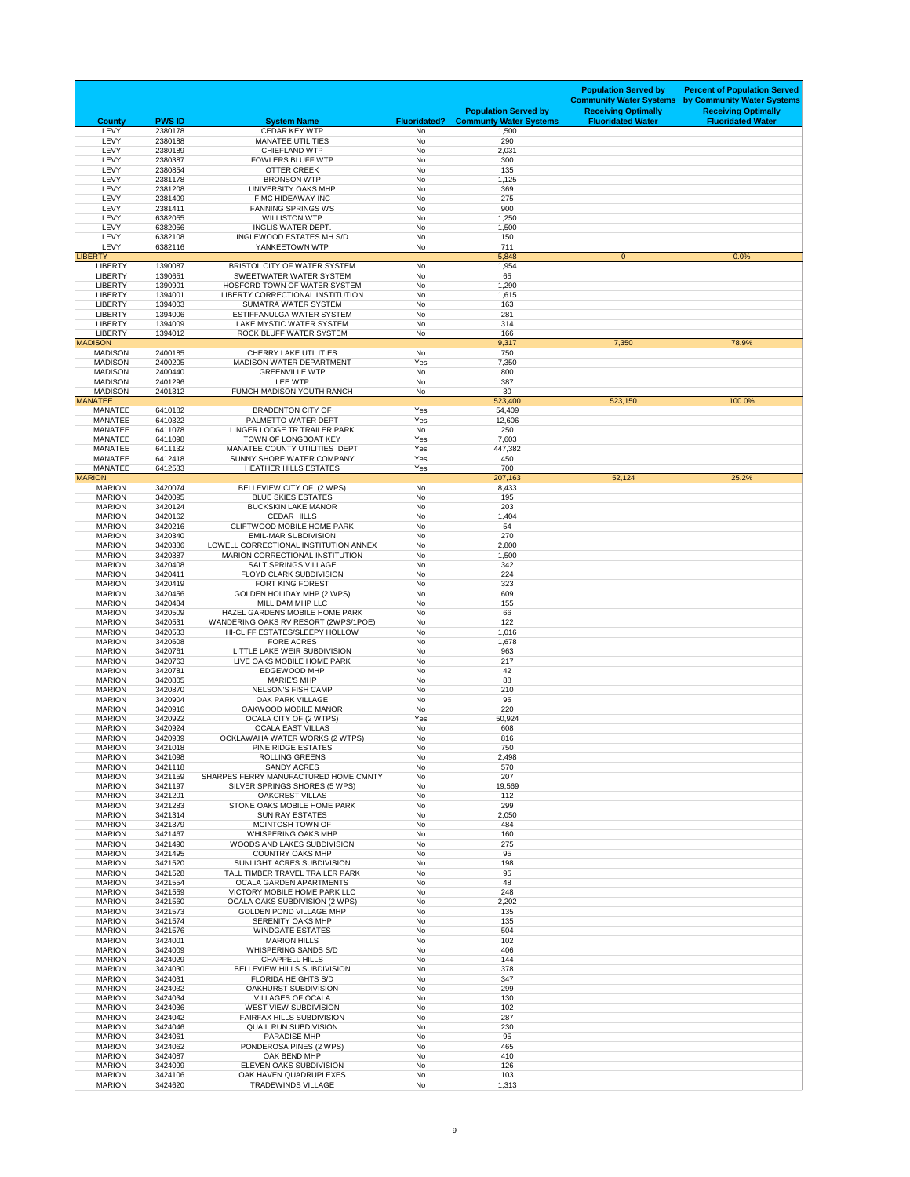| County | PWS ID | System Name | Fluoridated? | Population Served by Communty Water Systems | Population Served by Community Water Systems Receiving Optimally Fluoridated Water | Percent of Population Served by Community Water Systems Receiving Optimally Fluoridated Water |
|---|---|---|---|---|---|---|
| LEVY | 2380178 | CEDAR KEY WTP | No | 1,500 | | |
| LEVY | 2380188 | MANATEE UTILITIES | No | 290 | | |
| LEVY | 2380189 | CHIEFLAND WTP | No | 2,031 | | |
| LEVY | 2380387 | FOWLERS BLUFF WTP | No | 300 | | |
| LEVY | 2380854 | OTTER CREEK | No | 135 | | |
| LEVY | 2381178 | BRONSON WTP | No | 1,125 | | |
| LEVY | 2381208 | UNIVERSITY OAKS MHP | No | 369 | | |
| LEVY | 2381409 | FIMC HIDEAWAY INC | No | 275 | | |
| LEVY | 2381411 | FANNING SPRINGS WS | No | 900 | | |
| LEVY | 6382055 | WILLISTON WTP | No | 1,250 | | |
| LEVY | 6382056 | INGLIS WATER DEPT. | No | 1,500 | | |
| LEVY | 6382108 | INGLEWOOD ESTATES MH S/D | No | 150 | | |
| LEVY | 6382116 | YANKEETOWN WTP | No | 711 | | |
| LIBERTY | | | | 5,848 | 0 | 0.0% |
| LIBERTY | 1390087 | BRISTOL CITY OF WATER SYSTEM | No | 1,954 | | |
| LIBERTY | 1390651 | SWEETWATER WATER SYSTEM | No | 65 | | |
| LIBERTY | 1390901 | HOSFORD TOWN OF WATER SYSTEM | No | 1,290 | | |
| LIBERTY | 1394001 | LIBERTY CORRECTIONAL INSTITUTION | No | 1,615 | | |
| LIBERTY | 1394003 | SUMATRA WATER SYSTEM | No | 163 | | |
| LIBERTY | 1394006 | ESTIFFANULGA WATER SYSTEM | No | 281 | | |
| LIBERTY | 1394009 | LAKE MYSTIC WATER SYSTEM | No | 314 | | |
| LIBERTY | 1394012 | ROCK BLUFF WATER SYSTEM | No | 166 | | |
| MADISON | | | | 9,317 | 7,350 | 78.9% |
| MADISON | 2400185 | CHERRY LAKE UTILITIES | No | 750 | | |
| MADISON | 2400205 | MADISON WATER DEPARTMENT | Yes | 7,350 | | |
| MADISON | 2400440 | GREENVILLE WTP | No | 800 | | |
| MADISON | 2401296 | LEE WTP | No | 387 | | |
| MADISON | 2401312 | FUMCH-MADISON YOUTH RANCH | No | 30 | | |
| MANATEE | | | | 523,400 | 523,150 | 100.0% |
| MANATEE | 6410182 | BRADENTON CITY OF | Yes | 54,409 | | |
| MANATEE | 6410322 | PALMETTO WATER DEPT | Yes | 12,606 | | |
| MANATEE | 6411078 | LINGER LODGE TR TRAILER PARK | No | 250 | | |
| MANATEE | 6411098 | TOWN OF LONGBOAT KEY | Yes | 7,603 | | |
| MANATEE | 6411132 | MANATEE COUNTY UTILITIES DEPT | Yes | 447,382 | | |
| MANATEE | 6412418 | SUNNY SHORE WATER COMPANY | Yes | 450 | | |
| MANATEE | 6412533 | HEATHER HILLS ESTATES | Yes | 700 | | |
| MARION | | | | 207,163 | 52,124 | 25.2% |
| MARION | 3420074 | BELLEVIEW CITY OF (2 WPS) | No | 8,433 | | |
| MARION | 3420095 | BLUE SKIES ESTATES | No | 195 | | |
| MARION | 3420124 | BUCKSKIN LAKE MANOR | No | 203 | | |
| MARION | 3420162 | CEDAR HILLS | No | 1,404 | | |
| MARION | 3420216 | CLIFTWOOD MOBILE HOME PARK | No | 54 | | |
| MARION | 3420340 | EMIL-MAR SUBDIVISION | No | 270 | | |
| MARION | 3420386 | LOWELL CORRECTIONAL INSTITUTION ANNEX | No | 2,800 | | |
| MARION | 3420387 | MARION CORRECTIONAL INSTITUTION | No | 1,500 | | |
| MARION | 3420408 | SALT SPRINGS VILLAGE | No | 342 | | |
| MARION | 3420411 | FLOYD CLARK SUBDIVISION | No | 224 | | |
| MARION | 3420419 | FORT KING FOREST | No | 323 | | |
| MARION | 3420456 | GOLDEN HOLIDAY MHP (2 WPS) | No | 609 | | |
| MARION | 3420484 | MILL DAM MHP LLC | No | 155 | | |
| MARION | 3420509 | HAZEL GARDENS MOBILE HOME PARK | No | 66 | | |
| MARION | 3420531 | WANDERING OAKS RV RESORT (2WPS/1POE) | No | 122 | | |
| MARION | 3420533 | HI-CLIFF ESTATES/SLEEPY HOLLOW | No | 1,016 | | |
| MARION | 3420608 | FORE ACRES | No | 1,678 | | |
| MARION | 3420761 | LITTLE LAKE WEIR SUBDIVISION | No | 963 | | |
| MARION | 3420763 | LIVE OAKS MOBILE HOME PARK | No | 217 | | |
| MARION | 3420781 | EDGEWOOD MHP | No | 42 | | |
| MARION | 3420805 | MARIE'S MHP | No | 88 | | |
| MARION | 3420870 | NELSON'S FISH CAMP | No | 210 | | |
| MARION | 3420904 | OAK PARK VILLAGE | No | 95 | | |
| MARION | 3420916 | OAKWOOD MOBILE MANOR | No | 220 | | |
| MARION | 3420922 | OCALA CITY OF (2 WTPS) | Yes | 50,924 | | |
| MARION | 3420924 | OCALA EAST VILLAS | No | 608 | | |
| MARION | 3420939 | OCKLAWAHA WATER WORKS (2 WTPS) | No | 816 | | |
| MARION | 3421018 | PINE RIDGE ESTATES | No | 750 | | |
| MARION | 3421098 | ROLLING GREENS | No | 2,498 | | |
| MARION | 3421118 | SANDY ACRES | No | 570 | | |
| MARION | 3421159 | SHARPES FERRY MANUFACTURED HOME CMNTY | No | 207 | | |
| MARION | 3421197 | SILVER SPRINGS SHORES (5 WPS) | No | 19,569 | | |
| MARION | 3421201 | OAKCREST VILLAS | No | 112 | | |
| MARION | 3421283 | STONE OAKS MOBILE HOME PARK | No | 299 | | |
| MARION | 3421314 | SUN RAY ESTATES | No | 2,050 | | |
| MARION | 3421379 | MCINTOSH TOWN OF | No | 484 | | |
| MARION | 3421467 | WHISPERING OAKS MHP | No | 160 | | |
| MARION | 3421490 | WOODS AND LAKES SUBDIVISION | No | 275 | | |
| MARION | 3421495 | COUNTRY OAKS MHP | No | 95 | | |
| MARION | 3421520 | SUNLIGHT ACRES SUBDIVISION | No | 198 | | |
| MARION | 3421528 | TALL TIMBER TRAVEL TRAILER PARK | No | 95 | | |
| MARION | 3421554 | OCALA GARDEN APARTMENTS | No | 48 | | |
| MARION | 3421559 | VICTORY MOBILE HOME PARK LLC | No | 248 | | |
| MARION | 3421560 | OCALA OAKS SUBDIVISION (2 WPS) | No | 2,202 | | |
| MARION | 3421573 | GOLDEN POND VILLAGE MHP | No | 135 | | |
| MARION | 3421574 | SERENITY OAKS MHP | No | 135 | | |
| MARION | 3421576 | WINDGATE ESTATES | No | 504 | | |
| MARION | 3424001 | MARION HILLS | No | 102 | | |
| MARION | 3424009 | WHISPERING SANDS S/D | No | 406 | | |
| MARION | 3424029 | CHAPPELL HILLS | No | 144 | | |
| MARION | 3424030 | BELLEVIEW HILLS SUBDIVISION | No | 378 | | |
| MARION | 3424031 | FLORIDA HEIGHTS S/D | No | 347 | | |
| MARION | 3424032 | OAKHURST SUBDIVISION | No | 299 | | |
| MARION | 3424034 | VILLAGES OF OCALA | No | 130 | | |
| MARION | 3424036 | WEST VIEW SUBDIVISION | No | 102 | | |
| MARION | 3424042 | FAIRFAX HILLS SUBDIVISION | No | 287 | | |
| MARION | 3424046 | QUAIL RUN SUBDIVISION | No | 230 | | |
| MARION | 3424061 | PARADISE MHP | No | 95 | | |
| MARION | 3424062 | PONDEROSA PINES (2 WPS) | No | 465 | | |
| MARION | 3424087 | OAK BEND MHP | No | 410 | | |
| MARION | 3424099 | ELEVEN OAKS SUBDIVISION | No | 126 | | |
| MARION | 3424106 | OAK HAVEN QUADRUPLEXES | No | 103 | | |
| MARION | 3424620 | TRADEWINDS VILLAGE | No | 1,313 | | |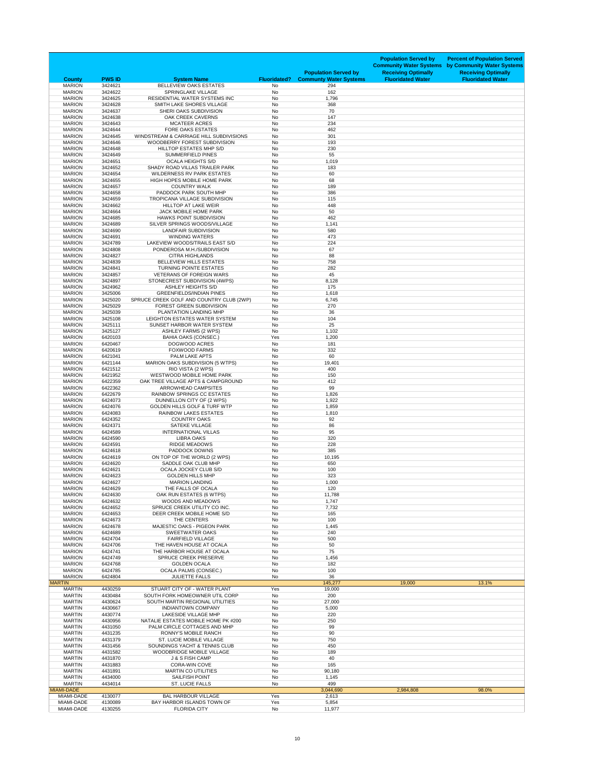| County | PWS ID | System Name | Fluoridated? | Population Served by Communty Water Systems | Population Served by Community Water Systems Receiving Optimally Fluoridated Water | Percent of Population Served by Community Water Systems Receiving Optimally Fluoridated Water |
|---|---|---|---|---|---|---|
| MARION | 3424621 | BELLEVIEW OAKS ESTATES | No | 294 | | |
| MARION | 3424622 | SPRINGLAKE VILLAGE | No | 162 | | |
| MARION | 3424625 | RESIDENTIAL WATER SYSTEMS INC | No | 1,796 | | |
| MARION | 3424628 | SMITH LAKE SHORES VILLAGE | No | 368 | | |
| MARION | 3424637 | SHERI OAKS SUBDIVISION | No | 70 | | |
| MARION | 3424638 | OAK CREEK CAVERNS | No | 147 | | |
| MARION | 3424643 | MCATEER ACRES | No | 234 | | |
| MARION | 3424644 | FORE OAKS ESTATES | No | 462 | | |
| MARION | 3424645 | WINDSTREAM & CARRIAGE HILL SUBDIVISIONS | No | 301 | | |
| MARION | 3424646 | WOODBERRY FOREST SUBDIVISION | No | 193 | | |
| MARION | 3424648 | HILLTOP ESTATES MHP S/D | No | 230 | | |
| MARION | 3424649 | SUMMERFIELD PINES | No | 55 | | |
| MARION | 3424651 | OCALA HEIGHTS S/D | No | 1,019 | | |
| MARION | 3424652 | SHADY ROAD VILLAS TRAILER PARK | No | 183 | | |
| MARION | 3424654 | WILDERNESS RV PARK ESTATES | No | 60 | | |
| MARION | 3424655 | HIGH HOPES MOBILE HOME PARK | No | 68 | | |
| MARION | 3424657 | COUNTRY WALK | No | 189 | | |
| MARION | 3424658 | PADDOCK PARK SOUTH MHP | No | 386 | | |
| MARION | 3424659 | TROPICANA VILLAGE SUBDIVISION | No | 115 | | |
| MARION | 3424662 | HILLTOP AT LAKE WEIR | No | 448 | | |
| MARION | 3424664 | JACK MOBILE HOME PARK | No | 50 | | |
| MARION | 3424685 | HAWKS POINT SUBDIVISION | No | 462 | | |
| MARION | 3424689 | SILVER SPRINGS WOODS/VILLAGE | No | 1,141 | | |
| MARION | 3424690 | LANDFAIR SUBDIVISION | No | 580 | | |
| MARION | 3424691 | WINDING WATERS | No | 473 | | |
| MARION | 3424789 | LAKEVIEW WOODS/TRAILS EAST S/D | No | 224 | | |
| MARION | 3424808 | PONDEROSA M.H./SUBDIVISION | No | 67 | | |
| MARION | 3424827 | CITRA HIGHLANDS | No | 88 | | |
| MARION | 3424839 | BELLEVIEW HILLS ESTATES | No | 758 | | |
| MARION | 3424841 | TURNING POINTE ESTATES | No | 282 | | |
| MARION | 3424857 | VETERANS OF FOREIGN WARS | No | 45 | | |
| MARION | 3424897 | STONECREST SUBDIVISION (4WPS) | No | 8,128 | | |
| MARION | 3424962 | ASHLEY HEIGHTS S/D | No | 175 | | |
| MARION | 3425006 | GREENFIELDS/INDIAN PINES | No | 1,618 | | |
| MARION | 3425020 | SPRUCE CREEK GOLF AND COUNTRY CLUB (2WP) | No | 6,745 | | |
| MARION | 3425029 | FOREST GREEN SUBDIVISION | No | 270 | | |
| MARION | 3425039 | PLANTATION LANDING MHP | No | 36 | | |
| MARION | 3425108 | LEIGHTON ESTATES WATER SYSTEM | No | 104 | | |
| MARION | 3425111 | SUNSET HARBOR WATER SYSTEM | No | 25 | | |
| MARION | 3425127 | ASHLEY FARMS (2 WPS) | No | 1,102 | | |
| MARION | 6420103 | BAHIA OAKS (CONSEC.) | Yes | 1,200 | | |
| MARION | 6420467 | DOGWOOD ACRES | No | 181 | | |
| MARION | 6420619 | FOXWOOD FARMS | No | 332 | | |
| MARION | 6421041 | PALM LAKE APTS | No | 60 | | |
| MARION | 6421144 | MARION OAKS SUBDIVISION (5 WTPS) | No | 19,401 | | |
| MARION | 6421512 | RIO VISTA (2 WPS) | No | 400 | | |
| MARION | 6421952 | WESTWOOD MOBILE HOME PARK | No | 150 | | |
| MARION | 6422359 | OAK TREE VILLAGE APTS & CAMPGROUND | No | 412 | | |
| MARION | 6422362 | ARROWHEAD CAMPSITES | No | 99 | | |
| MARION | 6422679 | RAINBOW SPRINGS CC ESTATES | No | 1,826 | | |
| MARION | 6424073 | DUNNELLON CITY OF (2 WPS) | No | 1,922 | | |
| MARION | 6424076 | GOLDEN HILLS GOLF & TURF WTP | No | 1,859 | | |
| MARION | 6424083 | RAINBOW LAKES ESTATES | No | 1,810 | | |
| MARION | 6424352 | COUNTRY OAKS | No | 92 | | |
| MARION | 6424371 | SATEKE VILLAGE | No | 86 | | |
| MARION | 6424589 | INTERNATIONAL VILLAS | No | 95 | | |
| MARION | 6424590 | LIBRA OAKS | No | 320 | | |
| MARION | 6424591 | RIDGE MEADOWS | No | 228 | | |
| MARION | 6424618 | PADDOCK DOWNS | No | 385 | | |
| MARION | 6424619 | ON TOP OF THE WORLD (2 WPS) | No | 10,195 | | |
| MARION | 6424620 | SADDLE OAK CLUB MHP | No | 650 | | |
| MARION | 6424621 | OCALA JOCKEY CLUB S/D | No | 100 | | |
| MARION | 6424623 | GOLDEN HILLS MHP | No | 323 | | |
| MARION | 6424627 | MARION LANDING | No | 1,000 | | |
| MARION | 6424629 | THE FALLS OF OCALA | No | 120 | | |
| MARION | 6424630 | OAK RUN ESTATES (6 WTPS) | No | 11,788 | | |
| MARION | 6424632 | WOODS AND MEADOWS | No | 1,747 | | |
| MARION | 6424652 | SPRUCE CREEK UTILITY CO INC. | No | 7,732 | | |
| MARION | 6424653 | DEER CREEK MOBILE HOME S/D | No | 165 | | |
| MARION | 6424673 | THE CENTERS | No | 100 | | |
| MARION | 6424678 | MAJESTIC OAKS - PIGEON PARK | No | 1,445 | | |
| MARION | 6424689 | SWEETWATER OAKS | No | 240 | | |
| MARION | 6424704 | FAIRFIELD VILLAGE | No | 500 | | |
| MARION | 6424706 | THE HAVEN HOUSE AT OCALA | No | 50 | | |
| MARION | 6424741 | THE HARBOR HOUSE AT OCALA | No | 75 | | |
| MARION | 6424749 | SPRUCE CREEK PRESERVE | No | 1,456 | | |
| MARION | 6424768 | GOLDEN OCALA | No | 182 | | |
| MARION | 6424785 | OCALA PALMS (CONSEC.) | No | 100 | | |
| MARION | 6424804 | JULIETTE FALLS | No | 36 | | |
| MARTIN | | | | 145,277 | 19,000 | 13.1% |
| MARTIN | 4430259 | STUART CITY OF - WATER PLANT | Yes | 19,000 | | |
| MARTIN | 4430484 | SOUTH FORK HOMEOWNER UTIL CORP | No | 200 | | |
| MARTIN | 4430624 | SOUTH MARTIN REGIONAL UTILITIES | No | 27,000 | | |
| MARTIN | 4430667 | INDIANTOWN COMPANY | No | 5,000 | | |
| MARTIN | 4430774 | LAKESIDE VILLAGE MHP | No | 220 | | |
| MARTIN | 4430956 | NATALIE ESTATES MOBILE HOME PK #200 | No | 250 | | |
| MARTIN | 4431050 | PALM CIRCLE COTTAGES AND MHP | No | 99 | | |
| MARTIN | 4431235 | RONNY'S MOBILE RANCH | No | 90 | | |
| MARTIN | 4431379 | ST. LUCIE MOBILE VILLAGE | No | 750 | | |
| MARTIN | 4431456 | SOUNDINGS YACHT & TENNIS CLUB | No | 450 | | |
| MARTIN | 4431582 | WOODBRIDGE MOBILE VILLAGE | No | 189 | | |
| MARTIN | 4431870 | J & S FISH CAMP | No | 40 | | |
| MARTIN | 4431883 | CORA-WIN COVE | No | 165 | | |
| MARTIN | 4431891 | MARTIN CO UTILITIES | No | 90,180 | | |
| MARTIN | 4434000 | SAILFISH POINT | No | 1,145 | | |
| MARTIN | 4434014 | ST. LUCIE FALLS | No | 499 | | |
| MIAMI-DADE | | | | 3,044,690 | 2,984,808 | 98.0% |
| MIAMI-DADE | 4130077 | BAL HARBOUR VILLAGE | Yes | 2,613 | | |
| MIAMI-DADE | 4130089 | BAY HARBOR ISLANDS TOWN OF | Yes | 5,854 | | |
| MIAMI-DADE | 4130255 | FLORIDA CITY | No | 11,977 | | |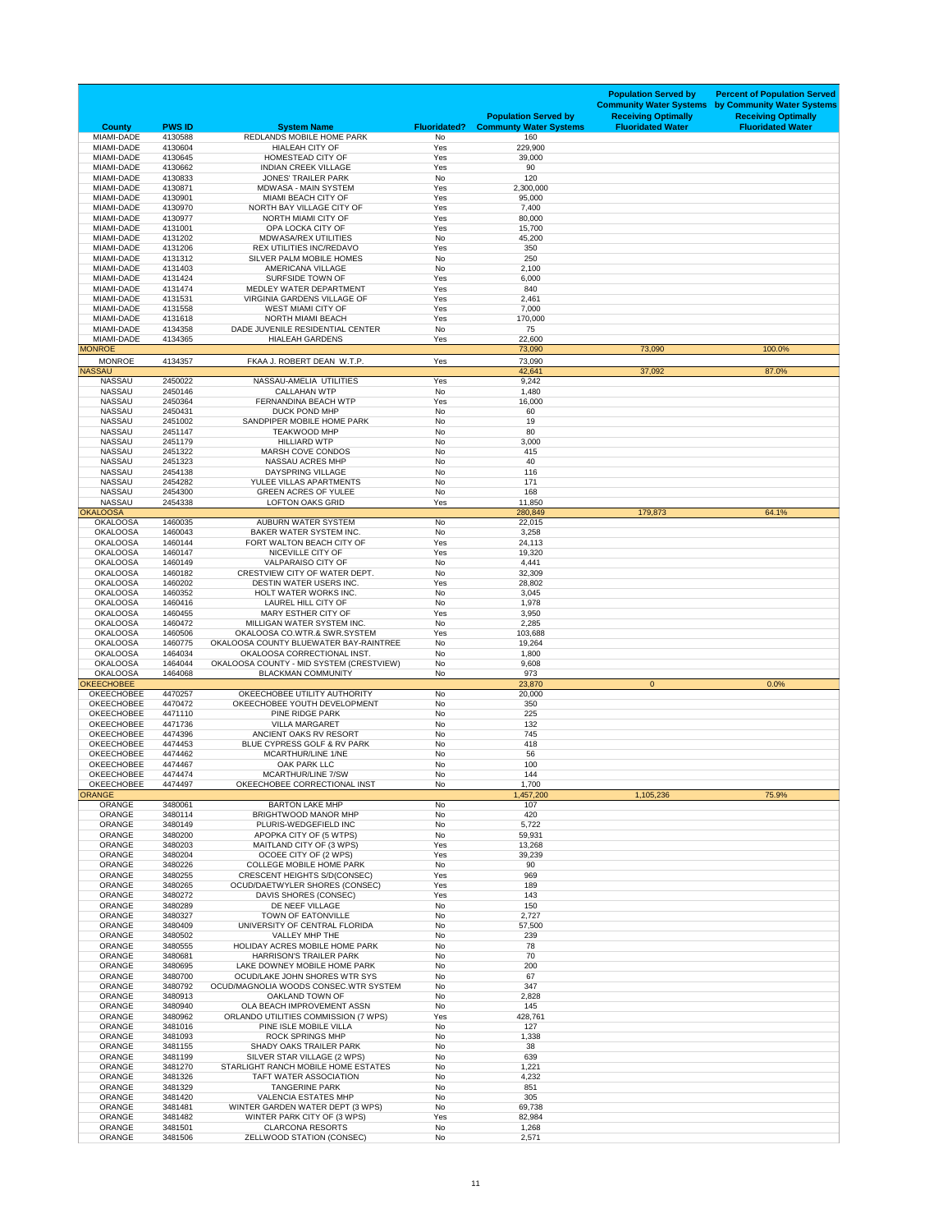| County | PWS ID | System Name | Fluoridated? | Population Served by Communty Water Systems | Population Served by Community Water Systems Receiving Optimally Fluoridated Water | Percent of Population Served by Community Water Systems Receiving Optimally Fluoridated Water |
|---|---|---|---|---|---|---|
| MIAMI-DADE | 4130588 | REDLANDS MOBILE HOME PARK | No | 160 | | |
| MIAMI-DADE | 4130604 | HIALEAH CITY OF | Yes | 229,900 | | |
| MIAMI-DADE | 4130645 | HOMESTEAD CITY OF | Yes | 39,000 | | |
| MIAMI-DADE | 4130662 | INDIAN CREEK VILLAGE | Yes | 90 | | |
| MIAMI-DADE | 4130833 | JONES' TRAILER PARK | No | 120 | | |
| MIAMI-DADE | 4130871 | MDWASA - MAIN SYSTEM | Yes | 2,300,000 | | |
| MIAMI-DADE | 4130901 | MIAMI BEACH CITY OF | Yes | 95,000 | | |
| MIAMI-DADE | 4130970 | NORTH BAY VILLAGE CITY OF | Yes | 7,400 | | |
| MIAMI-DADE | 4130977 | NORTH MIAMI CITY OF | Yes | 80,000 | | |
| MIAMI-DADE | 4131001 | OPA LOCKA CITY OF | Yes | 15,700 | | |
| MIAMI-DADE | 4131202 | MDWASA/REX UTILITIES | No | 45,200 | | |
| MIAMI-DADE | 4131206 | REX UTILITIES INC/REDAVO | Yes | 350 | | |
| MIAMI-DADE | 4131312 | SILVER PALM MOBILE HOMES | No | 250 | | |
| MIAMI-DADE | 4131403 | AMERICANA VILLAGE | No | 2,100 | | |
| MIAMI-DADE | 4131424 | SURFSIDE TOWN OF | Yes | 6,000 | | |
| MIAMI-DADE | 4131474 | MEDLEY WATER DEPARTMENT | Yes | 840 | | |
| MIAMI-DADE | 4131531 | VIRGINIA GARDENS VILLAGE OF | Yes | 2,461 | | |
| MIAMI-DADE | 4131558 | WEST MIAMI CITY OF | Yes | 7,000 | | |
| MIAMI-DADE | 4131618 | NORTH MIAMI BEACH | Yes | 170,000 | | |
| MIAMI-DADE | 4134358 | DADE JUVENILE RESIDENTIAL CENTER | No | 75 | | |
| MIAMI-DADE | 4134365 | HIALEAH GARDENS | Yes | 22,600 | | |
| MONROE | | | | 73,090 | 73,090 | 100.0% |
| MONROE | 4134357 | FKAA J. ROBERT DEAN W.T.P. | Yes | 73,090 | | |
| NASSAU | | | | 42,641 | 37,092 | 87.0% |
| NASSAU | 2450022 | NASSAU-AMELIA UTILITIES | Yes | 9,242 | | |
| NASSAU | 2450146 | CALLAHAN WTP | No | 1,480 | | |
| NASSAU | 2450364 | FERNANDINA BEACH WTP | Yes | 16,000 | | |
| NASSAU | 2450431 | DUCK POND MHP | No | 60 | | |
| NASSAU | 2451002 | SANDPIPER MOBILE HOME PARK | No | 19 | | |
| NASSAU | 2451147 | TEAKWOOD MHP | No | 80 | | |
| NASSAU | 2451179 | HILLIARD WTP | No | 3,000 | | |
| NASSAU | 2451322 | MARSH COVE CONDOS | No | 415 | | |
| NASSAU | 2451323 | NASSAU ACRES MHP | No | 40 | | |
| NASSAU | 2454138 | DAYSPRING VILLAGE | No | 116 | | |
| NASSAU | 2454282 | YULEE VILLAS APARTMENTS | No | 171 | | |
| NASSAU | 2454300 | GREEN ACRES OF YULEE | No | 168 | | |
| NASSAU | 2454338 | LOFTON OAKS GRID | Yes | 11,850 | | |
| OKALOOSA | | | | 280,849 | 179,873 | 64.1% |
| OKALOOSA | 1460035 | AUBURN WATER SYSTEM | No | 22,015 | | |
| OKALOOSA | 1460043 | BAKER WATER SYSTEM INC. | No | 3,258 | | |
| OKALOOSA | 1460144 | FORT WALTON BEACH CITY OF | Yes | 24,113 | | |
| OKALOOSA | 1460147 | NICEVILLE CITY OF | Yes | 19,320 | | |
| OKALOOSA | 1460149 | VALPARAISO CITY OF | No | 4,441 | | |
| OKALOOSA | 1460182 | CRESTVIEW CITY OF WATER DEPT. | No | 32,309 | | |
| OKALOOSA | 1460202 | DESTIN WATER USERS INC. | Yes | 28,802 | | |
| OKALOOSA | 1460352 | HOLT WATER WORKS INC. | No | 3,045 | | |
| OKALOOSA | 1460416 | LAUREL HILL CITY OF | No | 1,978 | | |
| OKALOOSA | 1460455 | MARY ESTHER CITY OF | Yes | 3,950 | | |
| OKALOOSA | 1460472 | MILLIGAN WATER SYSTEM INC. | No | 2,285 | | |
| OKALOOSA | 1460506 | OKALOOSA CO.WTR.& SWR.SYSTEM | Yes | 103,688 | | |
| OKALOOSA | 1460775 | OKALOOSA COUNTY BLUEWATER BAY-RAINTREE | No | 19,264 | | |
| OKALOOSA | 1464034 | OKALOOSA CORRECTIONAL INST. | No | 1,800 | | |
| OKALOOSA | 1464044 | OKALOOSA COUNTY - MID SYSTEM (CRESTVIEW) | No | 9,608 | | |
| OKALOOSA | 1464068 | BLACKMAN COMMUNITY | No | 973 | | |
| OKEECHOBEE | | | | 23,870 | 0 | 0.0% |
| OKEECHOBEE | 4470257 | OKEECHOBEE UTILITY AUTHORITY | No | 20,000 | | |
| OKEECHOBEE | 4470472 | OKEECHOBEE YOUTH DEVELOPMENT | No | 350 | | |
| OKEECHOBEE | 4471110 | PINE RIDGE PARK | No | 225 | | |
| OKEECHOBEE | 4471736 | VILLA MARGARET | No | 132 | | |
| OKEECHOBEE | 4474396 | ANCIENT OAKS RV RESORT | No | 745 | | |
| OKEECHOBEE | 4474453 | BLUE CYPRESS GOLF & RV PARK | No | 418 | | |
| OKEECHOBEE | 4474462 | MCARTHUR/LINE 1/NE | No | 56 | | |
| OKEECHOBEE | 4474467 | OAK PARK LLC | No | 100 | | |
| OKEECHOBEE | 4474474 | MCARTHUR/LINE 7/SW | No | 144 | | |
| OKEECHOBEE | 4474497 | OKEECHOBEE CORRECTIONAL INST | No | 1,700 | | |
| ORANGE | | | | 1,457,200 | 1,105,236 | 75.9% |
| ORANGE | 3480061 | BARTON LAKE MHP | No | 107 | | |
| ORANGE | 3480114 | BRIGHTWOOD MANOR MHP | No | 420 | | |
| ORANGE | 3480149 | PLURIS-WEDGEFIELD INC | No | 5,722 | | |
| ORANGE | 3480200 | APOPKA CITY OF (5 WTPS) | No | 59,931 | | |
| ORANGE | 3480203 | MAITLAND CITY OF (3 WPS) | Yes | 13,268 | | |
| ORANGE | 3480204 | OCOEE CITY OF (2 WPS) | Yes | 39,239 | | |
| ORANGE | 3480226 | COLLEGE MOBILE HOME PARK | No | 90 | | |
| ORANGE | 3480255 | CRESCENT HEIGHTS S/D(CONSEC) | Yes | 969 | | |
| ORANGE | 3480265 | OCUD/DAETWYLER SHORES (CONSEC) | Yes | 189 | | |
| ORANGE | 3480272 | DAVIS SHORES (CONSEC) | Yes | 143 | | |
| ORANGE | 3480289 | DE NEEF VILLAGE | No | 150 | | |
| ORANGE | 3480327 | TOWN OF EATONVILLE | No | 2,727 | | |
| ORANGE | 3480409 | UNIVERSITY OF CENTRAL FLORIDA | No | 57,500 | | |
| ORANGE | 3480502 | VALLEY MHP THE | No | 239 | | |
| ORANGE | 3480555 | HOLIDAY ACRES MOBILE HOME PARK | No | 78 | | |
| ORANGE | 3480681 | HARRISON'S TRAILER PARK | No | 70 | | |
| ORANGE | 3480695 | LAKE DOWNEY MOBILE HOME PARK | No | 200 | | |
| ORANGE | 3480700 | OCUD/LAKE JOHN SHORES WTR SYS | No | 67 | | |
| ORANGE | 3480792 | OCUD/MAGNOLIA WOODS CONSEC.WTR SYSTEM | No | 347 | | |
| ORANGE | 3480913 | OAKLAND TOWN OF | No | 2,828 | | |
| ORANGE | 3480940 | OLA BEACH IMPROVEMENT ASSN | No | 145 | | |
| ORANGE | 3480962 | ORLANDO UTILITIES COMMISSION (7 WPS) | Yes | 428,761 | | |
| ORANGE | 3481016 | PINE ISLE MOBILE VILLA | No | 127 | | |
| ORANGE | 3481093 | ROCK SPRINGS MHP | No | 1,338 | | |
| ORANGE | 3481155 | SHADY OAKS TRAILER PARK | No | 38 | | |
| ORANGE | 3481199 | SILVER STAR VILLAGE (2 WPS) | No | 639 | | |
| ORANGE | 3481270 | STARLIGHT RANCH MOBILE HOME ESTATES | No | 1,221 | | |
| ORANGE | 3481326 | TAFT WATER ASSOCIATION | No | 4,232 | | |
| ORANGE | 3481329 | TANGERINE PARK | No | 851 | | |
| ORANGE | 3481420 | VALENCIA ESTATES MHP | No | 305 | | |
| ORANGE | 3481481 | WINTER GARDEN WATER DEPT (3 WPS) | No | 69,738 | | |
| ORANGE | 3481482 | WINTER PARK CITY OF (3 WPS) | Yes | 82,984 | | |
| ORANGE | 3481501 | CLARCONA RESORTS | No | 1,268 | | |
| ORANGE | 3481506 | ZELLWOOD STATION (CONSEC) | No | 2,571 | | |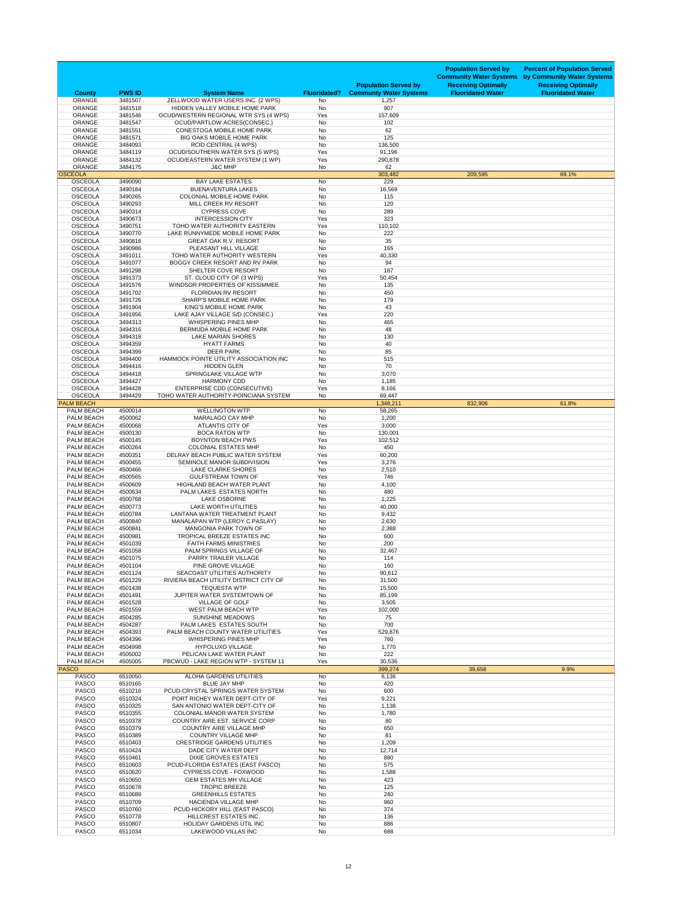| County | PWS ID | System Name | Fluoridated? | Population Served by Communty Water Systems | Population Served by Community Water Systems Receiving Optimally Fluoridated Water | Percent of Population Served by Community Water Systems Receiving Optimally Fluoridated Water |
|---|---|---|---|---|---|---|
| ORANGE | 3481507 | ZELLWOOD WATER USERS INC. (2 WPS) | No | 1,257 | | |
| ORANGE | 3481518 | HIDDEN VALLEY MOBILE HOME PARK | No | 907 | | |
| ORANGE | 3481546 | OCUD/WESTERN REGIONAL WTR SYS (4 WPS) | Yes | 157,609 | | |
| ORANGE | 3481547 | OCUD/PARTLOW ACRES(CONSEC.) | No | 102 | | |
| ORANGE | 3481551 | CONESTOGA MOBILE HOME PARK | No | 62 | | |
| ORANGE | 3481571 | BIG OAKS MOBILE HOME PARK | No | 125 | | |
| ORANGE | 3484093 | RCID CENTRAL (4 WPS) | No | 136,500 | | |
| ORANGE | 3484119 | OCUD/SOUTHERN WATER SYS (5 WPS) | Yes | 91,196 | | |
| ORANGE | 3484132 | OCUD/EASTERN WATER SYSTEM (1 WP) | Yes | 290,878 | | |
| ORANGE | 3484175 | J&C MHP | No | 62 | | |
| OSCEOLA | | | | 303,482 | 209,595 | 69.1% |
| OSCEOLA | 3490090 | BAY LAKE ESTATES | No | 229 | | |
| OSCEOLA | 3490184 | BUENAVENTURA LAKES | No | 16,569 | | |
| OSCEOLA | 3490265 | COLONIAL MOBILE HOME PARK | No | 115 | | |
| OSCEOLA | 3490293 | MILL CREEK RV RESORT | No | 120 | | |
| OSCEOLA | 3490314 | CYPRESS COVE | No | 289 | | |
| OSCEOLA | 3490673 | INTERCESSION CITY | Yes | 323 | | |
| OSCEOLA | 3490751 | TOHO WATER AUTHORITY EASTERN | Yes | 110,102 | | |
| OSCEOLA | 3490770 | LAKE RUNNYMEDE MOBILE HOME PARK | No | 222 | | |
| OSCEOLA | 3490816 | GREAT OAK R.V. RESORT | No | 35 | | |
| OSCEOLA | 3490986 | PLEASANT HILL VILLAGE | No | 165 | | |
| OSCEOLA | 3491011 | TOHO WATER AUTHORITY WESTERN | Yes | 40,330 | | |
| OSCEOLA | 3491077 | BOGGY CREEK RESORT AND RV PARK | No | 94 | | |
| OSCEOLA | 3491298 | SHELTER COVE RESORT | No | 187 | | |
| OSCEOLA | 3491373 | ST. CLOUD CITY OF (3 WPS) | Yes | 50,454 | | |
| OSCEOLA | 3491576 | WINDSOR PROPERTIES OF KISSIMMEE | No | 135 | | |
| OSCEOLA | 3491702 | FLORIDIAN RV RESORT | No | 450 | | |
| OSCEOLA | 3491726 | SHARP'S MOBILE HOME PARK | No | 179 | | |
| OSCEOLA | 3491904 | KING'S MOBILE HOME PARK | No | 43 | | |
| OSCEOLA | 3491956 | LAKE AJAY VILLAGE S/D (CONSEC.) | Yes | 220 | | |
| OSCEOLA | 3494313 | WHISPERING PINES MHP | No | 465 | | |
| OSCEOLA | 3494316 | BERMUDA MOBILE HOME PARK | No | 48 | | |
| OSCEOLA | 3494318 | LAKE MARIAN SHORES | No | 130 | | |
| OSCEOLA | 3494359 | HYATT FARMS | No | 40 | | |
| OSCEOLA | 3494399 | DEER PARK | No | 85 | | |
| OSCEOLA | 3494400 | HAMMOCK POINTE UTILITY ASSOCIATION INC | No | 515 | | |
| OSCEOLA | 3494416 | HIDDEN GLEN | No | 70 | | |
| OSCEOLA | 3494418 | SPRINGLAKE VILLAGE WTP | No | 3,070 | | |
| OSCEOLA | 3494427 | HARMONY CDD | No | 1,185 | | |
| OSCEOLA | 3494428 | ENTERPRISE CDD (CONSECUTIVE) | Yes | 8,166 | | |
| OSCEOLA | 3494429 | TOHO WATER AUTHORITY-POINCIANA SYSTEM | No | 69,447 | | |
| PALM BEACH | | | | 1,348,211 | 832,906 | 61.8% |
| PALM BEACH | 4500014 | WELLINGTON WTP | No | 58,265 | | |
| PALM BEACH | 4500062 | MARALAGO CAY MHP | No | 1,200 | | |
| PALM BEACH | 4500068 | ATLANTIS CITY OF | Yes | 3,000 | | |
| PALM BEACH | 4500130 | BOCA RATON WTP | No | 130,001 | | |
| PALM BEACH | 4500145 | BOYNTON BEACH PWS | Yes | 102,512 | | |
| PALM BEACH | 4500264 | COLONIAL ESTATES MHP | No | 450 | | |
| PALM BEACH | 4500351 | DELRAY BEACH PUBLIC WATER SYSTEM | Yes | 60,200 | | |
| PALM BEACH | 4500455 | SEMINOLE MANOR SUBDIVISION | Yes | 3,276 | | |
| PALM BEACH | 4500466 | LAKE CLARKE SHORES | No | 2,510 | | |
| PALM BEACH | 4500565 | GULFSTREAM TOWN OF | Yes | 746 | | |
| PALM BEACH | 4500609 | HIGHLAND BEACH WATER PLANT | No | 4,100 | | |
| PALM BEACH | 4500634 | PALM LAKES ESTATES NORTH | No | 480 | | |
| PALM BEACH | 4500768 | LAKE OSBORNE | No | 1,225 | | |
| PALM BEACH | 4500773 | LAKE WORTH UTILITIES | No | 40,000 | | |
| PALM BEACH | 4500784 | LANTANA WATER TREATMENT PLANT | No | 9,432 | | |
| PALM BEACH | 4500840 | MANALAPAN WTP (LEROY C.PASLAY) | No | 2,630 | | |
| PALM BEACH | 4500841 | MANGONIA PARK TOWN OF | No | 2,388 | | |
| PALM BEACH | 4500981 | TROPICAL BREEZE ESTATES INC | No | 600 | | |
| PALM BEACH | 4501039 | FAITH FARMS MINISTRIES | No | 200 | | |
| PALM BEACH | 4501058 | PALM SPRINGS VILLAGE OF | No | 32,467 | | |
| PALM BEACH | 4501075 | PARRY TRAILER VILLAGE | No | 114 | | |
| PALM BEACH | 4501104 | PINE GROVE VILLAGE | No | 160 | | |
| PALM BEACH | 4501124 | SEACOAST UTILITIES AUTHORITY | No | 90,612 | | |
| PALM BEACH | 4501229 | RIVIERA BEACH UTILITY DISTRICT CITY OF | No | 31,500 | | |
| PALM BEACH | 4501438 | TEQUESTA WTP | No | 15,500 | | |
| PALM BEACH | 4501491 | JUPITER WATER SYSTEMTOWN OF | No | 85,199 | | |
| PALM BEACH | 4501528 | VILLAGE OF GOLF | No | 3,505 | | |
| PALM BEACH | 4501559 | WEST PALM BEACH WTP | Yes | 102,000 | | |
| PALM BEACH | 4504285 | SUNSHINE MEADOWS | No | 75 | | |
| PALM BEACH | 4504287 | PALM LAKES ESTATES SOUTH | No | 700 | | |
| PALM BEACH | 4504393 | PALM BEACH COUNTY WATER UTILITIES | Yes | 529,876 | | |
| PALM BEACH | 4504396 | WHISPERING PINES MHP | Yes | 760 | | |
| PALM BEACH | 4504998 | HYPOLUXO VILLAGE | No | 1,770 | | |
| PALM BEACH | 4505002 | PELICAN LAKE WATER PLANT | No | 222 | | |
| PALM BEACH | 4505005 | PBCWUD - LAKE REGION WTP - SYSTEM 11 | Yes | 30,536 | | |
| PASCO | | | | 399,274 | 39,658 | 9.9% |
| PASCO | 6510050 | ALOHA GARDENS UTILITIES | No | 8,136 | | |
| PASCO | 6510165 | BLUE JAY MHP | No | 420 | | |
| PASCO | 6510216 | PCUD-CRYSTAL SPRINGS WATER SYSTEM | No | 600 | | |
| PASCO | 6510324 | PORT RICHEY WATER DEPT-CITY OF | Yes | 9,221 | | |
| PASCO | 6510325 | SAN ANTONIO WATER DEPT-CITY OF | No | 1,138 | | |
| PASCO | 6510355 | COLONIAL MANOR WATER SYSTEM | No | 1,780 | | |
| PASCO | 6510378 | COUNTRY AIRE EST. SERVICE CORP | No | 80 | | |
| PASCO | 6510379 | COUNTRY AIRE VILLAGE MHP | No | 650 | | |
| PASCO | 6510389 | COUNTRY VILLAGE MHP | No | 81 | | |
| PASCO | 6510403 | CRESTRIDGE GARDENS UTILITIES | No | 1,209 | | |
| PASCO | 6510424 | DADE CITY WATER DEPT | No | 12,714 | | |
| PASCO | 6510461 | DIXIE GROVES ESTATES | No | 880 | | |
| PASCO | 6510603 | PCUD-FLORIDA ESTATES (EAST PASCO) | No | 575 | | |
| PASCO | 6510620 | CYPRESS COVE - FOXWOOD | No | 1,588 | | |
| PASCO | 6510650 | GEM ESTATES MH VILLAGE | No | 423 | | |
| PASCO | 6510678 | TROPIC BREEZE | No | 125 | | |
| PASCO | 6510689 | GREENHILLS ESTATES | No | 240 | | |
| PASCO | 6510709 | HACIENDA VILLAGE MHP | No | 960 | | |
| PASCO | 6510760 | PCUD-HICKORY HILL (EAST PASCO) | No | 374 | | |
| PASCO | 6510778 | HILLCREST ESTATES INC. | No | 136 | | |
| PASCO | 6510807 | HOLIDAY GARDENS UTIL INC | No | 886 | | |
| PASCO | 6511034 | LAKEWOOD VILLAS INC | No | 688 | | |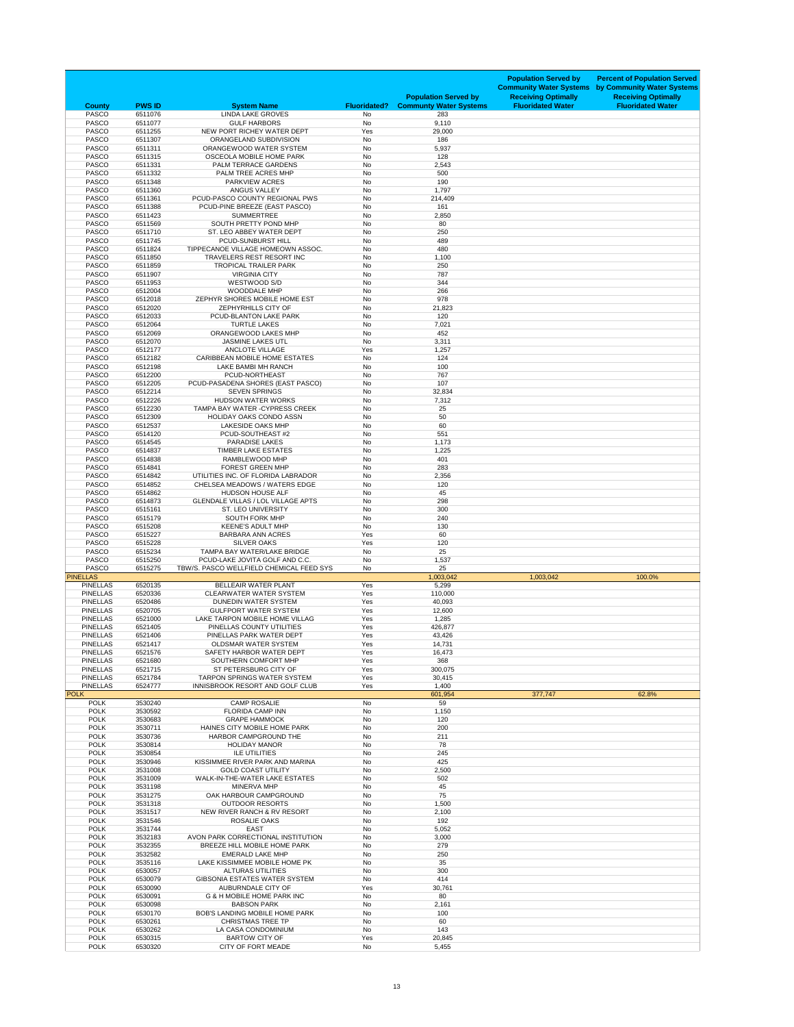| County | PWS ID | System Name | Fluoridated? | Population Served by Communty Water Systems | Population Served by Community Water Systems Receiving Optimally Fluoridated Water | Percent of Population Served by Community Water Systems Receiving Optimally Fluoridated Water |
|---|---|---|---|---|---|---|
| PASCO | 6511076 | LINDA LAKE GROVES | No | 283 | | |
| PASCO | 6511077 | GULF HARBORS | No | 9,110 | | |
| PASCO | 6511255 | NEW PORT RICHEY WATER DEPT | Yes | 29,000 | | |
| PASCO | 6511307 | ORANGELAND SUBDIVISION | No | 186 | | |
| PASCO | 6511311 | ORANGEWOOD WATER SYSTEM | No | 5,937 | | |
| PASCO | 6511315 | OSCEOLA MOBILE HOME PARK | No | 128 | | |
| PASCO | 6511331 | PALM TERRACE GARDENS | No | 2,543 | | |
| PASCO | 6511332 | PALM TREE ACRES MHP | No | 500 | | |
| PASCO | 6511348 | PARKVIEW ACRES | No | 190 | | |
| PASCO | 6511360 | ANGUS VALLEY | No | 1,797 | | |
| PASCO | 6511361 | PCUD-PASCO COUNTY REGIONAL PWS | No | 214,409 | | |
| PASCO | 6511388 | PCUD-PINE BREEZE (EAST PASCO) | No | 161 | | |
| PASCO | 6511423 | SUMMERTREE | No | 2,850 | | |
| PASCO | 6511569 | SOUTH PRETTY POND MHP | No | 80 | | |
| PASCO | 6511710 | ST. LEO ABBEY WATER DEPT | No | 250 | | |
| PASCO | 6511745 | PCUD-SUNBURST HILL | No | 489 | | |
| PASCO | 6511824 | TIPPECANOE VILLAGE HOMEOWN ASSOC. | No | 480 | | |
| PASCO | 6511850 | TRAVELERS REST RESORT INC | No | 1,100 | | |
| PASCO | 6511859 | TROPICAL TRAILER PARK | No | 250 | | |
| PASCO | 6511907 | VIRGINIA CITY | No | 787 | | |
| PASCO | 6511953 | WESTWOOD S/D | No | 344 | | |
| PASCO | 6512004 | WOODDALE MHP | No | 266 | | |
| PASCO | 6512018 | ZEPHYR SHORES MOBILE HOME EST | No | 978 | | |
| PASCO | 6512020 | ZEPHYRHILLS CITY OF | No | 21,823 | | |
| PASCO | 6512033 | PCUD-BLANTON LAKE PARK | No | 120 | | |
| PASCO | 6512064 | TURTLE LAKES | No | 7,021 | | |
| PASCO | 6512069 | ORANGEWOOD LAKES MHP | No | 452 | | |
| PASCO | 6512070 | JASMINE LAKES UTL | No | 3,311 | | |
| PASCO | 6512177 | ANCLOTE VILLAGE | Yes | 1,257 | | |
| PASCO | 6512182 | CARIBBEAN MOBILE HOME ESTATES | No | 124 | | |
| PASCO | 6512198 | LAKE BAMBI MH RANCH | No | 100 | | |
| PASCO | 6512200 | PCUD-NORTHEAST | No | 767 | | |
| PASCO | 6512205 | PCUD-PASADENA SHORES (EAST PASCO) | No | 107 | | |
| PASCO | 6512214 | SEVEN SPRINGS | No | 32,834 | | |
| PASCO | 6512226 | HUDSON WATER WORKS | No | 7,312 | | |
| PASCO | 6512230 | TAMPA BAY WATER -CYPRESS CREEK | No | 25 | | |
| PASCO | 6512309 | HOLIDAY OAKS CONDO ASSN | No | 50 | | |
| PASCO | 6512537 | LAKESIDE OAKS MHP | No | 60 | | |
| PASCO | 6514120 | PCUD-SOUTHEAST #2 | No | 551 | | |
| PASCO | 6514545 | PARADISE LAKES | No | 1,173 | | |
| PASCO | 6514837 | TIMBER LAKE ESTATES | No | 1,225 | | |
| PASCO | 6514838 | RAMBLEWOOD MHP | No | 401 | | |
| PASCO | 6514841 | FOREST GREEN MHP | No | 283 | | |
| PASCO | 6514842 | UTILITIES INC. OF FLORIDA LABRADOR | No | 2,356 | | |
| PASCO | 6514852 | CHELSEA MEADOWS / WATERS EDGE | No | 120 | | |
| PASCO | 6514862 | HUDSON HOUSE ALF | No | 45 | | |
| PASCO | 6514873 | GLENDALE VILLAS / LOL VILLAGE APTS | No | 298 | | |
| PASCO | 6515161 | ST. LEO UNIVERSITY | No | 300 | | |
| PASCO | 6515179 | SOUTH FORK MHP | No | 240 | | |
| PASCO | 6515208 | KEENE'S ADULT MHP | No | 130 | | |
| PASCO | 6515227 | BARBARA ANN ACRES | Yes | 60 | | |
| PASCO | 6515228 | SILVER OAKS | Yes | 120 | | |
| PASCO | 6515234 | TAMPA BAY WATER/LAKE BRIDGE | No | 25 | | |
| PASCO | 6515250 | PCUD-LAKE JOVITA GOLF AND C.C. | No | 1,537 | | |
| PASCO | 6515275 | TBW/S. PASCO WELLFIELD CHEMICAL FEED SYS | No | 25 | | |
| PINELLAS | | | | 1,003,042 | 1,003,042 | 100.0% |
| PINELLAS | 6520135 | BELLEAIR WATER PLANT | Yes | 5,299 | | |
| PINELLAS | 6520336 | CLEARWATER WATER SYSTEM | Yes | 110,000 | | |
| PINELLAS | 6520486 | DUNEDIN WATER SYSTEM | Yes | 40,093 | | |
| PINELLAS | 6520705 | GULFPORT WATER SYSTEM | Yes | 12,600 | | |
| PINELLAS | 6521000 | LAKE TARPON MOBILE HOME VILLAG | Yes | 1,285 | | |
| PINELLAS | 6521405 | PINELLAS COUNTY UTILITIES | Yes | 426,877 | | |
| PINELLAS | 6521406 | PINELLAS PARK WATER DEPT | Yes | 43,426 | | |
| PINELLAS | 6521417 | OLDSMAR WATER SYSTEM | Yes | 14,731 | | |
| PINELLAS | 6521576 | SAFETY HARBOR WATER DEPT | Yes | 16,473 | | |
| PINELLAS | 6521680 | SOUTHERN COMFORT MHP | Yes | 368 | | |
| PINELLAS | 6521715 | ST PETERSBURG CITY OF | Yes | 300,075 | | |
| PINELLAS | 6521784 | TARPON SPRINGS WATER SYSTEM | Yes | 30,415 | | |
| PINELLAS | 6524777 | INNISBROOK RESORT AND GOLF CLUB | Yes | 1,400 | | |
| POLK | | | | 601,954 | 377,747 | 62.8% |
| POLK | 3530240 | CAMP ROSALIE | No | 59 | | |
| POLK | 3530592 | FLORIDA CAMP INN | No | 1,150 | | |
| POLK | 3530683 | GRAPE HAMMOCK | No | 120 | | |
| POLK | 3530711 | HAINES CITY MOBILE HOME PARK | No | 200 | | |
| POLK | 3530736 | HARBOR CAMPGROUND THE | No | 211 | | |
| POLK | 3530814 | HOLIDAY MANOR | No | 78 | | |
| POLK | 3530854 | ILE UTILITIES | No | 245 | | |
| POLK | 3530946 | KISSIMMEE RIVER PARK AND MARINA | No | 425 | | |
| POLK | 3531008 | GOLD COAST UTILITY | No | 2,500 | | |
| POLK | 3531009 | WALK-IN-THE-WATER LAKE ESTATES | No | 502 | | |
| POLK | 3531198 | MINERVA MHP | No | 45 | | |
| POLK | 3531275 | OAK HARBOUR CAMPGROUND | No | 75 | | |
| POLK | 3531318 | OUTDOOR RESORTS | No | 1,500 | | |
| POLK | 3531517 | NEW RIVER RANCH & RV RESORT | No | 2,100 | | |
| POLK | 3531546 | ROSALIE OAKS | No | 192 | | |
| POLK | 3531744 | EAST | No | 5,052 | | |
| POLK | 3532183 | AVON PARK CORRECTIONAL INSTITUTION | No | 3,000 | | |
| POLK | 3532355 | BREEZE HILL MOBILE HOME PARK | No | 279 | | |
| POLK | 3532582 | EMERALD LAKE MHP | No | 250 | | |
| POLK | 3535116 | LAKE KISSIMMEE MOBILE HOME PK | No | 35 | | |
| POLK | 6530057 | ALTURAS UTILITIES | No | 300 | | |
| POLK | 6530079 | GIBSONIA ESTATES WATER SYSTEM | No | 414 | | |
| POLK | 6530090 | AUBURNDALE CITY OF | Yes | 30,761 | | |
| POLK | 6530091 | G & H MOBILE HOME PARK INC | No | 80 | | |
| POLK | 6530098 | BABSON PARK | No | 2,161 | | |
| POLK | 6530170 | BOB'S LANDING MOBILE HOME PARK | No | 100 | | |
| POLK | 6530261 | CHRISTMAS TREE TP | No | 60 | | |
| POLK | 6530262 | LA CASA CONDOMINIUM | No | 143 | | |
| POLK | 6530315 | BARTOW CITY OF | Yes | 20,845 | | |
| POLK | 6530320 | CITY OF FORT MEADE | No | 5,455 | | |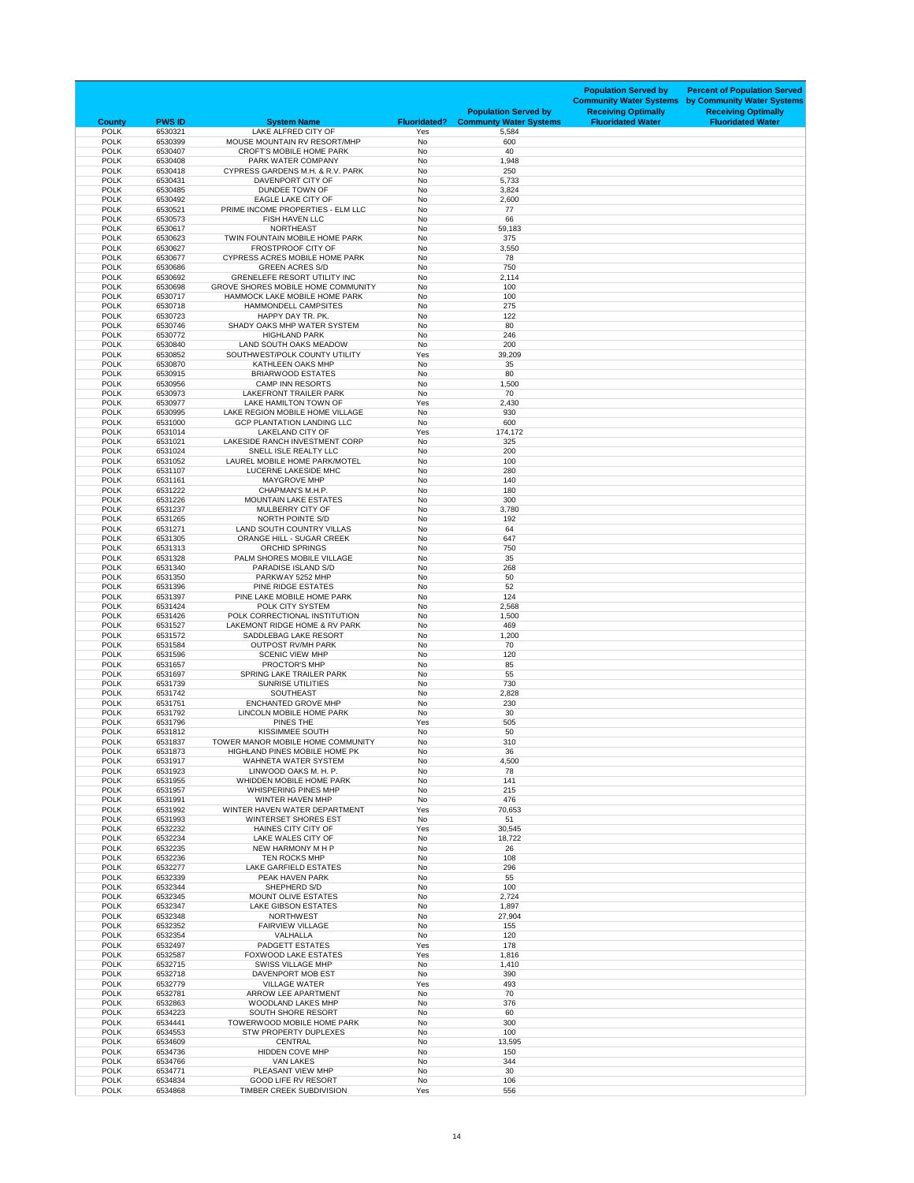| County | PWS ID | System Name | Fluoridated? | Population Served by Community Water Systems | Population Served by Community Water Systems Receiving Optimally Fluoridated Water | Percent of Population Served by Community Water Systems Receiving Optimally Fluoridated Water |
|---|---|---|---|---|---|---|
| POLK | 6530321 | LAKE ALFRED CITY OF | Yes | 5,584 | | |
| POLK | 6530399 | MOUSE MOUNTAIN RV RESORT/MHP | No | 600 | | |
| POLK | 6530407 | CROFT'S MOBILE HOME PARK | No | 40 | | |
| POLK | 6530408 | PARK WATER COMPANY | No | 1,948 | | |
| POLK | 6530418 | CYPRESS GARDENS M.H. & R.V. PARK | No | 250 | | |
| POLK | 6530431 | DAVENPORT CITY OF | No | 5,733 | | |
| POLK | 6530485 | DUNDEE TOWN OF | No | 3,824 | | |
| POLK | 6530492 | EAGLE LAKE CITY OF | No | 2,600 | | |
| POLK | 6530521 | PRIME INCOME PROPERTIES - ELM LLC | No | 77 | | |
| POLK | 6530573 | FISH HAVEN LLC | No | 66 | | |
| POLK | 6530617 | NORTHEAST | No | 59,183 | | |
| POLK | 6530623 | TWIN FOUNTAIN MOBILE HOME PARK | No | 375 | | |
| POLK | 6530627 | FROSTPROOF CITY OF | No | 3,550 | | |
| POLK | 6530677 | CYPRESS ACRES MOBILE HOME PARK | No | 78 | | |
| POLK | 6530686 | GREEN ACRES S/D | No | 750 | | |
| POLK | 6530692 | GRENELEFE RESORT UTILITY INC | No | 2,114 | | |
| POLK | 6530698 | GROVE SHORES MOBILE HOME COMMUNITY | No | 100 | | |
| POLK | 6530717 | HAMMOCK LAKE MOBILE HOME PARK | No | 100 | | |
| POLK | 6530718 | HAMMONDELL CAMPSITES | No | 275 | | |
| POLK | 6530723 | HAPPY DAY TR. PK. | No | 122 | | |
| POLK | 6530746 | SHADY OAKS MHP WATER SYSTEM | No | 80 | | |
| POLK | 6530772 | HIGHLAND PARK | No | 246 | | |
| POLK | 6530840 | LAND SOUTH OAKS MEADOW | No | 200 | | |
| POLK | 6530852 | SOUTHWEST/POLK COUNTY UTILITY | Yes | 39,209 | | |
| POLK | 6530870 | KATHLEEN OAKS MHP | No | 35 | | |
| POLK | 6530915 | BRIARWOOD ESTATES | No | 80 | | |
| POLK | 6530956 | CAMP INN RESORTS | No | 1,500 | | |
| POLK | 6530973 | LAKEFRONT TRAILER PARK | No | 70 | | |
| POLK | 6530977 | LAKE HAMILTON TOWN OF | Yes | 2,430 | | |
| POLK | 6530995 | LAKE REGION MOBILE HOME VILLAGE | No | 930 | | |
| POLK | 6531000 | GCP PLANTATION LANDING LLC | No | 600 | | |
| POLK | 6531014 | LAKELAND CITY OF | Yes | 174,172 | | |
| POLK | 6531021 | LAKESIDE RANCH INVESTMENT CORP | No | 325 | | |
| POLK | 6531024 | SNELL ISLE REALTY LLC | No | 200 | | |
| POLK | 6531052 | LAUREL MOBILE HOME PARK/MOTEL | No | 100 | | |
| POLK | 6531107 | LUCERNE LAKESIDE MHC | No | 280 | | |
| POLK | 6531161 | MAYGROVE MHP | No | 140 | | |
| POLK | 6531222 | CHAPMAN'S M.H.P. | No | 180 | | |
| POLK | 6531226 | MOUNTAIN LAKE ESTATES | No | 300 | | |
| POLK | 6531237 | MULBERRY CITY OF | No | 3,780 | | |
| POLK | 6531265 | NORTH POINTE S/D | No | 192 | | |
| POLK | 6531271 | LAND SOUTH COUNTRY VILLAS | No | 64 | | |
| POLK | 6531305 | ORANGE HILL - SUGAR CREEK | No | 647 | | |
| POLK | 6531313 | ORCHID SPRINGS | No | 750 | | |
| POLK | 6531328 | PALM SHORES MOBILE VILLAGE | No | 35 | | |
| POLK | 6531340 | PARADISE ISLAND S/D | No | 268 | | |
| POLK | 6531350 | PARKWAY 5252 MHP | No | 50 | | |
| POLK | 6531396 | PINE RIDGE ESTATES | No | 52 | | |
| POLK | 6531397 | PINE LAKE MOBILE HOME PARK | No | 124 | | |
| POLK | 6531424 | POLK CITY SYSTEM | No | 2,568 | | |
| POLK | 6531426 | POLK CORRECTIONAL INSTITUTION | No | 1,500 | | |
| POLK | 6531527 | LAKEMONT RIDGE HOME & RV PARK | No | 469 | | |
| POLK | 6531572 | SADDLEBAG LAKE RESORT | No | 1,200 | | |
| POLK | 6531584 | OUTPOST RV/MH PARK | No | 70 | | |
| POLK | 6531596 | SCENIC VIEW MHP | No | 120 | | |
| POLK | 6531657 | PROCTOR'S MHP | No | 85 | | |
| POLK | 6531697 | SPRING LAKE TRAILER PARK | No | 55 | | |
| POLK | 6531739 | SUNRISE UTILITIES | No | 730 | | |
| POLK | 6531742 | SOUTHEAST | No | 2,828 | | |
| POLK | 6531751 | ENCHANTED GROVE MHP | No | 230 | | |
| POLK | 6531792 | LINCOLN MOBILE HOME PARK | No | 30 | | |
| POLK | 6531796 | PINES THE | Yes | 505 | | |
| POLK | 6531812 | KISSIMMEE SOUTH | No | 50 | | |
| POLK | 6531837 | TOWER MANOR MOBILE HOME COMMUNITY | No | 310 | | |
| POLK | 6531873 | HIGHLAND PINES MOBILE HOME PK | No | 36 | | |
| POLK | 6531917 | WAHNETA WATER SYSTEM | No | 4,500 | | |
| POLK | 6531923 | LINWOOD OAKS M. H. P. | No | 78 | | |
| POLK | 6531955 | WHIDDEN MOBILE HOME PARK | No | 141 | | |
| POLK | 6531957 | WHISPERING PINES MHP | No | 215 | | |
| POLK | 6531991 | WINTER HAVEN MHP | No | 476 | | |
| POLK | 6531992 | WINTER HAVEN WATER DEPARTMENT | Yes | 70,653 | | |
| POLK | 6531993 | WINTERSET SHORES EST | No | 51 | | |
| POLK | 6532232 | HAINES CITY CITY OF | Yes | 30,545 | | |
| POLK | 6532234 | LAKE WALES CITY OF | No | 18,722 | | |
| POLK | 6532235 | NEW HARMONY M H P | No | 26 | | |
| POLK | 6532236 | TEN ROCKS MHP | No | 108 | | |
| POLK | 6532277 | LAKE GARFIELD ESTATES | No | 296 | | |
| POLK | 6532339 | PEAK HAVEN PARK | No | 55 | | |
| POLK | 6532344 | SHEPHERD S/D | No | 100 | | |
| POLK | 6532345 | MOUNT OLIVE ESTATES | No | 2,724 | | |
| POLK | 6532347 | LAKE GIBSON ESTATES | No | 1,897 | | |
| POLK | 6532348 | NORTHWEST | No | 27,904 | | |
| POLK | 6532352 | FAIRVIEW VILLAGE | No | 155 | | |
| POLK | 6532354 | VALHALLA | No | 120 | | |
| POLK | 6532497 | PADGETT ESTATES | Yes | 178 | | |
| POLK | 6532587 | FOXWOOD LAKE ESTATES | Yes | 1,816 | | |
| POLK | 6532715 | SWISS VILLAGE MHP | No | 1,410 | | |
| POLK | 6532718 | DAVENPORT MOB EST | No | 390 | | |
| POLK | 6532779 | VILLAGE WATER | Yes | 493 | | |
| POLK | 6532781 | ARROW LEE APARTMENT | No | 70 | | |
| POLK | 6532863 | WOODLAND LAKES MHP | No | 376 | | |
| POLK | 6534223 | SOUTH SHORE RESORT | No | 60 | | |
| POLK | 6534441 | TOWERWOOD MOBILE HOME PARK | No | 300 | | |
| POLK | 6534553 | STW PROPERTY DUPLEXES | No | 100 | | |
| POLK | 6534609 | CENTRAL | No | 13,595 | | |
| POLK | 6534736 | HIDDEN COVE MHP | No | 150 | | |
| POLK | 6534766 | VAN LAKES | No | 344 | | |
| POLK | 6534771 | PLEASANT VIEW MHP | No | 30 | | |
| POLK | 6534834 | GOOD LIFE RV RESORT | No | 106 | | |
| POLK | 6534868 | TIMBER CREEK SUBDIVISION | Yes | 556 | | |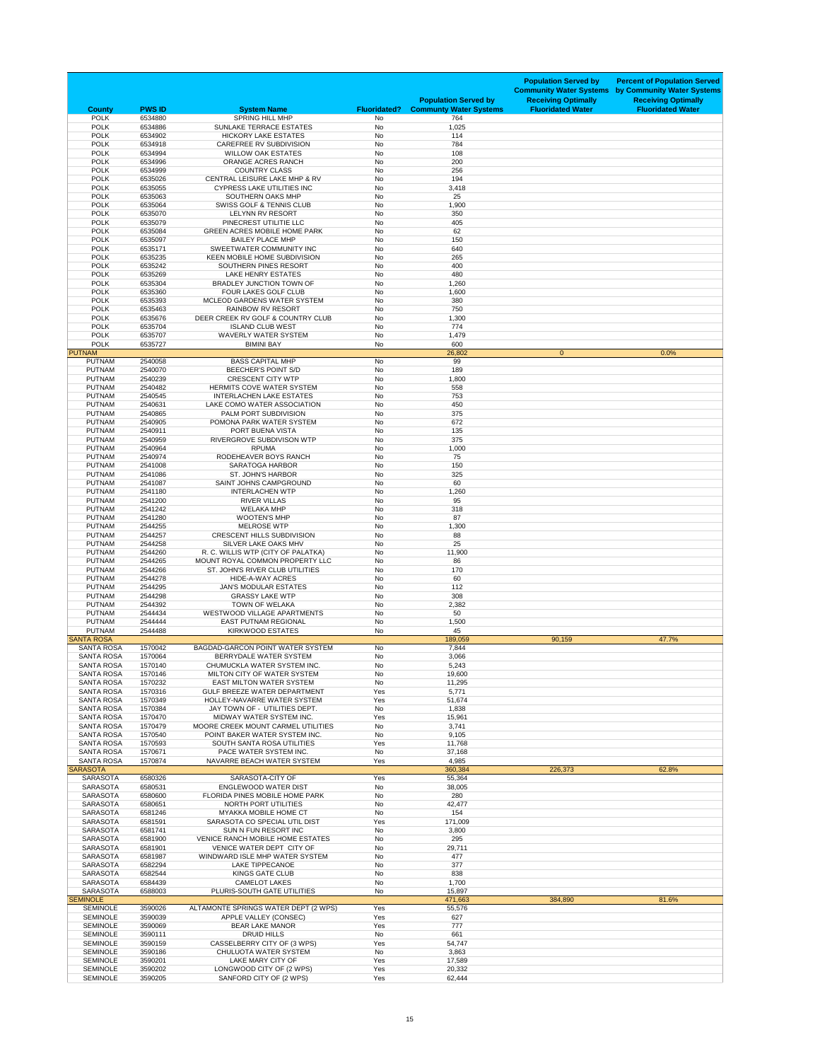| County | PWS ID | System Name | Fluoridated? | Population Served by Communty Water Systems | Population Served by Community Water Systems Receiving Optimally Fluoridated Water | Percent of Population Served by Community Water Systems Receiving Optimally Fluoridated Water |
|---|---|---|---|---|---|---|
| POLK | 6534880 | SPRING HILL MHP | No | 764 | | |
| POLK | 6534886 | SUNLAKE TERRACE ESTATES | No | 1,025 | | |
| POLK | 6534902 | HICKORY LAKE ESTATES | No | 114 | | |
| POLK | 6534918 | CAREFREE RV SUBDIVISION | No | 784 | | |
| POLK | 6534994 | WILLOW OAK ESTATES | No | 108 | | |
| POLK | 6534996 | ORANGE ACRES RANCH | No | 200 | | |
| POLK | 6534999 | COUNTRY CLASS | No | 256 | | |
| POLK | 6535026 | CENTRAL LEISURE LAKE MHP & RV | No | 194 | | |
| POLK | 6535055 | CYPRESS LAKE UTILITIES INC | No | 3,418 | | |
| POLK | 6535063 | SOUTHERN OAKS MHP | No | 25 | | |
| POLK | 6535064 | SWISS GOLF & TENNIS CLUB | No | 1,900 | | |
| POLK | 6535070 | LELYNN RV RESORT | No | 350 | | |
| POLK | 6535079 | PINECREST UTILITIE LLC | No | 405 | | |
| POLK | 6535084 | GREEN ACRES MOBILE HOME PARK | No | 62 | | |
| POLK | 6535097 | BAILEY PLACE MHP | No | 150 | | |
| POLK | 6535171 | SWEETWATER COMMUNITY INC | No | 640 | | |
| POLK | 6535235 | KEEN MOBILE HOME SUBDIVISION | No | 265 | | |
| POLK | 6535242 | SOUTHERN PINES RESORT | No | 400 | | |
| POLK | 6535269 | LAKE HENRY ESTATES | No | 480 | | |
| POLK | 6535304 | BRADLEY JUNCTION TOWN OF | No | 1,260 | | |
| POLK | 6535360 | FOUR LAKES GOLF CLUB | No | 1,600 | | |
| POLK | 6535393 | MCLEOD GARDENS WATER SYSTEM | No | 380 | | |
| POLK | 6535463 | RAINBOW RV RESORT | No | 750 | | |
| POLK | 6535676 | DEER CREEK RV GOLF & COUNTRY CLUB | No | 1,300 | | |
| POLK | 6535704 | ISLAND CLUB WEST | No | 774 | | |
| POLK | 6535707 | WAVERLY WATER SYSTEM | No | 1,479 | | |
| POLK | 6535727 | BIMINI BAY | No | 600 | | |
| PUTNAM | | | | 26,802 | 0 | 0.0% |
| PUTNAM | 2540058 | BASS CAPITAL MHP | No | 99 | | |
| PUTNAM | 2540070 | BEECHER'S POINT S/D | No | 189 | | |
| PUTNAM | 2540239 | CRESCENT CITY WTP | No | 1,800 | | |
| PUTNAM | 2540482 | HERMITS COVE WATER SYSTEM | No | 558 | | |
| PUTNAM | 2540545 | INTERLACHEN LAKE ESTATES | No | 753 | | |
| PUTNAM | 2540631 | LAKE COMO WATER ASSOCIATION | No | 450 | | |
| PUTNAM | 2540865 | PALM PORT SUBDIVISION | No | 375 | | |
| PUTNAM | 2540905 | POMONA PARK WATER SYSTEM | No | 672 | | |
| PUTNAM | 2540911 | PORT BUENA VISTA | No | 135 | | |
| PUTNAM | 2540959 | RIVERGROVE SUBDIVISON WTP | No | 375 | | |
| PUTNAM | 2540964 | RPUMA | No | 1,000 | | |
| PUTNAM | 2540974 | RODEHEAVER BOYS RANCH | No | 75 | | |
| PUTNAM | 2541008 | SARATOGA HARBOR | No | 150 | | |
| PUTNAM | 2541086 | ST. JOHN'S HARBOR | No | 325 | | |
| PUTNAM | 2541087 | SAINT JOHNS CAMPGROUND | No | 60 | | |
| PUTNAM | 2541180 | INTERLACHEN WTP | No | 1,260 | | |
| PUTNAM | 2541200 | RIVER VILLAS | No | 95 | | |
| PUTNAM | 2541242 | WELAKA MHP | No | 318 | | |
| PUTNAM | 2541280 | WOOTEN'S MHP | No | 87 | | |
| PUTNAM | 2544255 | MELROSE WTP | No | 1,300 | | |
| PUTNAM | 2544257 | CRESCENT HILLS SUBDIVISION | No | 88 | | |
| PUTNAM | 2544258 | SILVER LAKE OAKS MHV | No | 25 | | |
| PUTNAM | 2544260 | R. C. WILLIS WTP (CITY OF PALATKA) | No | 11,900 | | |
| PUTNAM | 2544265 | MOUNT ROYAL COMMON PROPERTY LLC | No | 86 | | |
| PUTNAM | 2544266 | ST. JOHN'S RIVER CLUB UTILITIES | No | 170 | | |
| PUTNAM | 2544278 | HIDE-A-WAY ACRES | No | 60 | | |
| PUTNAM | 2544295 | JAN'S MODULAR ESTATES | No | 112 | | |
| PUTNAM | 2544298 | GRASSY LAKE WTP | No | 308 | | |
| PUTNAM | 2544392 | TOWN OF WELAKA | No | 2,382 | | |
| PUTNAM | 2544434 | WESTWOOD VILLAGE APARTMENTS | No | 50 | | |
| PUTNAM | 2544444 | EAST PUTNAM REGIONAL | No | 1,500 | | |
| PUTNAM | 2544488 | KIRKWOOD ESTATES | No | 45 | | |
| SANTA ROSA | | | | 189,059 | 90,159 | 47.7% |
| SANTA ROSA | 1570042 | BAGDAD-GARCON POINT WATER SYSTEM | No | 7,844 | | |
| SANTA ROSA | 1570064 | BERRYDALE WATER SYSTEM | No | 3,066 | | |
| SANTA ROSA | 1570140 | CHUMUCKLA WATER SYSTEM INC. | No | 5,243 | | |
| SANTA ROSA | 1570146 | MILTON CITY OF WATER SYSTEM | No | 19,600 | | |
| SANTA ROSA | 1570232 | EAST MILTON WATER SYSTEM | No | 11,295 | | |
| SANTA ROSA | 1570316 | GULF BREEZE WATER DEPARTMENT | Yes | 5,771 | | |
| SANTA ROSA | 1570349 | HOLLEY-NAVARRE WATER SYSTEM | Yes | 51,674 | | |
| SANTA ROSA | 1570384 | JAY TOWN OF - UTILITIES DEPT. | No | 1,838 | | |
| SANTA ROSA | 1570470 | MIDWAY WATER SYSTEM INC. | Yes | 15,961 | | |
| SANTA ROSA | 1570479 | MOORE CREEK MOUNT CARMEL UTILITIES | No | 3,741 | | |
| SANTA ROSA | 1570540 | POINT BAKER WATER SYSTEM INC. | No | 9,105 | | |
| SANTA ROSA | 1570593 | SOUTH SANTA ROSA UTILITIES | Yes | 11,768 | | |
| SANTA ROSA | 1570671 | PACE WATER SYSTEM INC. | No | 37,168 | | |
| SANTA ROSA | 1570874 | NAVARRE BEACH WATER SYSTEM | Yes | 4,985 | | |
| SARASOTA | | | | 360,384 | 226,373 | 62.8% |
| SARASOTA | 6580326 | SARASOTA-CITY OF | Yes | 55,364 | | |
| SARASOTA | 6580531 | ENGLEWOOD WATER DIST | No | 38,005 | | |
| SARASOTA | 6580600 | FLORIDA PINES MOBILE HOME PARK | No | 280 | | |
| SARASOTA | 6580651 | NORTH PORT UTILITIES | No | 42,477 | | |
| SARASOTA | 6581246 | MYAKKA MOBILE HOME CT | No | 154 | | |
| SARASOTA | 6581591 | SARASOTA CO SPECIAL UTIL DIST | Yes | 171,009 | | |
| SARASOTA | 6581741 | SUN N FUN RESORT INC | No | 3,800 | | |
| SARASOTA | 6581900 | VENICE RANCH MOBILE HOME ESTATES | No | 295 | | |
| SARASOTA | 6581901 | VENICE WATER DEPT CITY OF | No | 29,711 | | |
| SARASOTA | 6581987 | WINDWARD ISLE MHP WATER SYSTEM | No | 477 | | |
| SARASOTA | 6582294 | LAKE TIPPECANOE | No | 377 | | |
| SARASOTA | 6582544 | KINGS GATE CLUB | No | 838 | | |
| SARASOTA | 6584439 | CAMELOT LAKES | No | 1,700 | | |
| SARASOTA | 6588003 | PLURIS-SOUTH GATE UTILITIES | No | 15,897 | | |
| SEMINOLE | | | | 471,663 | 384,890 | 81.6% |
| SEMINOLE | 3590026 | ALTAMONTE SPRINGS WATER DEPT (2 WPS) | Yes | 55,576 | | |
| SEMINOLE | 3590039 | APPLE VALLEY (CONSEC) | Yes | 627 | | |
| SEMINOLE | 3590069 | BEAR LAKE MANOR | Yes | 777 | | |
| SEMINOLE | 3590111 | DRUID HILLS | No | 661 | | |
| SEMINOLE | 3590159 | CASSELBERRY CITY OF (3 WPS) | Yes | 54,747 | | |
| SEMINOLE | 3590186 | CHULUOTA WATER SYSTEM | No | 3,863 | | |
| SEMINOLE | 3590201 | LAKE MARY CITY OF | Yes | 17,589 | | |
| SEMINOLE | 3590202 | LONGWOOD CITY OF (2 WPS) | Yes | 20,332 | | |
| SEMINOLE | 3590205 | SANFORD CITY OF (2 WPS) | Yes | 62,444 | | |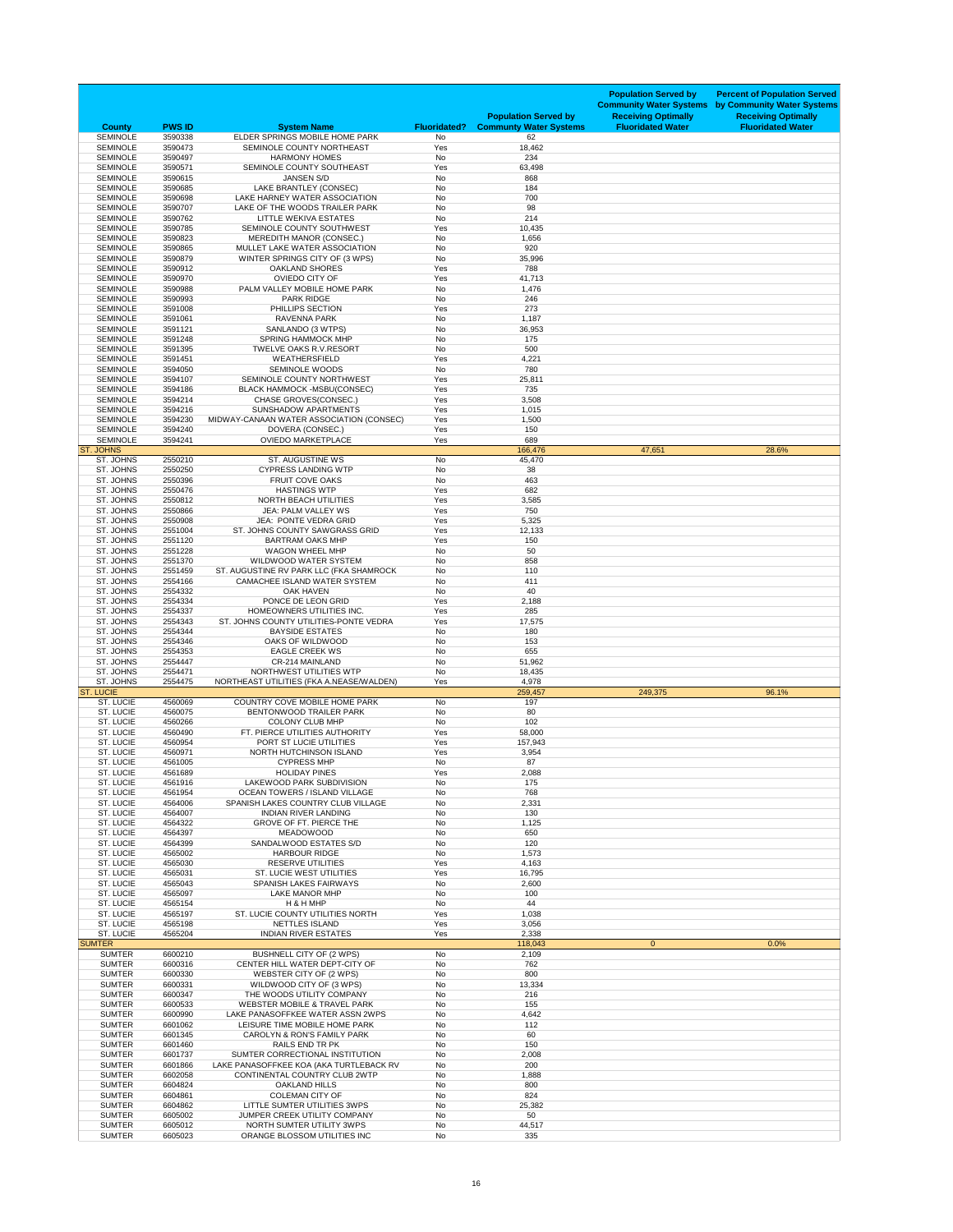| County | PWS ID | System Name | Fluoridated? | Population Served by Communty Water Systems | Population Served by Community Water Systems Receiving Optimally Fluoridated Water | Percent of Population Served by Community Water Systems Receiving Optimally Fluoridated Water |
|---|---|---|---|---|---|---|
| SEMINOLE | 3590338 | ELDER SPRINGS MOBILE HOME PARK | No | 62 | | |
| SEMINOLE | 3590473 | SEMINOLE COUNTY NORTHEAST | Yes | 18,462 | | |
| SEMINOLE | 3590497 | HARMONY HOMES | No | 234 | | |
| SEMINOLE | 3590571 | SEMINOLE COUNTY SOUTHEAST | Yes | 63,498 | | |
| SEMINOLE | 3590615 | JANSEN S/D | No | 868 | | |
| SEMINOLE | 3590685 | LAKE BRANTLEY (CONSEC) | No | 184 | | |
| SEMINOLE | 3590698 | LAKE HARNEY WATER ASSOCIATION | No | 700 | | |
| SEMINOLE | 3590707 | LAKE OF THE WOODS TRAILER PARK | No | 98 | | |
| SEMINOLE | 3590762 | LITTLE WEKIVA ESTATES | No | 214 | | |
| SEMINOLE | 3590785 | SEMINOLE COUNTY SOUTHWEST | Yes | 10,435 | | |
| SEMINOLE | 3590823 | MEREDITH MANOR (CONSEC.) | No | 1,656 | | |
| SEMINOLE | 3590865 | MULLET LAKE WATER ASSOCIATION | No | 920 | | |
| SEMINOLE | 3590879 | WINTER SPRINGS CITY OF (3 WPS) | No | 35,996 | | |
| SEMINOLE | 3590912 | OAKLAND SHORES | Yes | 788 | | |
| SEMINOLE | 3590970 | OVIEDO CITY OF | Yes | 41,713 | | |
| SEMINOLE | 3590988 | PALM VALLEY MOBILE HOME PARK | No | 1,476 | | |
| SEMINOLE | 3590993 | PARK RIDGE | No | 246 | | |
| SEMINOLE | 3591008 | PHILLIPS SECTION | Yes | 273 | | |
| SEMINOLE | 3591061 | RAVENNA PARK | No | 1,187 | | |
| SEMINOLE | 3591121 | SANLANDO (3 WTPS) | No | 36,953 | | |
| SEMINOLE | 3591248 | SPRING HAMMOCK MHP | No | 175 | | |
| SEMINOLE | 3591395 | TWELVE OAKS R.V.RESORT | No | 500 | | |
| SEMINOLE | 3591451 | WEATHERSFIELD | Yes | 4,221 | | |
| SEMINOLE | 3594050 | SEMINOLE WOODS | No | 780 | | |
| SEMINOLE | 3594107 | SEMINOLE COUNTY NORTHWEST | Yes | 25,811 | | |
| SEMINOLE | 3594186 | BLACK HAMMOCK -MSBU(CONSEC) | Yes | 735 | | |
| SEMINOLE | 3594214 | CHASE GROVES(CONSEC.) | Yes | 3,508 | | |
| SEMINOLE | 3594216 | SUNSHADOW APARTMENTS | Yes | 1,015 | | |
| SEMINOLE | 3594230 | MIDWAY-CANAAN WATER ASSOCIATION (CONSEC) | Yes | 1,500 | | |
| SEMINOLE | 3594240 | DOVERA (CONSEC.) | Yes | 150 | | |
| SEMINOLE | 3594241 | OVIEDO MARKETPLACE | Yes | 689 | | |
| ST. JOHNS | | | | 166,476 | 47,651 | 28.6% |
| ST. JOHNS | 2550210 | ST. AUGUSTINE WS | No | 45,470 | | |
| ST. JOHNS | 2550250 | CYPRESS LANDING WTP | No | 38 | | |
| ST. JOHNS | 2550396 | FRUIT COVE OAKS | No | 463 | | |
| ST. JOHNS | 2550476 | HASTINGS WTP | Yes | 682 | | |
| ST. JOHNS | 2550812 | NORTH BEACH UTILITIES | Yes | 3,585 | | |
| ST. JOHNS | 2550866 | JEA: PALM VALLEY WS | Yes | 750 | | |
| ST. JOHNS | 2550908 | JEA: PONTE VEDRA GRID | Yes | 5,325 | | |
| ST. JOHNS | 2551004 | ST. JOHNS COUNTY SAWGRASS GRID | Yes | 12,133 | | |
| ST. JOHNS | 2551120 | BARTRAM OAKS MHP | Yes | 150 | | |
| ST. JOHNS | 2551228 | WAGON WHEEL MHP | No | 50 | | |
| ST. JOHNS | 2551370 | WILDWOOD WATER SYSTEM | No | 858 | | |
| ST. JOHNS | 2551459 | ST. AUGUSTINE RV PARK LLC (FKA SHAMROCK | No | 110 | | |
| ST. JOHNS | 2554166 | CAMACHEE ISLAND WATER SYSTEM | No | 411 | | |
| ST. JOHNS | 2554332 | OAK HAVEN | No | 40 | | |
| ST. JOHNS | 2554334 | PONCE DE LEON GRID | Yes | 2,188 | | |
| ST. JOHNS | 2554337 | HOMEOWNERS UTILITIES INC. | Yes | 285 | | |
| ST. JOHNS | 2554343 | ST. JOHNS COUNTY UTILITIES-PONTE VEDRA | Yes | 17,575 | | |
| ST. JOHNS | 2554344 | BAYSIDE ESTATES | No | 180 | | |
| ST. JOHNS | 2554346 | OAKS OF WILDWOOD | No | 153 | | |
| ST. JOHNS | 2554353 | EAGLE CREEK WS | No | 655 | | |
| ST. JOHNS | 2554447 | CR-214 MAINLAND | No | 51,962 | | |
| ST. JOHNS | 2554471 | NORTHWEST UTILITIES WTP | No | 18,435 | | |
| ST. JOHNS | 2554475 | NORTHEAST UTILITIES (FKA A.NEASE/WALDEN) | Yes | 4,978 | | |
| ST. LUCIE | | | | 259,457 | 249,375 | 96.1% |
| ST. LUCIE | 4560069 | COUNTRY COVE MOBILE HOME PARK | No | 197 | | |
| ST. LUCIE | 4560075 | BENTONWOOD TRAILER PARK | No | 80 | | |
| ST. LUCIE | 4560266 | COLONY CLUB MHP | No | 102 | | |
| ST. LUCIE | 4560490 | FT. PIERCE UTILITIES AUTHORITY | Yes | 58,000 | | |
| ST. LUCIE | 4560954 | PORT ST LUCIE UTILITIES | Yes | 157,943 | | |
| ST. LUCIE | 4560971 | NORTH HUTCHINSON ISLAND | Yes | 3,954 | | |
| ST. LUCIE | 4561005 | CYPRESS MHP | No | 87 | | |
| ST. LUCIE | 4561689 | HOLIDAY PINES | Yes | 2,088 | | |
| ST. LUCIE | 4561916 | LAKEWOOD PARK SUBDIVISION | No | 175 | | |
| ST. LUCIE | 4561954 | OCEAN TOWERS / ISLAND VILLAGE | No | 768 | | |
| ST. LUCIE | 4564006 | SPANISH LAKES COUNTRY CLUB VILLAGE | No | 2,331 | | |
| ST. LUCIE | 4564007 | INDIAN RIVER LANDING | No | 130 | | |
| ST. LUCIE | 4564322 | GROVE OF FT. PIERCE THE | No | 1,125 | | |
| ST. LUCIE | 4564397 | MEADOWOOD | No | 650 | | |
| ST. LUCIE | 4564399 | SANDALWOOD ESTATES S/D | No | 120 | | |
| ST. LUCIE | 4565002 | HARBOUR RIDGE | No | 1,573 | | |
| ST. LUCIE | 4565030 | RESERVE UTILITIES | Yes | 4,163 | | |
| ST. LUCIE | 4565031 | ST. LUCIE WEST UTILITIES | Yes | 16,795 | | |
| ST. LUCIE | 4565043 | SPANISH LAKES FAIRWAYS | No | 2,600 | | |
| ST. LUCIE | 4565097 | LAKE MANOR MHP | No | 100 | | |
| ST. LUCIE | 4565154 | H & H MHP | No | 44 | | |
| ST. LUCIE | 4565197 | ST. LUCIE COUNTY UTILITIES NORTH | Yes | 1,038 | | |
| ST. LUCIE | 4565198 | NETTLES ISLAND | Yes | 3,056 | | |
| ST. LUCIE | 4565204 | INDIAN RIVER ESTATES | Yes | 2,338 | | |
| SUMTER | | | | 118,043 | 0 | 0.0% |
| SUMTER | 6600210 | BUSHNELL CITY OF (2 WPS) | No | 2,109 | | |
| SUMTER | 6600316 | CENTER HILL WATER DEPT-CITY OF | No | 762 | | |
| SUMTER | 6600330 | WEBSTER CITY OF (2 WPS) | No | 800 | | |
| SUMTER | 6600331 | WILDWOOD CITY OF (3 WPS) | No | 13,334 | | |
| SUMTER | 6600347 | THE WOODS UTILITY COMPANY | No | 216 | | |
| SUMTER | 6600533 | WEBSTER MOBILE & TRAVEL PARK | No | 155 | | |
| SUMTER | 6600990 | LAKE PANASOFFKEE WATER ASSN 2WPS | No | 4,642 | | |
| SUMTER | 6601062 | LEISURE TIME MOBILE HOME PARK | No | 112 | | |
| SUMTER | 6601345 | CAROLYN & RON'S FAMILY PARK | No | 60 | | |
| SUMTER | 6601460 | RAILS END TR PK | No | 150 | | |
| SUMTER | 6601737 | SUMTER CORRECTIONAL INSTITUTION | No | 2,008 | | |
| SUMTER | 6601866 | LAKE PANASOFFKEE KOA (AKA TURTLEBACK RV | No | 200 | | |
| SUMTER | 6602058 | CONTINENTAL COUNTRY CLUB 2WTP | No | 1,888 | | |
| SUMTER | 6604824 | OAKLAND HILLS | No | 800 | | |
| SUMTER | 6604861 | COLEMAN CITY OF | No | 824 | | |
| SUMTER | 6604862 | LITTLE SUMTER UTILITIES 3WPS | No | 25,382 | | |
| SUMTER | 6605002 | JUMPER CREEK UTILITY COMPANY | No | 50 | | |
| SUMTER | 6605012 | NORTH SUMTER UTILITY 3WPS | No | 44,517 | | |
| SUMTER | 6605023 | ORANGE BLOSSOM UTILITIES INC | No | 335 | | |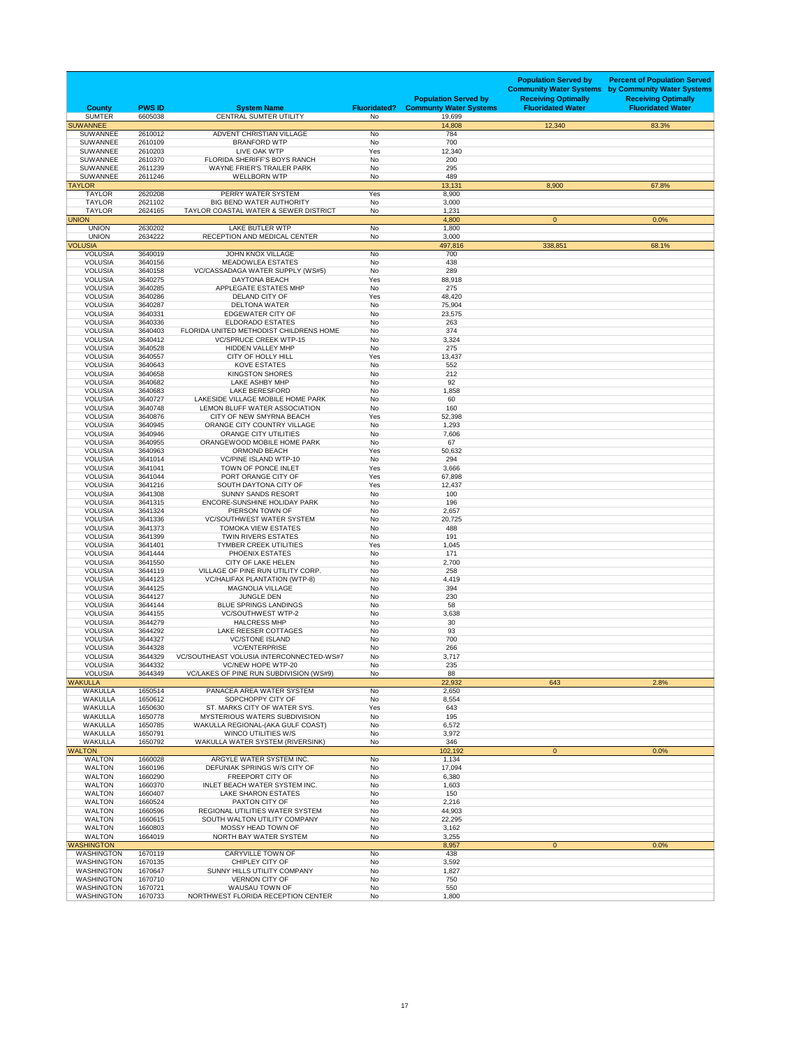| County | PWS ID | System Name | Fluoridated? | Population Served by Community Water Systems | Population Served by Community Water Systems Receiving Optimally Fluoridated Water | Percent of Population Served by Community Water Systems Receiving Optimally Fluoridated Water |
|---|---|---|---|---|---|---|
| SUMTER | 6605038 | CENTRAL SUMTER UTILITY | No | 19,699 | | |
| SUWANNEE | | | | 14,808 | 12,340 | 83.3% |
| SUWANNEE | 2610012 | ADVENT CHRISTIAN VILLAGE | No | 784 | | |
| SUWANNEE | 2610109 | BRANFORD WTP | No | 700 | | |
| SUWANNEE | 2610203 | LIVE OAK WTP | Yes | 12,340 | | |
| SUWANNEE | 2610370 | FLORIDA SHERIFF'S BOYS RANCH | No | 200 | | |
| SUWANNEE | 2611239 | WAYNE FRIER'S TRAILER PARK | No | 295 | | |
| SUWANNEE | 2611246 | WELLBORN WTP | No | 489 | | |
| TAYLOR | | | | 13,131 | 8,900 | 67.8% |
| TAYLOR | 2620208 | PERRY WATER SYSTEM | Yes | 8,900 | | |
| TAYLOR | 2621102 | BIG BEND WATER AUTHORITY | No | 3,000 | | |
| TAYLOR | 2624165 | TAYLOR COASTAL WATER & SEWER DISTRICT | No | 1,231 | | |
| UNION | | | | 4,800 | 0 | 0.0% |
| UNION | 2630202 | LAKE BUTLER WTP | No | 1,800 | | |
| UNION | 2634222 | RECEPTION AND MEDICAL CENTER | No | 3,000 | | |
| VOLUSIA | | | | 497,816 | 338,851 | 68.1% |
| VOLUSIA | 3640019 | JOHN KNOX VILLAGE | No | 700 | | |
| VOLUSIA | 3640156 | MEADOWLEA ESTATES | No | 438 | | |
| VOLUSIA | 3640158 | VC/CASSADAGA WATER SUPPLY (WS#5) | No | 289 | | |
| VOLUSIA | 3640275 | DAYTONA BEACH | Yes | 88,918 | | |
| VOLUSIA | 3640285 | APPLEGATE ESTATES MHP | No | 275 | | |
| VOLUSIA | 3640286 | DELAND CITY OF | Yes | 48,420 | | |
| VOLUSIA | 3640287 | DELTONA WATER | No | 75,904 | | |
| VOLUSIA | 3640331 | EDGEWATER CITY OF | No | 23,575 | | |
| VOLUSIA | 3640336 | ELDORADO ESTATES | No | 263 | | |
| VOLUSIA | 3640403 | FLORIDA UNITED METHODIST CHILDRENS HOME | No | 374 | | |
| VOLUSIA | 3640412 | VC/SPRUCE CREEK WTP-15 | No | 3,324 | | |
| VOLUSIA | 3640528 | HIDDEN VALLEY MHP | No | 275 | | |
| VOLUSIA | 3640557 | CITY OF HOLLY HILL | Yes | 13,437 | | |
| VOLUSIA | 3640643 | KOVE ESTATES | No | 552 | | |
| VOLUSIA | 3640658 | KINGSTON SHORES | No | 212 | | |
| VOLUSIA | 3640682 | LAKE ASHBY MHP | No | 92 | | |
| VOLUSIA | 3640683 | LAKE BERESFORD | No | 1,858 | | |
| VOLUSIA | 3640727 | LAKESIDE VILLAGE MOBILE HOME PARK | No | 60 | | |
| VOLUSIA | 3640748 | LEMON BLUFF WATER ASSOCIATION | No | 160 | | |
| VOLUSIA | 3640876 | CITY OF NEW SMYRNA BEACH | Yes | 52,398 | | |
| VOLUSIA | 3640945 | ORANGE CITY COUNTRY VILLAGE | No | 1,293 | | |
| VOLUSIA | 3640946 | ORANGE CITY UTILITIES | No | 7,606 | | |
| VOLUSIA | 3640955 | ORANGEWOOD MOBILE HOME PARK | No | 67 | | |
| VOLUSIA | 3640963 | ORMOND BEACH | Yes | 50,632 | | |
| VOLUSIA | 3641014 | VC/PINE ISLAND WTP-10 | No | 294 | | |
| VOLUSIA | 3641041 | TOWN OF PONCE INLET | Yes | 3,666 | | |
| VOLUSIA | 3641044 | PORT ORANGE CITY OF | Yes | 67,898 | | |
| VOLUSIA | 3641216 | SOUTH DAYTONA CITY OF | Yes | 12,437 | | |
| VOLUSIA | 3641308 | SUNNY SANDS RESORT | No | 100 | | |
| VOLUSIA | 3641315 | ENCORE-SUNSHINE HOLIDAY PARK | No | 196 | | |
| VOLUSIA | 3641324 | PIERSON TOWN OF | No | 2,657 | | |
| VOLUSIA | 3641336 | VC/SOUTHWEST WATER SYSTEM | No | 20,725 | | |
| VOLUSIA | 3641373 | TOMOKA VIEW ESTATES | No | 488 | | |
| VOLUSIA | 3641399 | TWIN RIVERS ESTATES | No | 191 | | |
| VOLUSIA | 3641401 | TYMBER CREEK UTILITIES | Yes | 1,045 | | |
| VOLUSIA | 3641444 | PHOENIX ESTATES | No | 171 | | |
| VOLUSIA | 3641550 | CITY OF LAKE HELEN | No | 2,700 | | |
| VOLUSIA | 3644119 | VILLAGE OF PINE RUN UTILITY CORP. | No | 258 | | |
| VOLUSIA | 3644123 | VC/HALIFAX PLANTATION (WTP-8) | No | 4,419 | | |
| VOLUSIA | 3644125 | MAGNOLIA VILLAGE | No | 394 | | |
| VOLUSIA | 3644127 | JUNGLE DEN | No | 230 | | |
| VOLUSIA | 3644144 | BLUE SPRINGS LANDINGS | No | 58 | | |
| VOLUSIA | 3644155 | VC/SOUTHWEST WTP-2 | No | 3,638 | | |
| VOLUSIA | 3644279 | HALCRESS MHP | No | 30 | | |
| VOLUSIA | 3644292 | LAKE REESER COTTAGES | No | 93 | | |
| VOLUSIA | 3644327 | VC/STONE ISLAND | No | 700 | | |
| VOLUSIA | 3644328 | VC/ENTERPRISE | No | 266 | | |
| VOLUSIA | 3644329 | VC/SOUTHEAST VOLUSIA INTERCONNECTED-WS#7 | No | 3,717 | | |
| VOLUSIA | 3644332 | VC/NEW HOPE WTP-20 | No | 235 | | |
| VOLUSIA | 3644349 | VC/LAKES OF PINE RUN SUBDIVISION (WS#9) | No | 88 | | |
| WAKULLA | | | | 22,932 | 643 | 2.8% |
| WAKULLA | 1650514 | PANACEA AREA WATER SYSTEM | No | 2,650 | | |
| WAKULLA | 1650612 | SOPCHOPPY CITY OF | No | 8,554 | | |
| WAKULLA | 1650630 | ST. MARKS CITY OF WATER SYS. | Yes | 643 | | |
| WAKULLA | 1650778 | MYSTERIOUS WATERS SUBDIVISION | No | 195 | | |
| WAKULLA | 1650785 | WAKULLA REGIONAL-(AKA GULF COAST) | No | 6,572 | | |
| WAKULLA | 1650791 | WINCO UTILITIES W/S | No | 3,972 | | |
| WAKULLA | 1650792 | WAKULLA WATER SYSTEM (RIVERSINK) | No | 346 | | |
| WALTON | | | | 102,192 | 0 | 0.0% |
| WALTON | 1660028 | ARGYLE WATER SYSTEM INC. | No | 1,134 | | |
| WALTON | 1660196 | DEFUNIAK SPRINGS W/S CITY OF | No | 17,094 | | |
| WALTON | 1660290 | FREEPORT CITY OF | No | 6,380 | | |
| WALTON | 1660370 | INLET BEACH WATER SYSTEM INC. | No | 1,603 | | |
| WALTON | 1660407 | LAKE SHARON ESTATES | No | 150 | | |
| WALTON | 1660524 | PAXTON CITY OF | No | 2,216 | | |
| WALTON | 1660596 | REGIONAL UTILITIES WATER SYSTEM | No | 44,903 | | |
| WALTON | 1660615 | SOUTH WALTON UTILITY COMPANY | No | 22,295 | | |
| WALTON | 1660803 | MOSSY HEAD TOWN OF | No | 3,162 | | |
| WALTON | 1664019 | NORTH BAY WATER SYSTEM | No | 3,255 | | |
| WASHINGTON | | | | 8,957 | 0 | 0.0% |
| WASHINGTON | 1670119 | CARYVILLE TOWN OF | No | 438 | | |
| WASHINGTON | 1670135 | CHIPLEY CITY OF | No | 3,592 | | |
| WASHINGTON | 1670647 | SUNNY HILLS UTILITY COMPANY | No | 1,827 | | |
| WASHINGTON | 1670710 | VERNON CITY OF | No | 750 | | |
| WASHINGTON | 1670721 | WAUSAU TOWN OF | No | 550 | | |
| WASHINGTON | 1670733 | NORTHWEST FLORIDA RECEPTION CENTER | No | 1,800 | | |